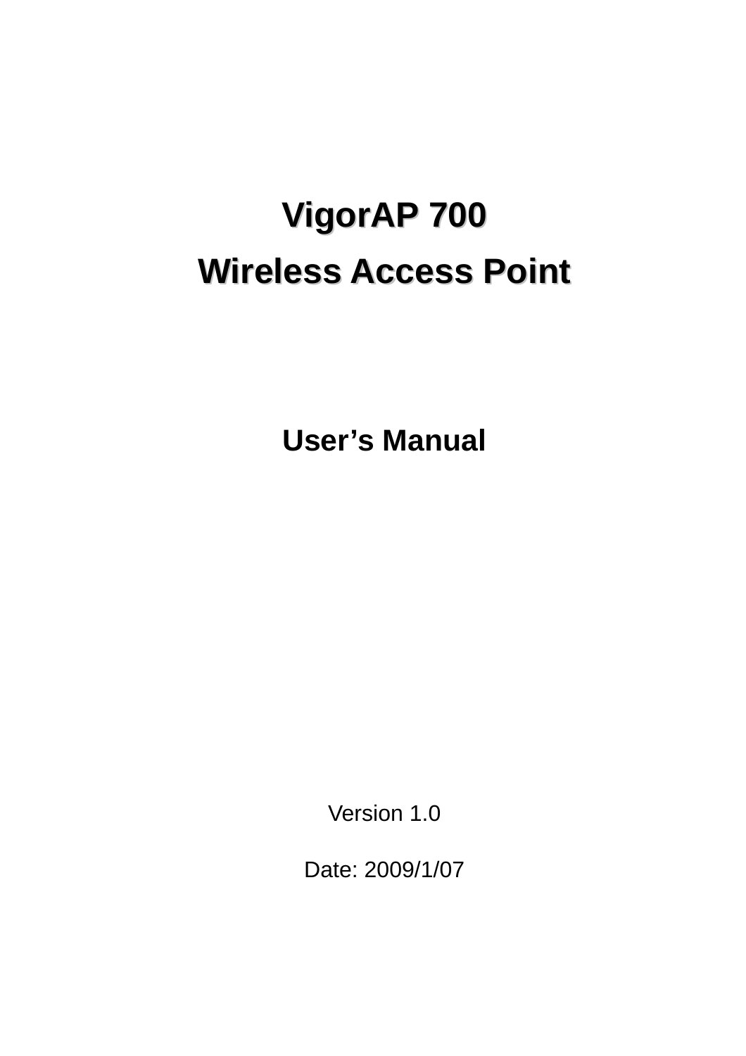# VigorAP 700

# Wireless Access Point

## User's Manual

Version 1.0

Date: 2009/1/07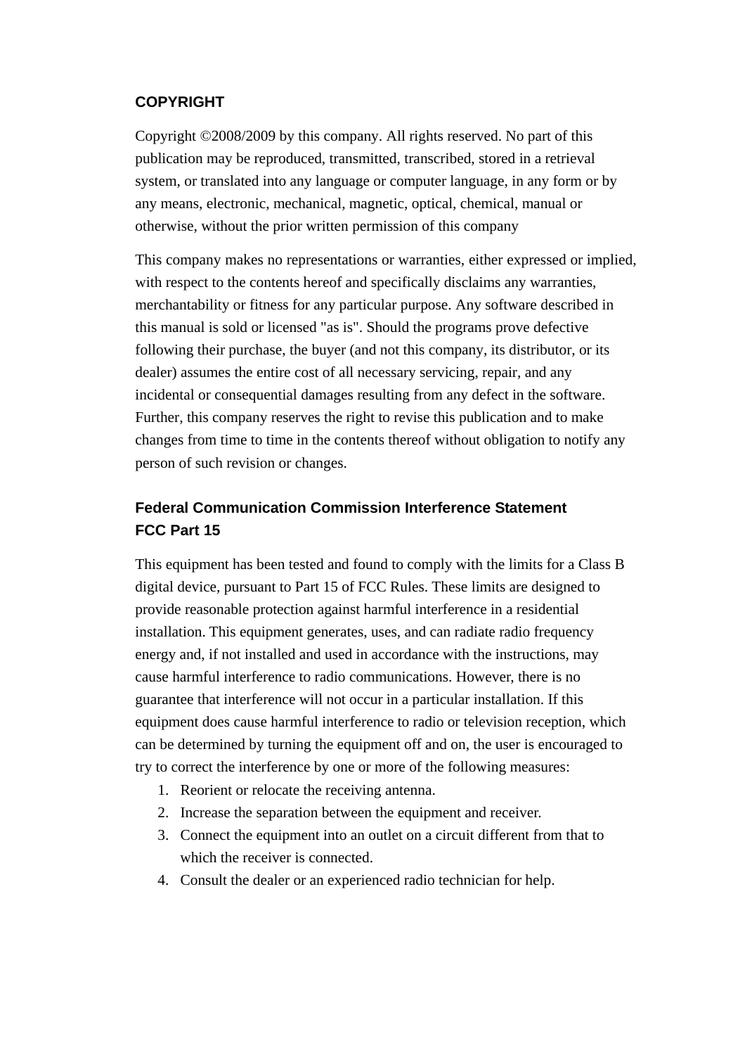## COPYRIGHT

Copyright ©2008/2009 by this company. All rights reserved. No part of this publication may be reproduced, transmitted, transcribed, stored in a retrieval system, or translated into any language or computer language, in any form or by any means, electronic, mechanical, magnetic, optical, chemical, manual or otherwise, without the prior written permission of this company

This company makes no representations or warranties, either expressed or implied, with respect to the contents hereof and specifically disclaims any warranties, merchantability or fitness for any particular purpose. Any software described in this manual is sold or licensed "as is". Should the programs prove defective following their purchase, the buyer (and not this company, its distributor, or its dealer) assumes the entire cost of all necessary servicing, repair, and any incidental or consequential damages resulting from any defect in the software. Further, this company reserves the right to revise this publication and to make changes from time to time in the contents thereof without obligation to notify any person of such revision or changes.

## Federal Communication Commission Interference Statement FCC Part 15

This equipment has been tested and found to comply with the limits for a Class B digital device, pursuant to Part 15 of FCC Rules. These limits are designed to provide reasonable protection against harmful interference in a residential installation. This equipment generates, uses, and can radiate radio frequency energy and, if not installed and used in accordance with the instructions, may cause harmful interference to radio communications. However, there is no guarantee that interference will not occur in a particular installation. If this equipment does cause harmful interference to radio or television reception, which can be determined by turning the equipment off and on, the user is encouraged to try to correct the interference by one or more of the following measures:

1. Reorient or relocate the receiving antenna.
2. Increase the separation between the equipment and receiver.
3. Connect the equipment into an outlet on a circuit different from that to which the receiver is connected.
4. Consult the dealer or an experienced radio technician for help.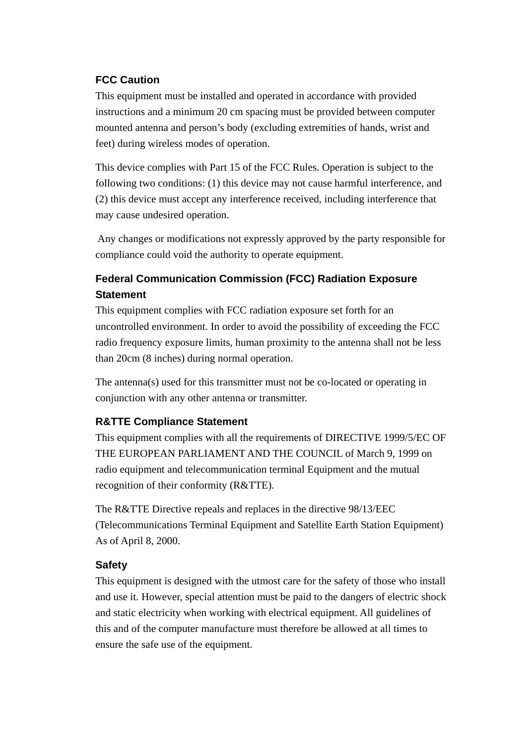### FCC Caution

This equipment must be installed and operated in accordance with provided instructions and a minimum 20 cm spacing must be provided between computer mounted antenna and person’s body (excluding extremities of hands, wrist and feet) during wireless modes of operation.

This device complies with Part 15 of the FCC Rules. Operation is subject to the following two conditions: (1) this device may not cause harmful interference, and (2) this device must accept any interference received, including interference that may cause undesired operation.

Any changes or modifications not expressly approved by the party responsible for compliance could void the authority to operate equipment.

### Federal Communication Commission (FCC) Radiation Exposure Statement

This equipment complies with FCC radiation exposure set forth for an uncontrolled environment. In order to avoid the possibility of exceeding the FCC radio frequency exposure limits, human proximity to the antenna shall not be less than 20cm (8 inches) during normal operation.

The antenna(s) used for this transmitter must not be co-located or operating in conjunction with any other antenna or transmitter.

### R&TTE Compliance Statement

This equipment complies with all the requirements of DIRECTIVE 1999/5/EC OF THE EUROPEAN PARLIAMENT AND THE COUNCIL of March 9, 1999 on radio equipment and telecommunication terminal Equipment and the mutual recognition of their conformity (R&TTE).

The R&TTE Directive repeals and replaces in the directive 98/13/EEC (Telecommunications Terminal Equipment and Satellite Earth Station Equipment) As of April 8, 2000.

### Safety

This equipment is designed with the utmost care for the safety of those who install and use it. However, special attention must be paid to the dangers of electric shock and static electricity when working with electrical equipment. All guidelines of this and of the computer manufacture must therefore be allowed at all times to ensure the safe use of the equipment.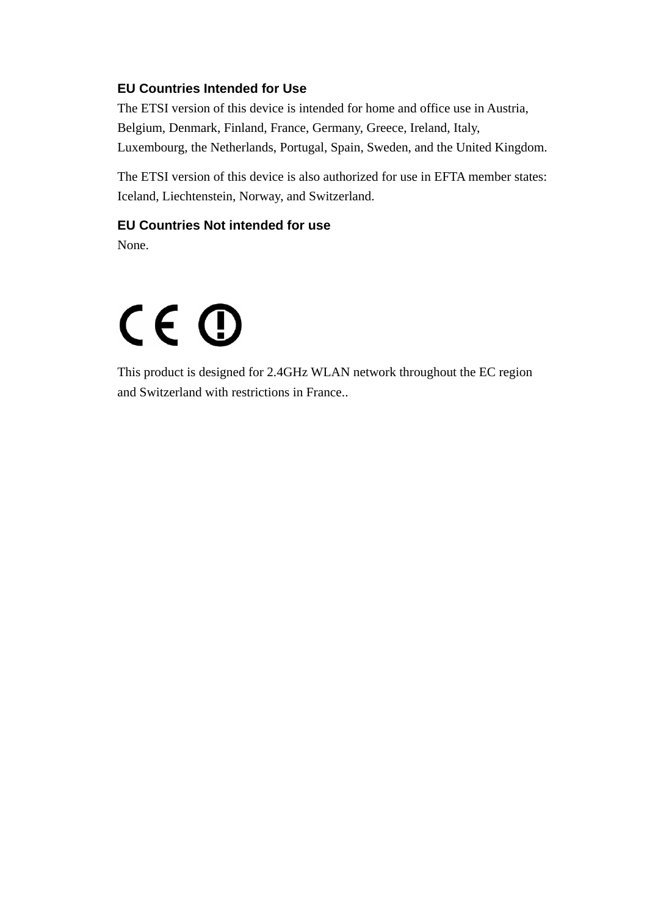### EU Countries Intended for Use

The ETSI version of this device is intended for home and office use in Austria, Belgium, Denmark, Finland, France, Germany, Greece, Ireland, Italy, Luxembourg, the Netherlands, Portugal, Spain, Sweden, and the United Kingdom.

The ETSI version of this device is also authorized for use in EFTA member states: Iceland, Liechtenstein, Norway, and Switzerland.

### EU Countries Not intended for use

None.

This product is designed for 2.4GHz WLAN network throughout the EC region and Switzerland with restrictions in France..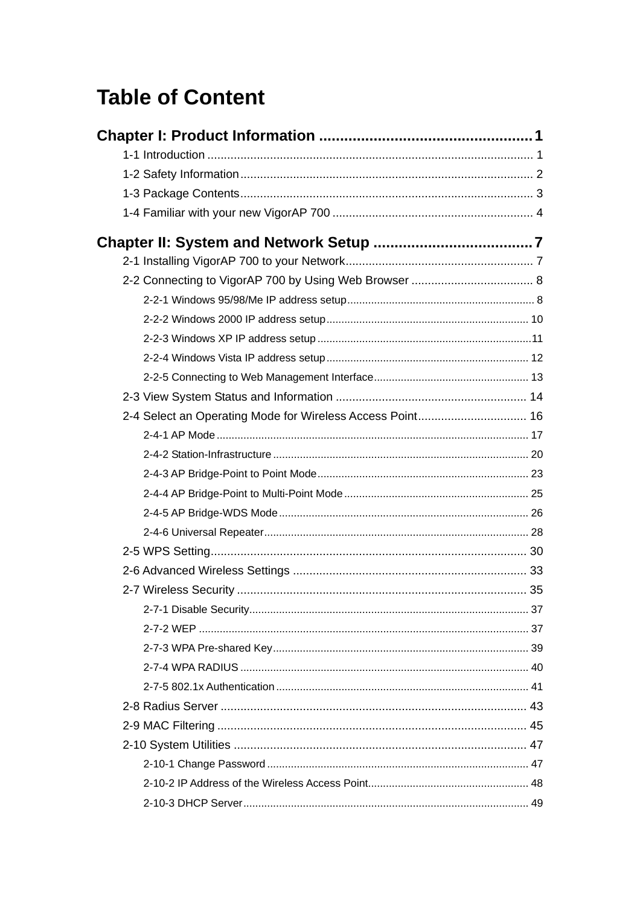# Table of Content

**Chapter I: Product Information ....................................................1**

1-1 Introduction .................................................................................................. 1

1-2 Safety Information......................................................................................... 2

1-3 Package Contents......................................................................................... 3

1-4 Familiar with your new VigorAP 700 ............................................................. 4

**Chapter II: System and Network Setup ......................................7**

2-1 Installing VigorAP 700 to your Network......................................................... 7

2-2 Connecting to VigorAP 700 by Using Web Browser ..................................... 8

2-2-1 Windows 95/98/Me IP address setup.............................................................. 8

2-2-2 Windows 2000 IP address setup................................................................... 10

2-2-3 Windows XP IP address setup.......................................................................11

2-2-4 Windows Vista IP address setup................................................................... 12

2-2-5 Connecting to Web Management Interface................................................... 13

2-3 View System Status and Information .......................................................... 14

2-4 Select an Operating Mode for Wireless Access Point................................. 16

2-4-1 AP Mode....................................................................................................... 17

2-4-2 Station-Infrastructure .................................................................................... 20

2-4-3 AP Bridge-Point to Point Mode...................................................................... 23

2-4-4 AP Bridge-Point to Multi-Point Mode............................................................. 25

2-4-5 AP Bridge-WDS Mode................................................................................... 26

2-4-6 Universal Repeater........................................................................................ 28

2-5 WPS Setting................................................................................................ 30

2-6 Advanced Wireless Settings ....................................................................... 33

2-7 Wireless Security ........................................................................................ 35

2-7-1 Disable Security............................................................................................ 37

2-7-2 WEP ............................................................................................................. 37

2-7-3 WPA Pre-shared Key..................................................................................... 39

2-7-4 WPA RADIUS ............................................................................................... 40

2-7-5 802.1x Authentication.................................................................................... 41

2-8 Radius Server ............................................................................................. 43

2-9 MAC Filtering .............................................................................................. 45

2-10 System Utilities ......................................................................................... 47

2-10-1 Change Password....................................................................................... 47

2-10-2 IP Address of the Wireless Access Point...................................................... 48

2-10-3 DHCP Server............................................................................................... 49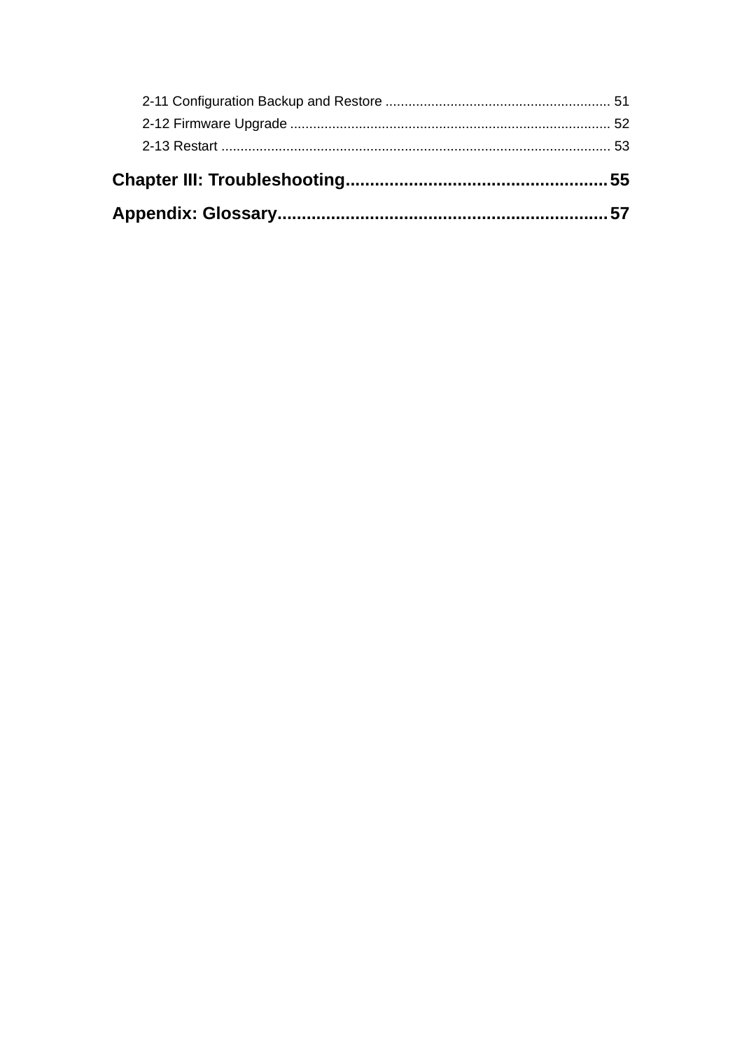2-11 Configuration Backup and Restore .......................................................... 51

2-12 Firmware Upgrade ................................................................................... 52

2-13 Restart ..................................................................................................... 53

**Chapter III: Troubleshooting...................................................... 55**

**Appendix: Glossary.................................................................... 57**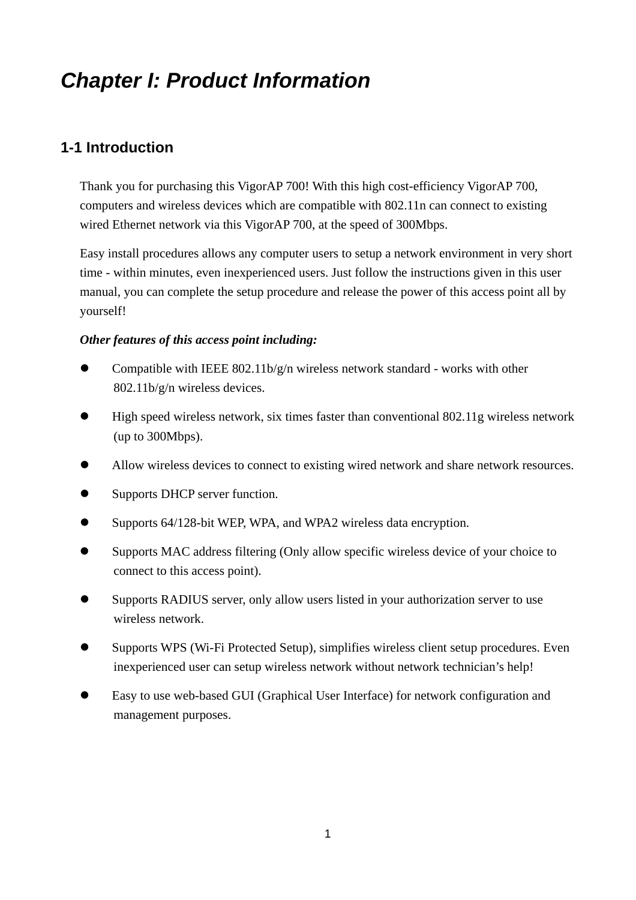# *Chapter I: Product Information*

## 1-1 Introduction

Thank you for purchasing this VigorAP 700! With this high cost-efficiency VigorAP 700, computers and wireless devices which are compatible with 802.11n can connect to existing wired Ethernet network via this VigorAP 700, at the speed of 300Mbps.

Easy install procedures allows any computer users to setup a network environment in very short time - within minutes, even inexperienced users. Just follow the instructions given in this user manual, you can complete the setup procedure and release the power of this access point all by yourself!

***Other features of this access point including:***

- Compatible with IEEE 802.11b/g/n wireless network standard - works with other 802.11b/g/n wireless devices.
- High speed wireless network, six times faster than conventional 802.11g wireless network (up to 300Mbps).
- Allow wireless devices to connect to existing wired network and share network resources.
- Supports DHCP server function.
- Supports 64/128-bit WEP, WPA, and WPA2 wireless data encryption.
- Supports MAC address filtering (Only allow specific wireless device of your choice to connect to this access point).
- Supports RADIUS server, only allow users listed in your authorization server to use wireless network.
- Supports WPS (Wi-Fi Protected Setup), simplifies wireless client setup procedures. Even inexperienced user can setup wireless network without network technician's help!
- Easy to use web-based GUI (Graphical User Interface) for network configuration and management purposes.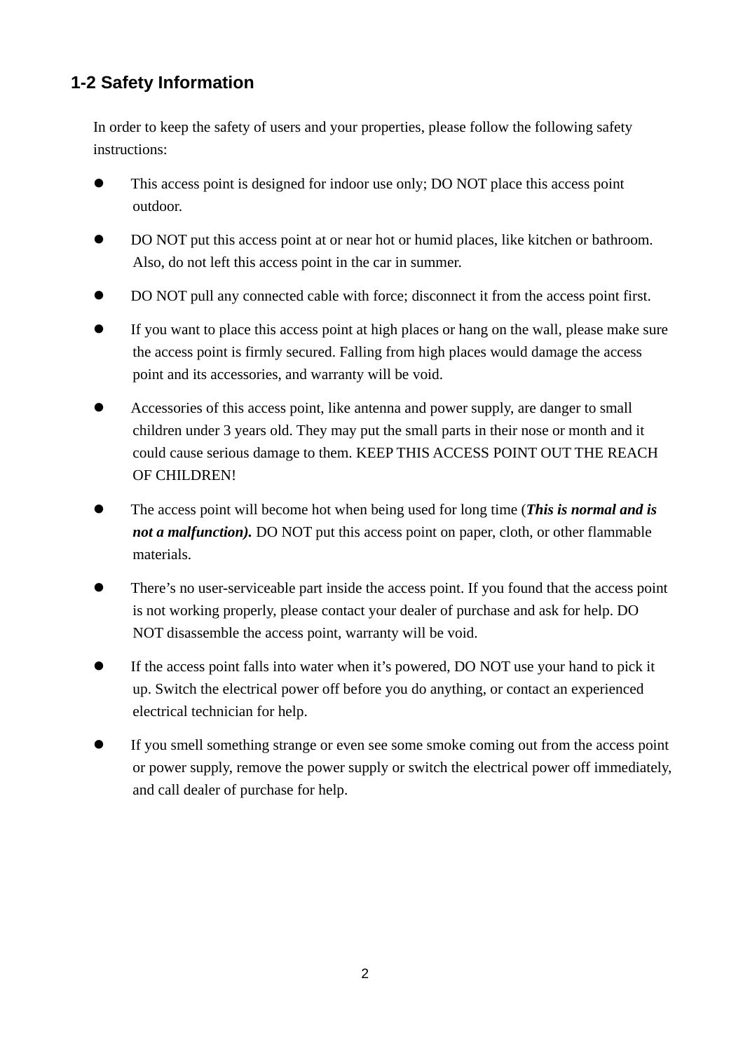## 1-2 Safety Information

In order to keep the safety of users and your properties, please follow the following safety instructions:

- This access point is designed for indoor use only; DO NOT place this access point outdoor.
- DO NOT put this access point at or near hot or humid places, like kitchen or bathroom. Also, do not left this access point in the car in summer.
- DO NOT pull any connected cable with force; disconnect it from the access point first.
- If you want to place this access point at high places or hang on the wall, please make sure the access point is firmly secured. Falling from high places would damage the access point and its accessories, and warranty will be void.
- Accessories of this access point, like antenna and power supply, are danger to small children under 3 years old. They may put the small parts in their nose or month and it could cause serious damage to them. KEEP THIS ACCESS POINT OUT THE REACH OF CHILDREN!
- The access point will become hot when being used for long time (***This is normal and is not a malfunction).*** DO NOT put this access point on paper, cloth, or other flammable materials.
- There's no user-serviceable part inside the access point. If you found that the access point is not working properly, please contact your dealer of purchase and ask for help. DO NOT disassemble the access point, warranty will be void.
- If the access point falls into water when it's powered, DO NOT use your hand to pick it up. Switch the electrical power off before you do anything, or contact an experienced electrical technician for help.
- If you smell something strange or even see some smoke coming out from the access point or power supply, remove the power supply or switch the electrical power off immediately, and call dealer of purchase for help.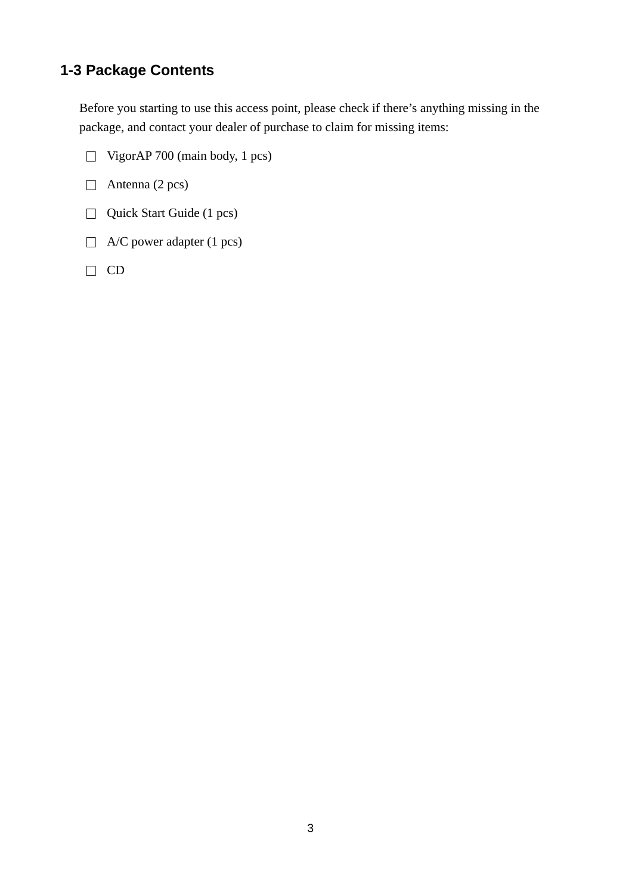## 1-3 Package Contents

Before you starting to use this access point, please check if there’s anything missing in the package, and contact your dealer of purchase to claim for missing items:

- □ VigorAP 700 (main body, 1 pcs)
- □ Antenna (2 pcs)
- □ Quick Start Guide (1 pcs)
- □ A/C power adapter (1 pcs)
- □ CD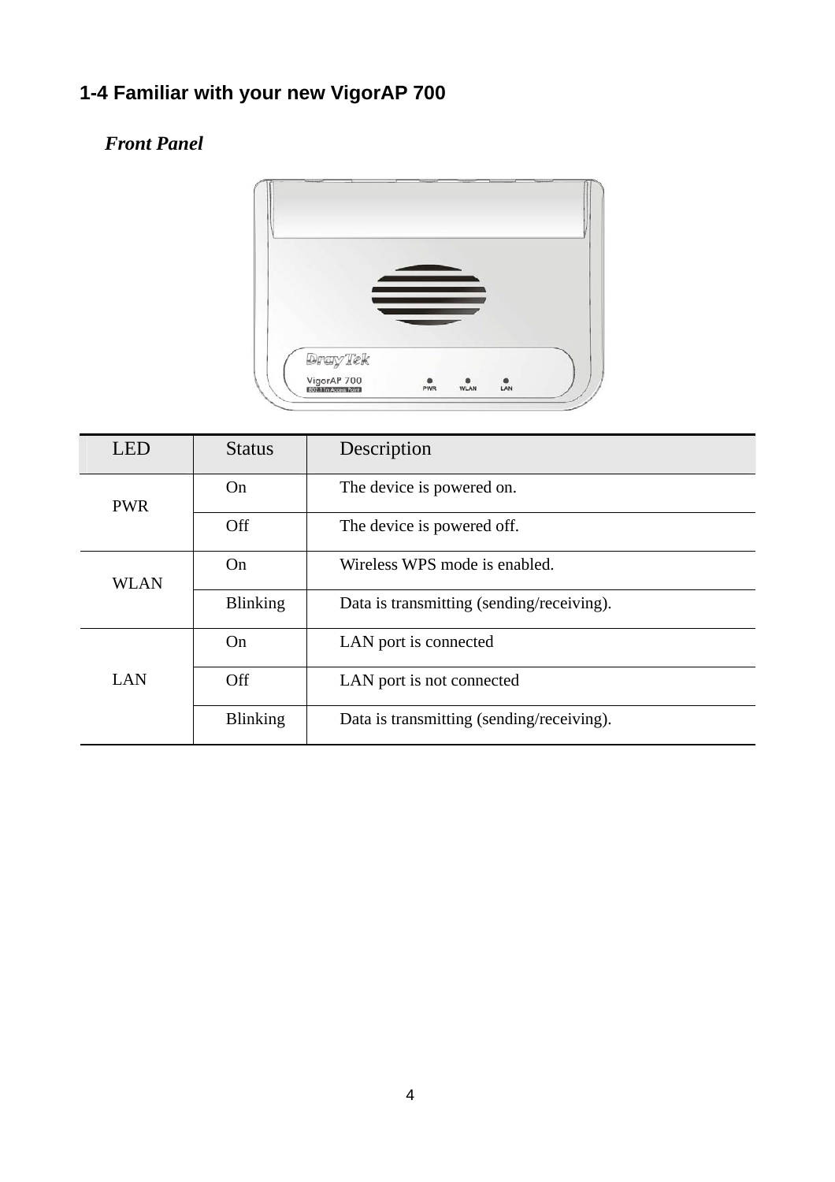## 1-4 Familiar with your new VigorAP 700

### *Front Panel*

| LED | Status | Description |
|---|---|---|
| PWR | On | The device is powered on. |
| | Off | The device is powered off. |
| WLAN | On | Wireless WPS mode is enabled. |
| | Blinking | Data is transmitting (sending/receiving). |
| LAN | On | LAN port is connected |
| | Off | LAN port is not connected |
| | Blinking | Data is transmitting (sending/receiving). |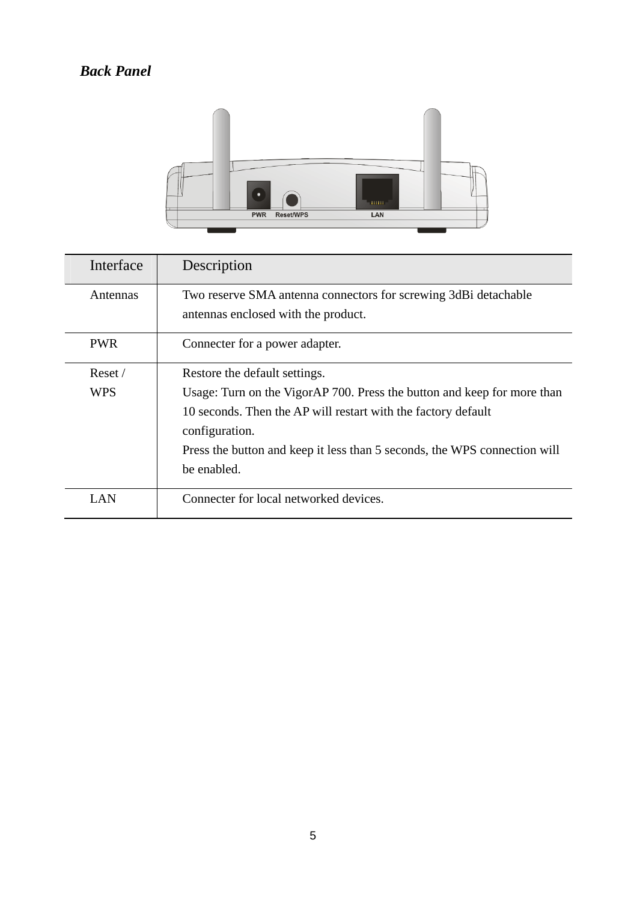### *Back Panel*

| Interface | Description |
|---|---|
| Antennas | Two reserve SMA antenna connectors for screwing 3dBi detachable antennas enclosed with the product. |
| PWR | Connecter for a power adapter. |
| Reset / WPS | Restore the default settings.<br>Usage: Turn on the VigorAP 700. Press the button and keep for more than 10 seconds. Then the AP will restart with the factory default configuration.<br>Press the button and keep it less than 5 seconds, the WPS connection will be enabled. |
| LAN | Connecter for local networked devices. |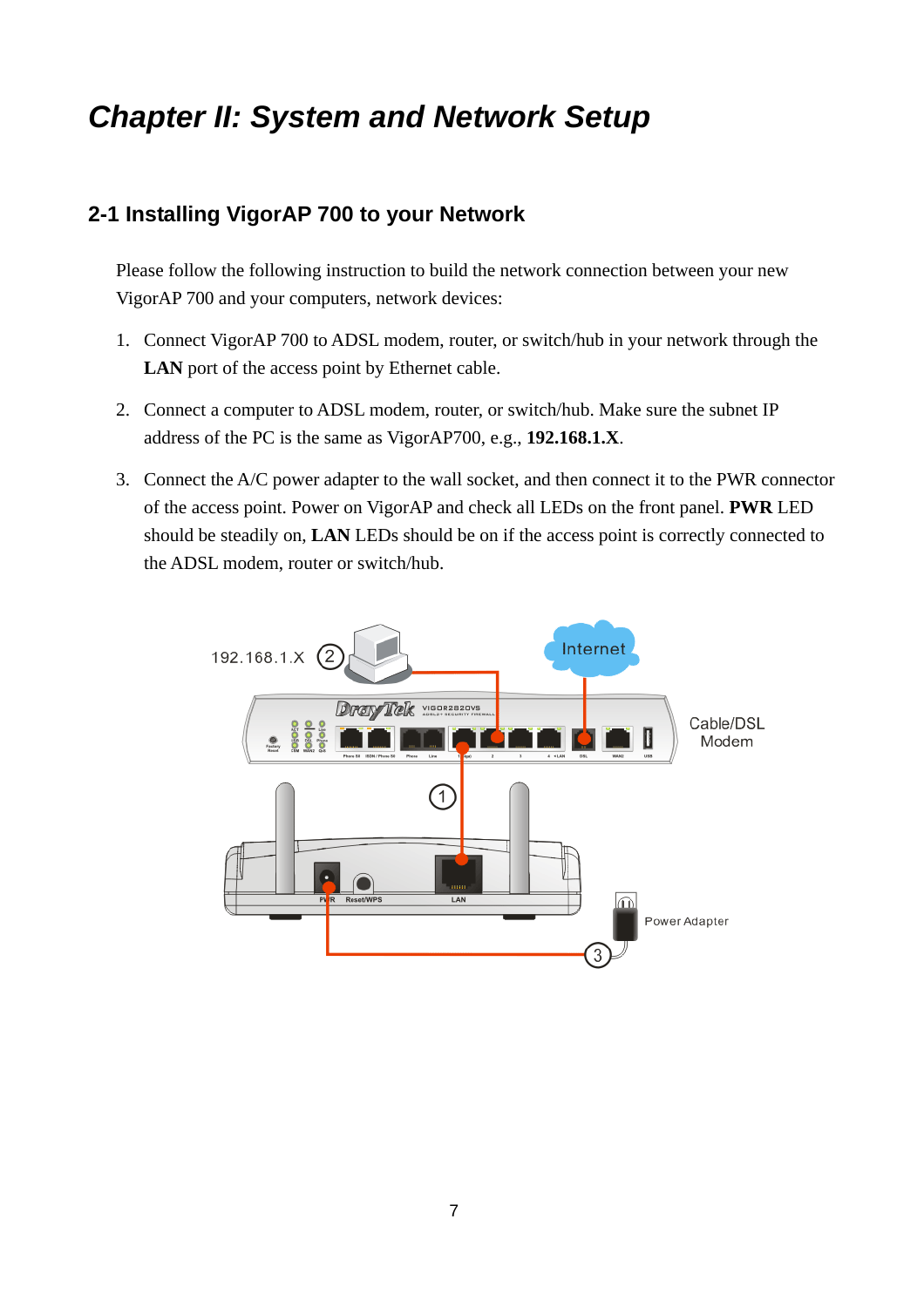# Chapter II: System and Network Setup

## 2-1 Installing VigorAP 700 to your Network

Please follow the following instruction to build the network connection between your new VigorAP 700 and your computers, network devices:

1. Connect VigorAP 700 to ADSL modem, router, or switch/hub in your network through the **LAN** port of the access point by Ethernet cable.

2. Connect a computer to ADSL modem, router, or switch/hub. Make sure the subnet IP address of the PC is the same as VigorAP700, e.g., **192.168.1.X**.

3. Connect the A/C power adapter to the wall socket, and then connect it to the PWR connector of the access point. Power on VigorAP and check all LEDs on the front panel. **PWR** LED should be steadily on, **LAN** LEDs should be on if the access point is correctly connected to the ADSL modem, router or switch/hub.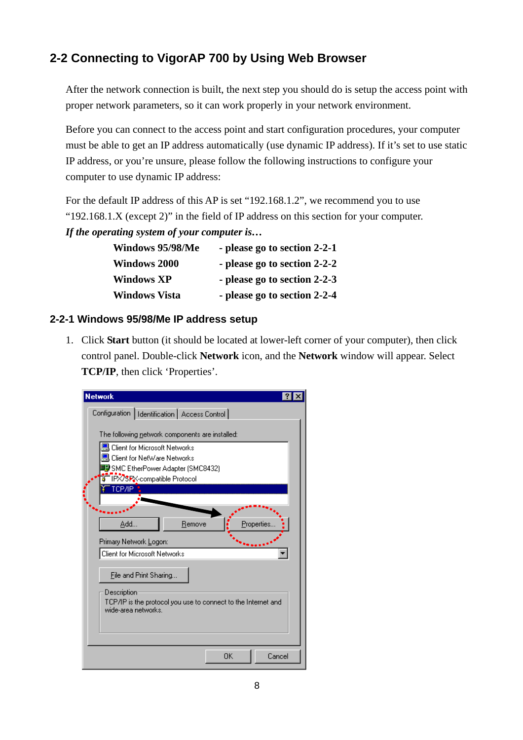## 2-2 Connecting to VigorAP 700 by Using Web Browser

After the network connection is built, the next step you should do is setup the access point with proper network parameters, so it can work properly in your network environment.

Before you can connect to the access point and start configuration procedures, your computer must be able to get an IP address automatically (use dynamic IP address). If it's set to use static IP address, or you're unsure, please follow the following instructions to configure your computer to use dynamic IP address:

For the default IP address of this AP is set "192.168.1.2", we recommend you to use "192.168.1.X (except 2)" in the field of IP address on this section for your computer.

***If the operating system of your computer is…***

| | |
|---|---|
| **Windows 95/98/Me** | **- please go to section 2-2-1** |
| **Windows 2000** | **- please go to section 2-2-2** |
| **Windows XP** | **- please go to section 2-2-3** |
| **Windows Vista** | **- please go to section 2-2-4** |

### 2-2-1 Windows 95/98/Me IP address setup

1. Click **Start** button (it should be located at lower-left corner of your computer), then click control panel. Double-click **Network** icon, and the **Network** window will appear. Select **TCP/IP**, then click 'Properties'.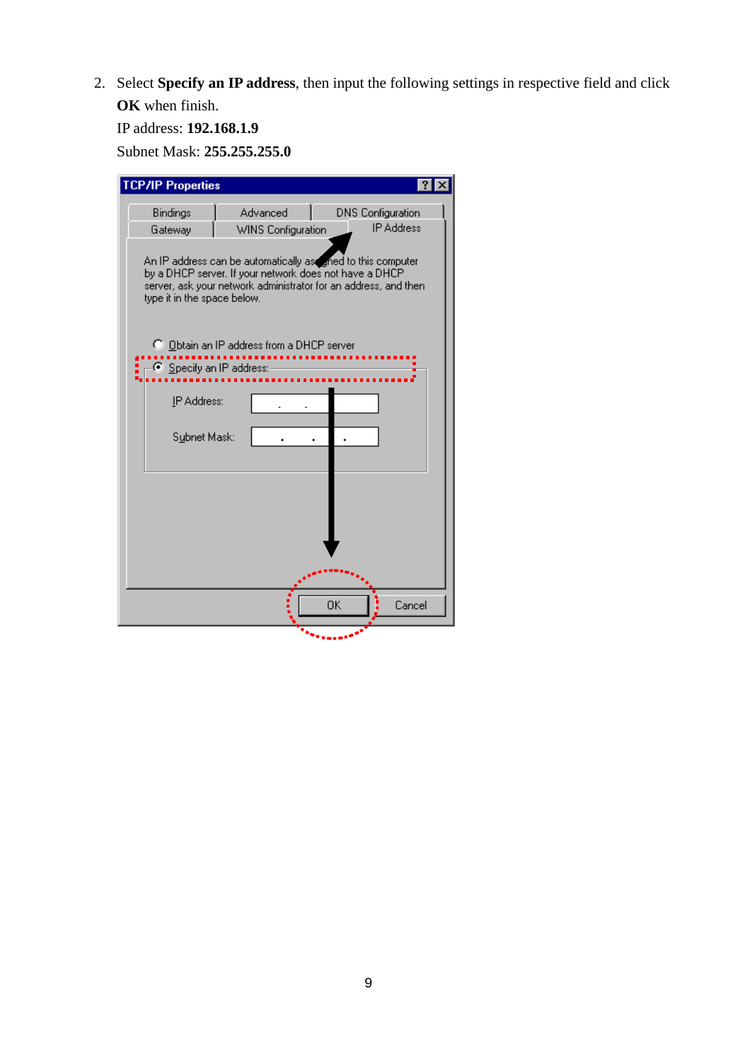2. Select **Specify an IP address**, then input the following settings in respective field and click **OK** when finish.

   IP address: **192.168.1.9**

   Subnet Mask: **255.255.255.0**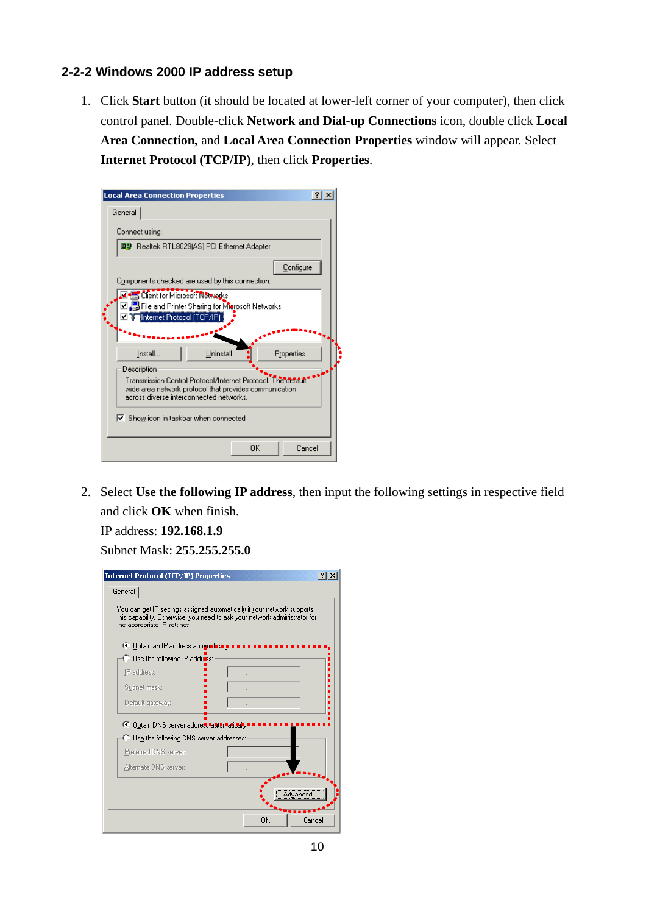### 2-2-2 Windows 2000 IP address setup

1. Click **Start** button (it should be located at lower-left corner of your computer), then click control panel. Double-click **Network and Dial-up Connections** icon, double click **Local Area Connection,** and **Local Area Connection Properties** window will appear. Select **Internet Protocol (TCP/IP)**, then click **Properties**.

2. Select **Use the following IP address**, then input the following settings in respective field and click **OK** when finish.
   IP address: **192.168.1.9**
   Subnet Mask: **255.255.255.0**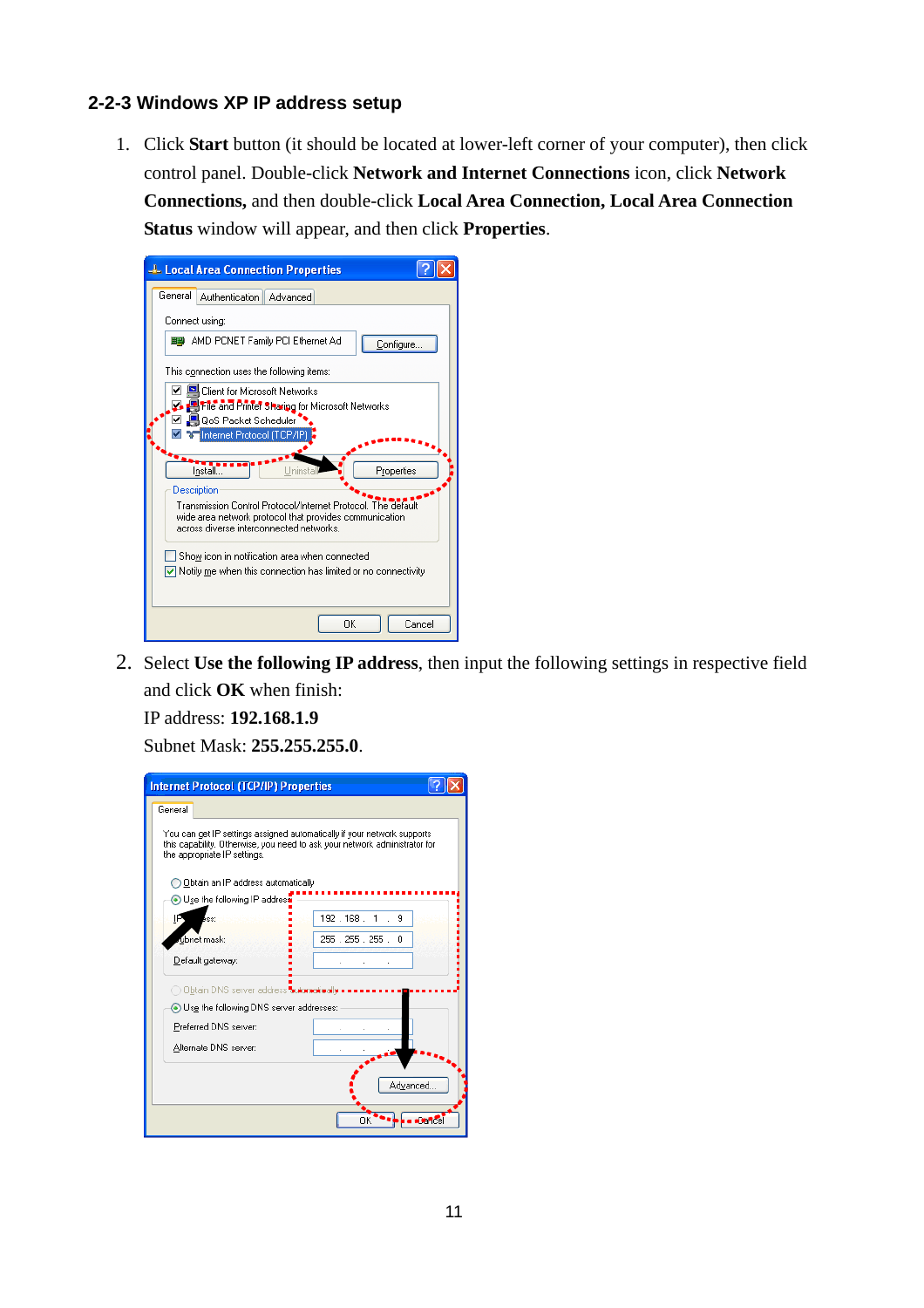### 2-2-3 Windows XP IP address setup

1. Click **Start** button (it should be located at lower-left corner of your computer), then click control panel. Double-click **Network and Internet Connections** icon, click **Network Connections,** and then double-click **Local Area Connection, Local Area Connection Status** window will appear, and then click **Properties**.

2. Select **Use the following IP address**, then input the following settings in respective field and click **OK** when finish:

   IP address: **192.168.1.9**

   Subnet Mask: **255.255.255.0**.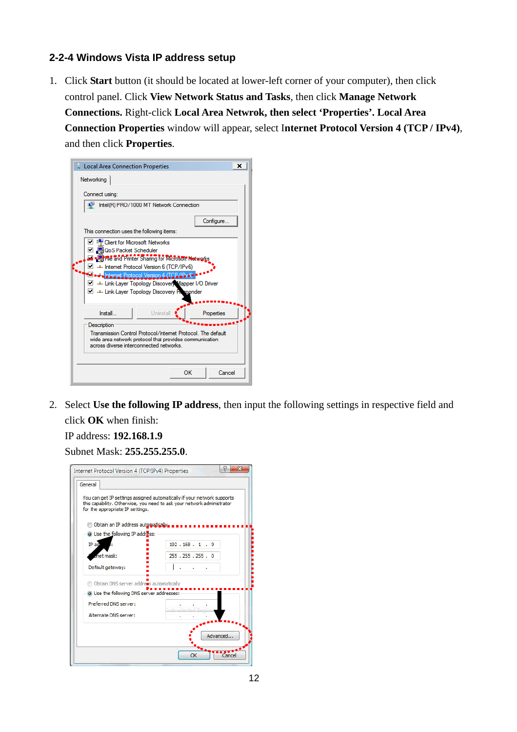### 2-2-4 Windows Vista IP address setup

1. Click **Start** button (it should be located at lower-left corner of your computer), then click control panel. Click **View Network Status and Tasks**, then click **Manage Network Connections.** Right-click **Local Area Netwrok, then select 'Properties'. Local Area Connection Properties** window will appear, select **Internet Protocol Version 4 (TCP / IPv4)**, and then click **Properties**.

2. Select **Use the following IP address**, then input the following settings in respective field and click **OK** when finish:
   IP address: **192.168.1.9**
   Subnet Mask: **255.255.255.0**.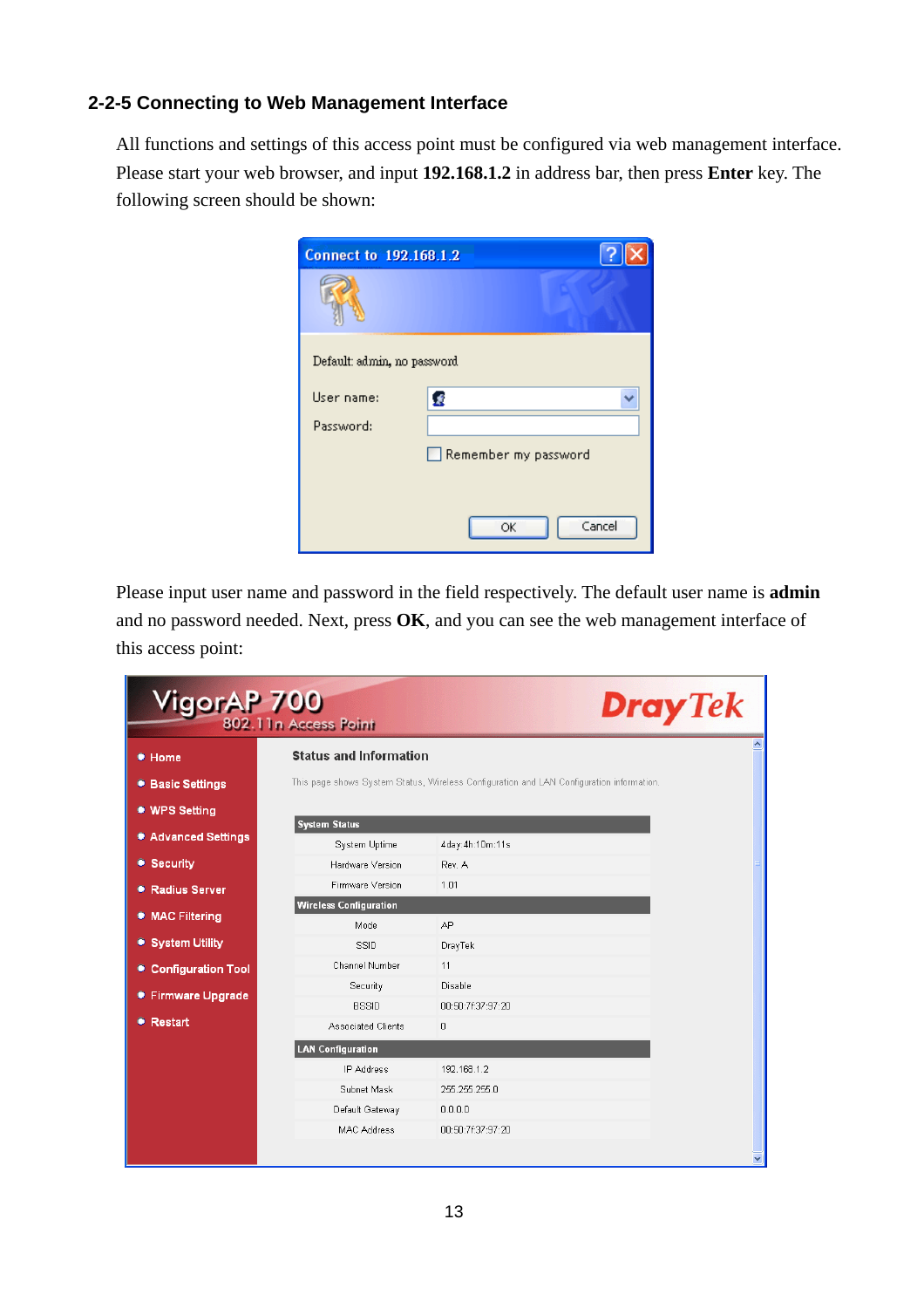### 2-2-5 Connecting to Web Management Interface

All functions and settings of this access point must be configured via web management interface. Please start your web browser, and input **192.168.1.2** in address bar, then press **Enter** key. The following screen should be shown:

Please input user name and password in the field respectively. The default user name is **admin** and no password needed. Next, press **OK**, and you can see the web management interface of this access point: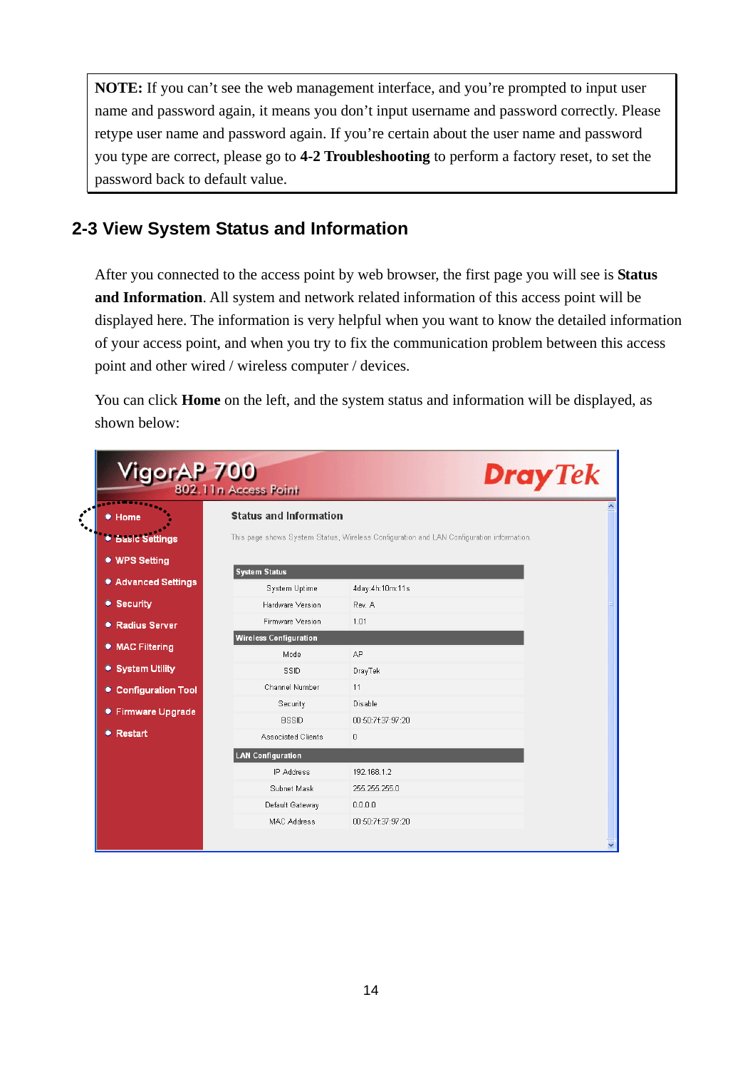> **NOTE:** If you can't see the web management interface, and you're prompted to input user name and password again, it means you don't input username and password correctly. Please retype user name and password again. If you're certain about the user name and password you type are correct, please go to **4-2 Troubleshooting** to perform a factory reset, to set the password back to default value.

## 2-3 View System Status and Information

After you connected to the access point by web browser, the first page you will see is **Status and Information**. All system and network related information of this access point will be displayed here. The information is very helpful when you want to know the detailed information of your access point, and when you try to fix the communication problem between this access point and other wired / wireless computer / devices.

You can click **Home** on the left, and the system status and information will be displayed, as shown below: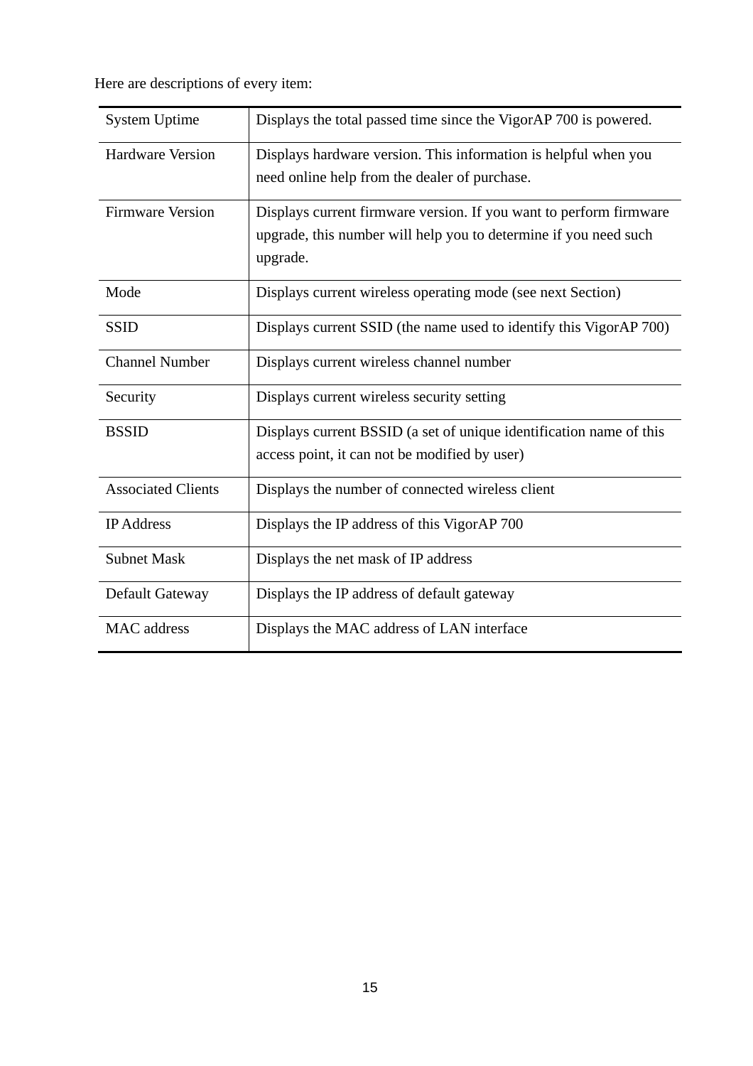Here are descriptions of every item:

| | |
|---|---|
| System Uptime | Displays the total passed time since the VigorAP 700 is powered. |
| Hardware Version | Displays hardware version. This information is helpful when you need online help from the dealer of purchase. |
| Firmware Version | Displays current firmware version. If you want to perform firmware upgrade, this number will help you to determine if you need such upgrade. |
| Mode | Displays current wireless operating mode (see next Section) |
| SSID | Displays current SSID (the name used to identify this VigorAP 700) |
| Channel Number | Displays current wireless channel number |
| Security | Displays current wireless security setting |
| BSSID | Displays current BSSID (a set of unique identification name of this access point, it can not be modified by user) |
| Associated Clients | Displays the number of connected wireless client |
| IP Address | Displays the IP address of this VigorAP 700 |
| Subnet Mask | Displays the net mask of IP address |
| Default Gateway | Displays the IP address of default gateway |
| MAC address | Displays the MAC address of LAN interface |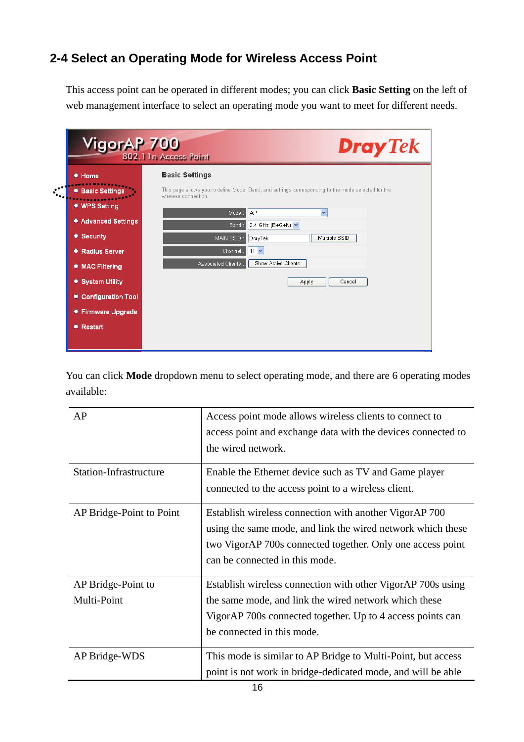## 2-4 Select an Operating Mode for Wireless Access Point

This access point can be operated in different modes; you can click **Basic Setting** on the left of web management interface to select an operating mode you want to meet for different needs.

You can click **Mode** dropdown menu to select operating mode, and there are 6 operating modes available:

| | |
|---|---|
| AP | Access point mode allows wireless clients to connect to access point and exchange data with the devices connected to the wired network. |
| Station-Infrastructure | Enable the Ethernet device such as TV and Game player connected to the access point to a wireless client. |
| AP Bridge-Point to Point | Establish wireless connection with another VigorAP 700 using the same mode, and link the wired network which these two VigorAP 700s connected together. Only one access point can be connected in this mode. |
| AP Bridge-Point to Multi-Point | Establish wireless connection with other VigorAP 700s using the same mode, and link the wired network which these VigorAP 700s connected together. Up to 4 access points can be connected in this mode. |
| AP Bridge-WDS | This mode is similar to AP Bridge to Multi-Point, but access point is not work in bridge-dedicated mode, and will be able |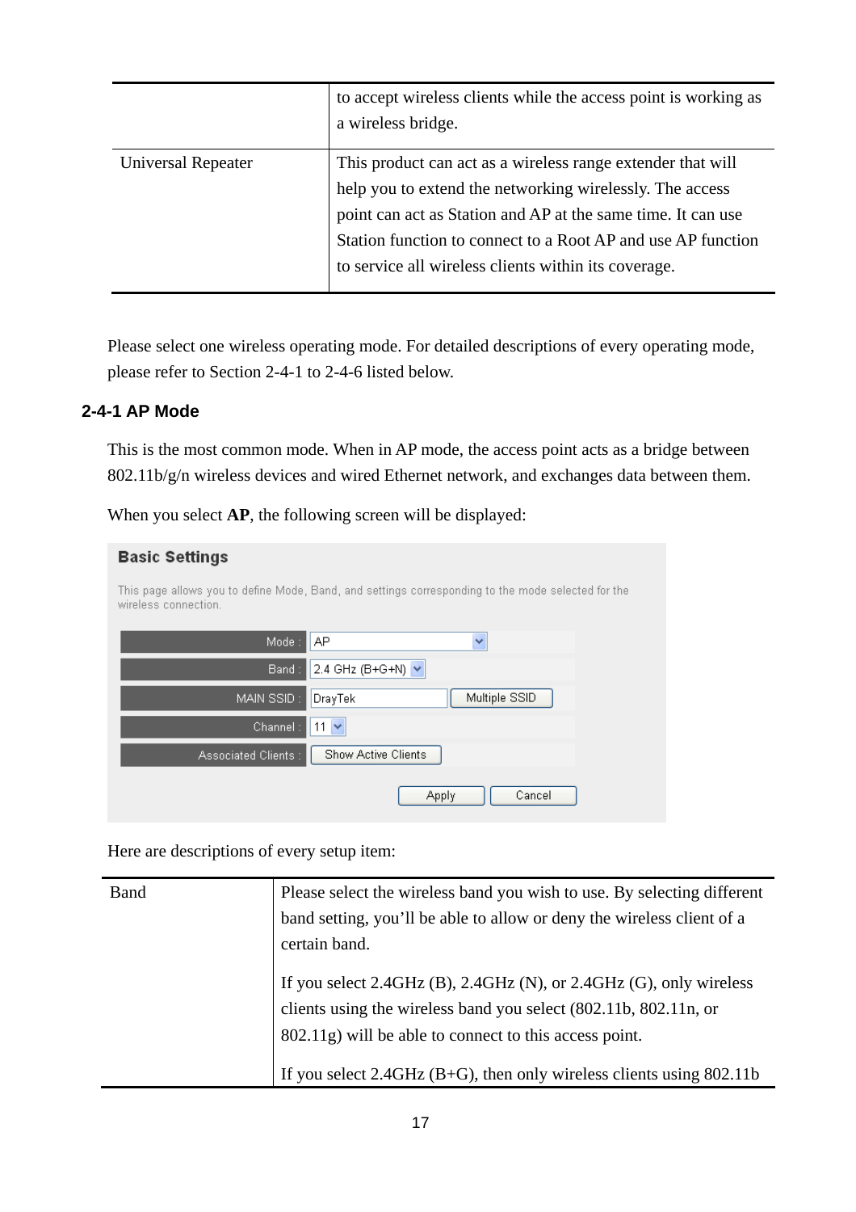| | |
|---|---|
| | to accept wireless clients while the access point is working as a wireless bridge. |
| Universal Repeater | This product can act as a wireless range extender that will help you to extend the networking wirelessly. The access point can act as Station and AP at the same time. It can use Station function to connect to a Root AP and use AP function to service all wireless clients within its coverage. |

Please select one wireless operating mode. For detailed descriptions of every operating mode, please refer to Section 2-4-1 to 2-4-6 listed below.

### 2-4-1 AP Mode

This is the most common mode. When in AP mode, the access point acts as a bridge between 802.11b/g/n wireless devices and wired Ethernet network, and exchanges data between them.

When you select **AP**, the following screen will be displayed:

**Basic Settings**

This page allows you to define Mode, Band, and settings corresponding to the mode selected for the wireless connection.

| | |
|---|---|
| Mode : | AP |
| Band : | 2.4 GHz (B+G+N) |
| MAIN SSID : | DrayTek [Multiple SSID] |
| Channel : | 11 |
| Associated Clients : | [Show Active Clients] |

[Apply] [Cancel]

Here are descriptions of every setup item:

| | |
|---|---|
| Band | Please select the wireless band you wish to use. By selecting different band setting, you'll be able to allow or deny the wireless client of a certain band.<br><br>If you select 2.4GHz (B), 2.4GHz (N), or 2.4GHz (G), only wireless clients using the wireless band you select (802.11b, 802.11n, or 802.11g) will be able to connect to this access point.<br><br>If you select 2.4GHz (B+G), then only wireless clients using 802.11b |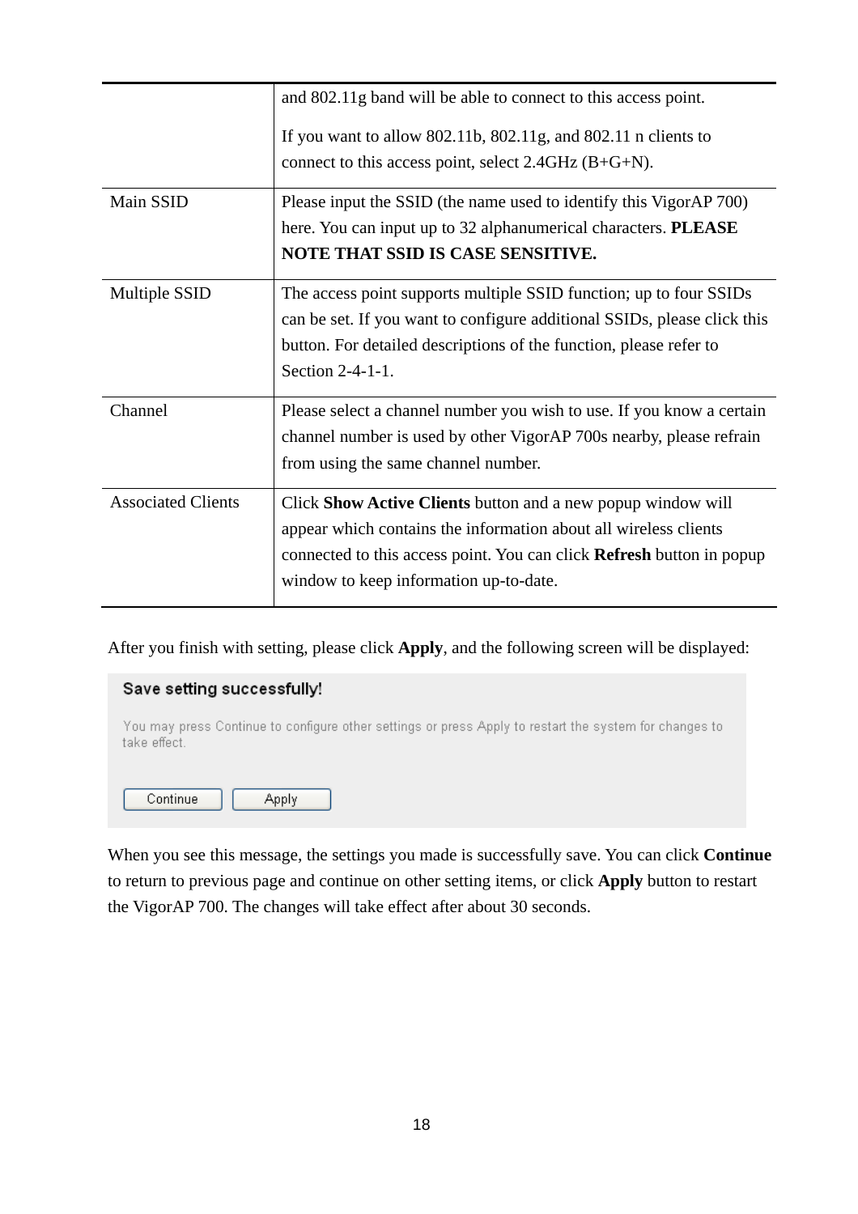|  |  |
| --- | --- |
|  | and 802.11g band will be able to connect to this access point.<br><br>If you want to allow 802.11b, 802.11g, and 802.11 n clients to connect to this access point, select 2.4GHz (B+G+N). |
| Main SSID | Please input the SSID (the name used to identify this VigorAP 700) here. You can input up to 32 alphanumerical characters. **PLEASE NOTE THAT SSID IS CASE SENSITIVE.** |
| Multiple SSID | The access point supports multiple SSID function; up to four SSIDs can be set. If you want to configure additional SSIDs, please click this button. For detailed descriptions of the function, please refer to Section 2-4-1-1. |
| Channel | Please select a channel number you wish to use. If you know a certain channel number is used by other VigorAP 700s nearby, please refrain from using the same channel number. |
| Associated Clients | Click **Show Active Clients** button and a new popup window will appear which contains the information about all wireless clients connected to this access point. You can click **Refresh** button in popup window to keep information up-to-date. |

After you finish with setting, please click **Apply**, and the following screen will be displayed:

**Save setting successfully!**

You may press Continue to configure other settings or press Apply to restart the system for changes to take effect.

Continue | Apply

When you see this message, the settings you made is successfully save. You can click **Continue** to return to previous page and continue on other setting items, or click **Apply** button to restart the VigorAP 700. The changes will take effect after about 30 seconds.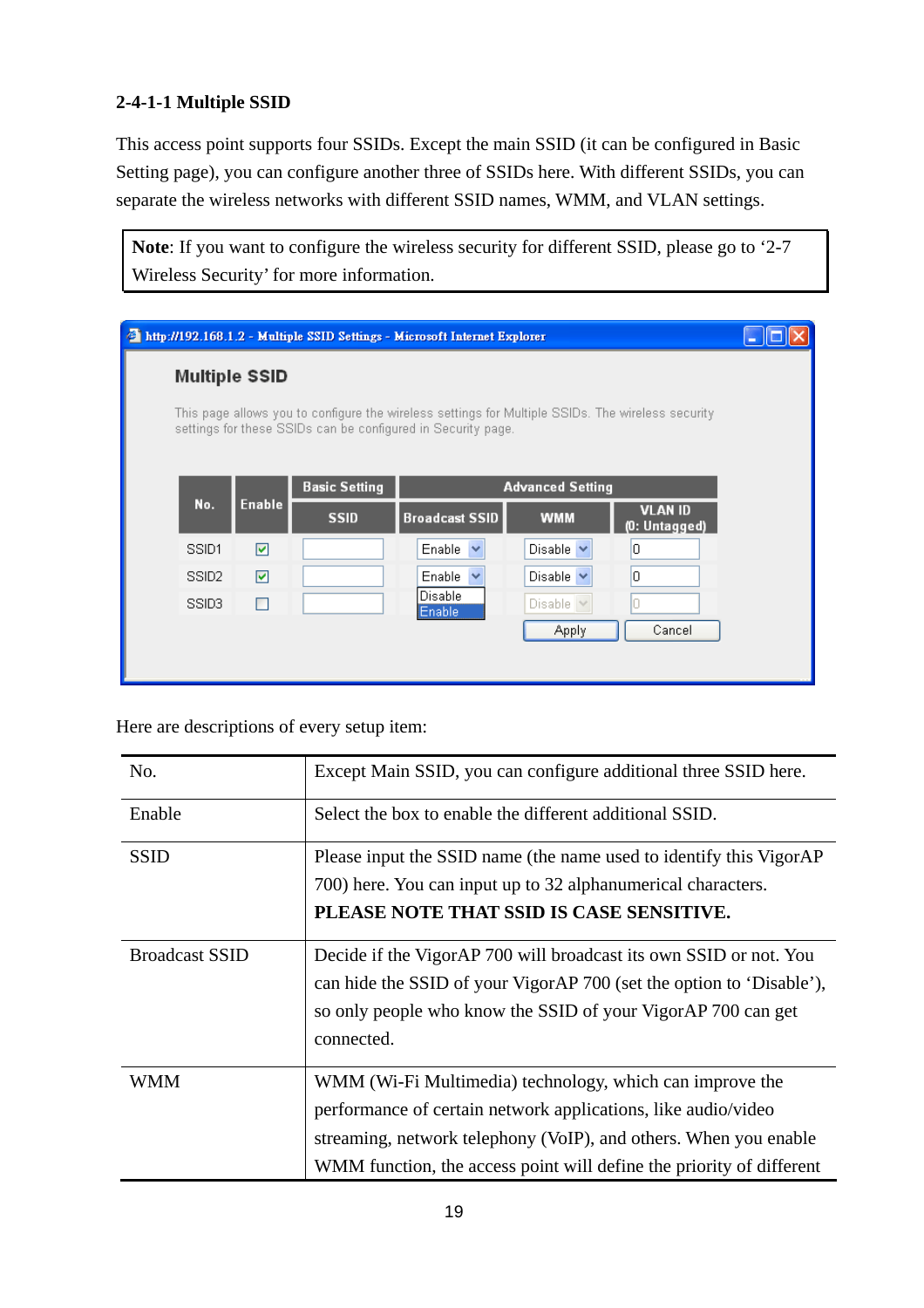### 2-4-1-1 Multiple SSID

This access point supports four SSIDs. Except the main SSID (it can be configured in Basic Setting page), you can configure another three of SSIDs here. With different SSIDs, you can separate the wireless networks with different SSID names, WMM, and VLAN settings.

> **Note**: If you want to configure the wireless security for different SSID, please go to '2-7 Wireless Security' for more information.

Here are descriptions of every setup item:

| | |
|---|---|
| No. | Except Main SSID, you can configure additional three SSID here. |
| Enable | Select the box to enable the different additional SSID. |
| SSID | Please input the SSID name (the name used to identify this VigorAP 700) here. You can input up to 32 alphanumerical characters. **PLEASE NOTE THAT SSID IS CASE SENSITIVE.** |
| Broadcast SSID | Decide if the VigorAP 700 will broadcast its own SSID or not. You can hide the SSID of your VigorAP 700 (set the option to 'Disable'), so only people who know the SSID of your VigorAP 700 can get connected. |
| WMM | WMM (Wi-Fi Multimedia) technology, which can improve the performance of certain network applications, like audio/video streaming, network telephony (VoIP), and others. When you enable WMM function, the access point will define the priority of different |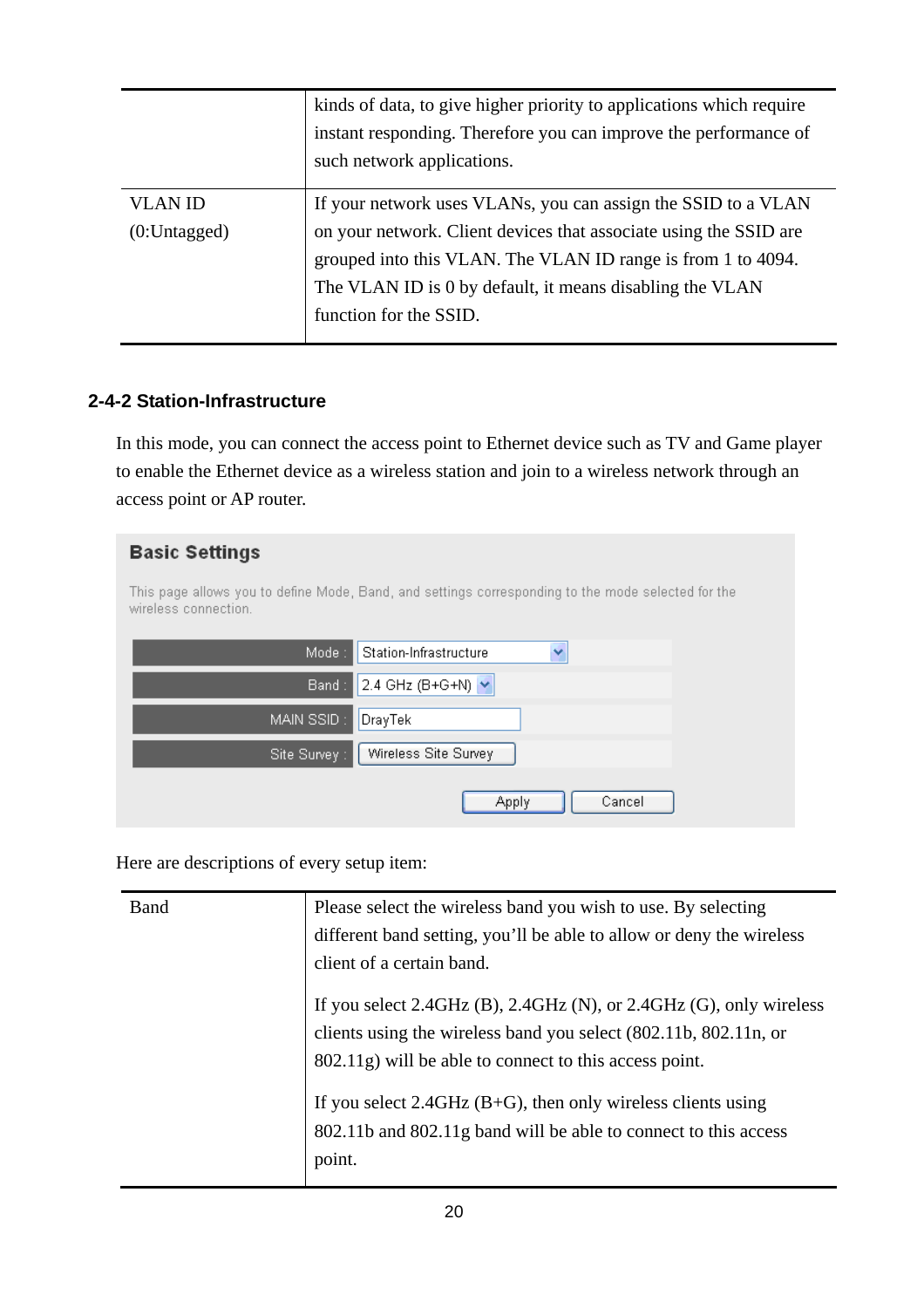| | |
|---|---|
| | kinds of data, to give higher priority to applications which require instant responding. Therefore you can improve the performance of such network applications. |
| VLAN ID (0:Untagged) | If your network uses VLANs, you can assign the SSID to a VLAN on your network. Client devices that associate using the SSID are grouped into this VLAN. The VLAN ID range is from 1 to 4094. The VLAN ID is 0 by default, it means disabling the VLAN function for the SSID. |

### 2-4-2 Station-Infrastructure

In this mode, you can connect the access point to Ethernet device such as TV and Game player to enable the Ethernet device as a wireless station and join to a wireless network through an access point or AP router.

**Basic Settings**

This page allows you to define Mode, Band, and settings corresponding to the mode selected for the wireless connection.

| | |
|---|---|
| Mode : | Station-Infrastructure |
| Band : | 2.4 GHz (B+G+N) |
| MAIN SSID : | DrayTek |
| Site Survey : | Wireless Site Survey |

Apply Cancel

Here are descriptions of every setup item:

| | |
|---|---|
| Band | Please select the wireless band you wish to use. By selecting different band setting, you'll be able to allow or deny the wireless client of a certain band.<br><br>If you select 2.4GHz (B), 2.4GHz (N), or 2.4GHz (G), only wireless clients using the wireless band you select (802.11b, 802.11n, or 802.11g) will be able to connect to this access point.<br><br>If you select 2.4GHz (B+G), then only wireless clients using 802.11b and 802.11g band will be able to connect to this access point. |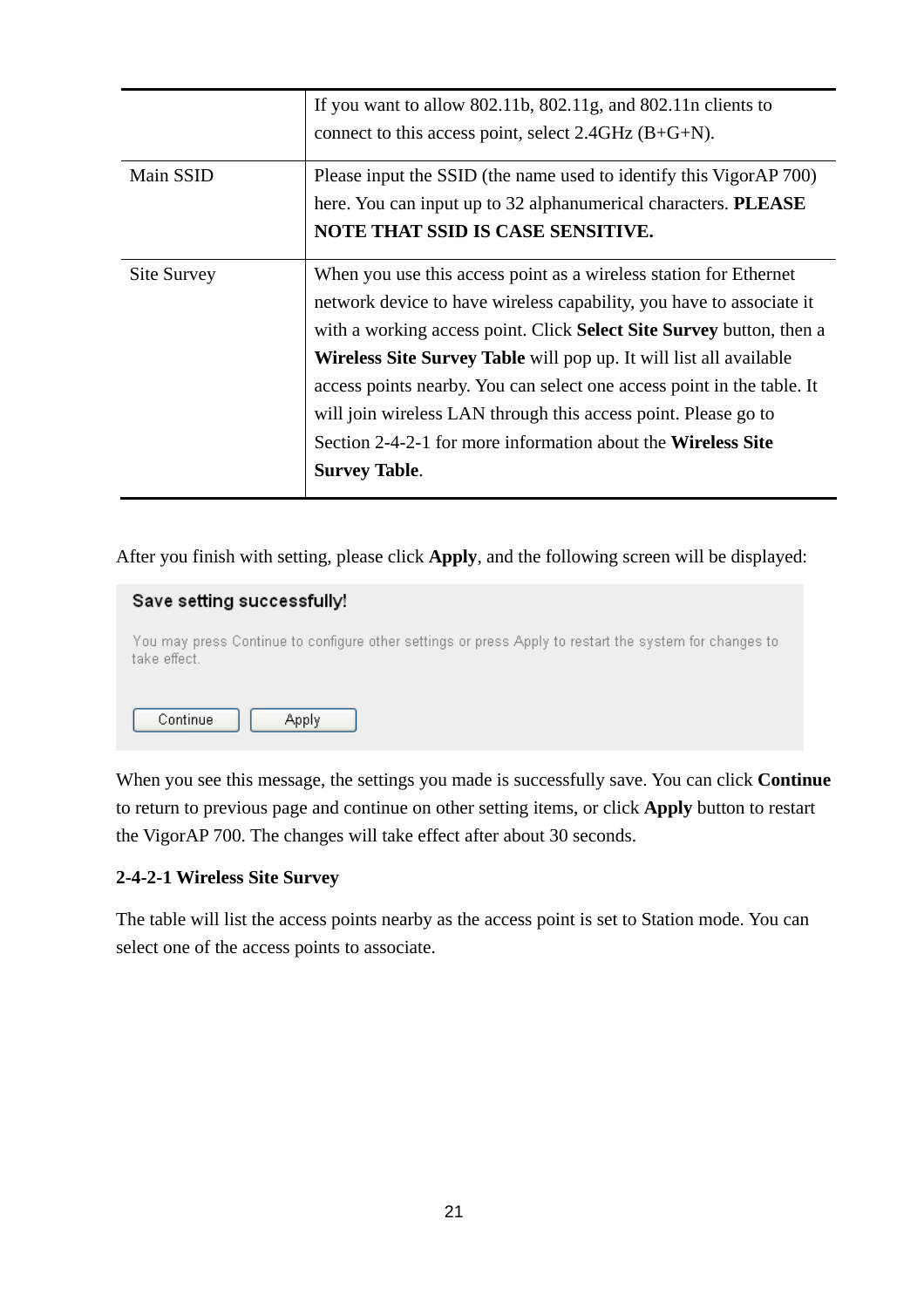| | |
|---|---|
| | If you want to allow 802.11b, 802.11g, and 802.11n clients to connect to this access point, select 2.4GHz (B+G+N). |
| Main SSID | Please input the SSID (the name used to identify this VigorAP 700) here. You can input up to 32 alphanumerical characters. **PLEASE NOTE THAT SSID IS CASE SENSITIVE.** |
| Site Survey | When you use this access point as a wireless station for Ethernet network device to have wireless capability, you have to associate it with a working access point. Click **Select Site Survey** button, then a **Wireless Site Survey Table** will pop up. It will list all available access points nearby. You can select one access point in the table. It will join wireless LAN through this access point. Please go to Section 2-4-2-1 for more information about the **Wireless Site Survey Table**. |

After you finish with setting, please click **Apply**, and the following screen will be displayed:

**Save setting successfully!**

You may press Continue to configure other settings or press Apply to restart the system for changes to take effect.

[Continue] [Apply]

When you see this message, the settings you made is successfully save. You can click **Continue** to return to previous page and continue on other setting items, or click **Apply** button to restart the VigorAP 700. The changes will take effect after about 30 seconds.

### 2-4-2-1 Wireless Site Survey

The table will list the access points nearby as the access point is set to Station mode. You can select one of the access points to associate.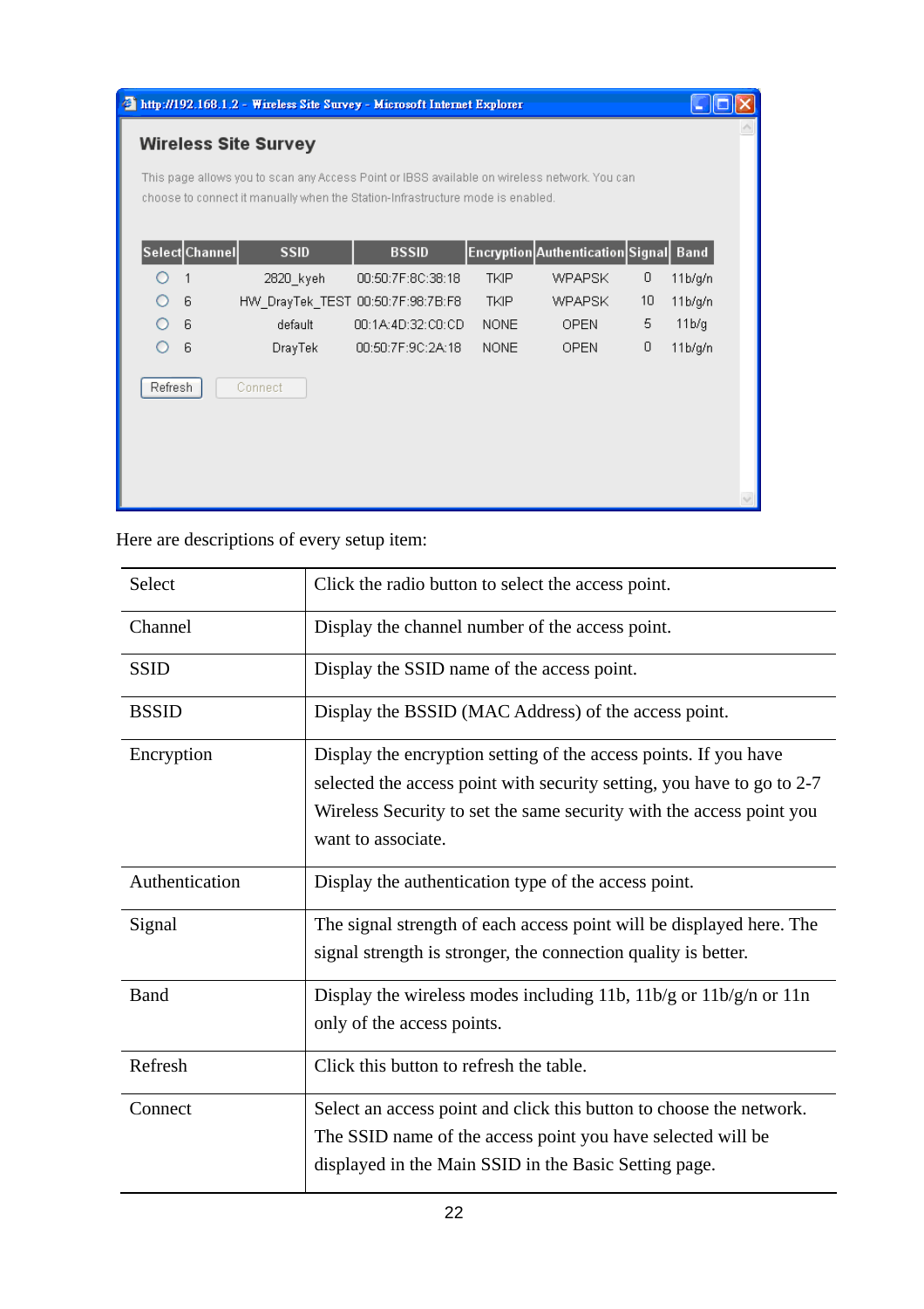**Wireless Site Survey**

This page allows you to scan any Access Point or IBSS available on wireless network. You can choose to connect it manually when the Station-Infrastructure mode is enabled.

| Select | Channel | SSID | BSSID | Encryption | Authentication | Signal | Band |
|---|---|---|---|---|---|---|---|
| ○ | 1 | 2820_kyeh | 00:50:7F:8C:38:18 | TKIP | WPAPSK | 0 | 11b/g/n |
| ○ | 6 | HW_DrayTek_TEST | 00:50:7F:98:7B:F8 | TKIP | WPAPSK | 10 | 11b/g/n |
| ○ | 6 | default | 00:1A:4D:32:C0:CD | NONE | OPEN | 5 | 11b/g |
| ○ | 6 | DrayTek | 00:50:7F:9C:2A:18 | NONE | OPEN | 0 | 11b/g/n |

Refresh Connect

Here are descriptions of every setup item:

| Item | Description |
|---|---|
| Select | Click the radio button to select the access point. |
| Channel | Display the channel number of the access point. |
| SSID | Display the SSID name of the access point. |
| BSSID | Display the BSSID (MAC Address) of the access point. |
| Encryption | Display the encryption setting of the access points. If you have selected the access point with security setting, you have to go to 2-7 Wireless Security to set the same security with the access point you want to associate. |
| Authentication | Display the authentication type of the access point. |
| Signal | The signal strength of each access point will be displayed here. The signal strength is stronger, the connection quality is better. |
| Band | Display the wireless modes including 11b, 11b/g or 11b/g/n or 11n only of the access points. |
| Refresh | Click this button to refresh the table. |
| Connect | Select an access point and click this button to choose the network. The SSID name of the access point you have selected will be displayed in the Main SSID in the Basic Setting page. |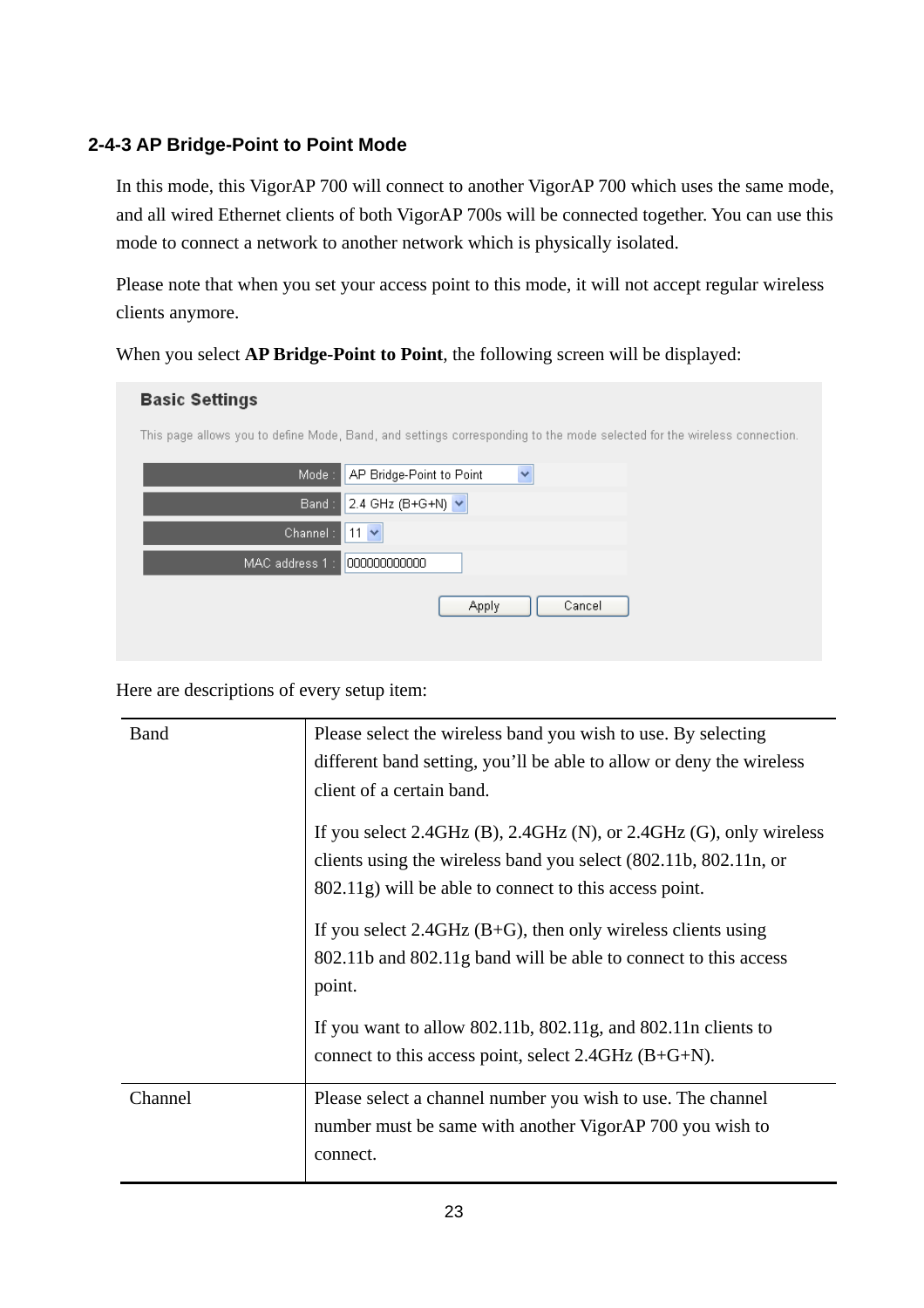### 2-4-3 AP Bridge-Point to Point Mode

In this mode, this VigorAP 700 will connect to another VigorAP 700 which uses the same mode, and all wired Ethernet clients of both VigorAP 700s will be connected together. You can use this mode to connect a network to another network which is physically isolated.

Please note that when you set your access point to this mode, it will not accept regular wireless clients anymore.

When you select **AP Bridge-Point to Point**, the following screen will be displayed:

**Basic Settings**

This page allows you to define Mode, Band, and settings corresponding to the mode selected for the wireless connection.

| | |
|---|---|
| Mode : | AP Bridge-Point to Point |
| Band : | 2.4 GHz (B+G+N) |
| Channel : | 11 |
| MAC address 1 : | 000000000000 |

Apply Cancel

Here are descriptions of every setup item:

| | |
|---|---|
| Band | Please select the wireless band you wish to use. By selecting different band setting, you'll be able to allow or deny the wireless client of a certain band.<br><br>If you select 2.4GHz (B), 2.4GHz (N), or 2.4GHz (G), only wireless clients using the wireless band you select (802.11b, 802.11n, or 802.11g) will be able to connect to this access point.<br><br>If you select 2.4GHz (B+G), then only wireless clients using 802.11b and 802.11g band will be able to connect to this access point.<br><br>If you want to allow 802.11b, 802.11g, and 802.11n clients to connect to this access point, select 2.4GHz (B+G+N). |
| Channel | Please select a channel number you wish to use. The channel number must be same with another VigorAP 700 you wish to connect. |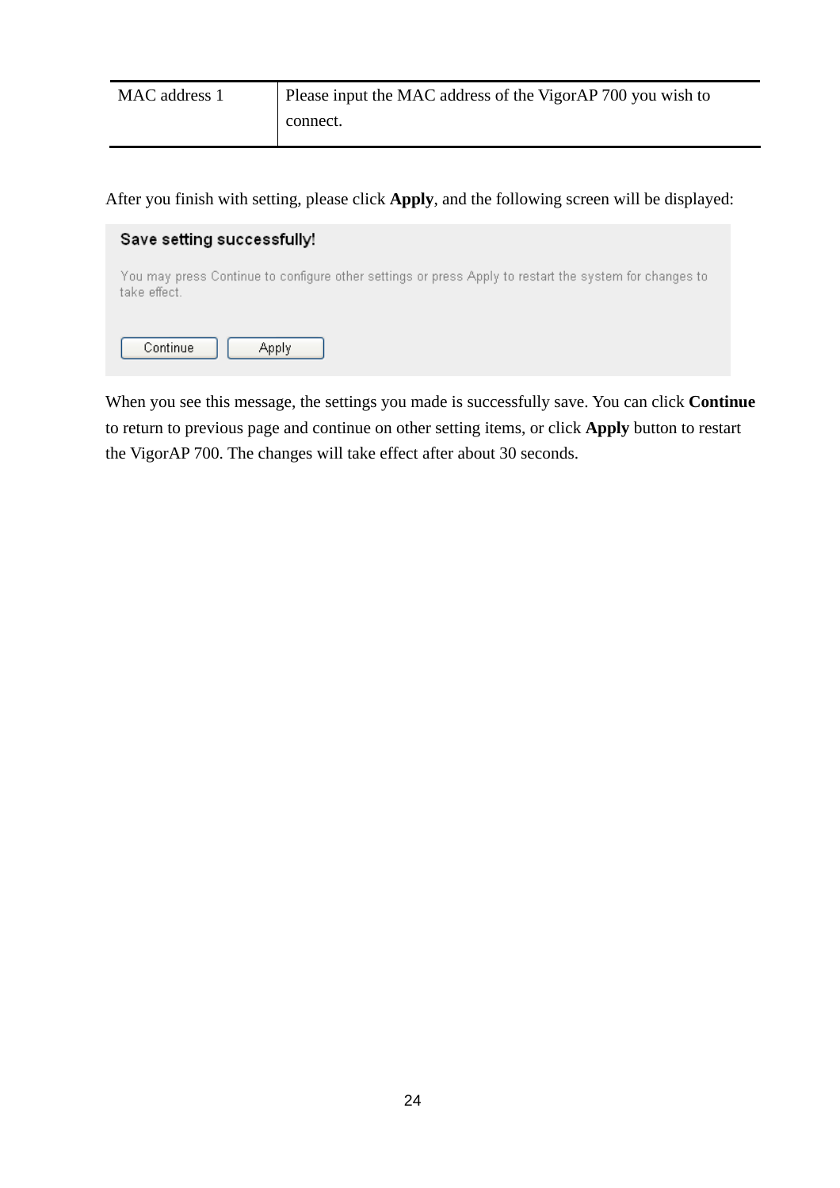| MAC address 1 | Please input the MAC address of the VigorAP 700 you wish to connect. |
|---|---|

After you finish with setting, please click **Apply**, and the following screen will be displayed:

**Save setting successfully!**

You may press Continue to configure other settings or press Apply to restart the system for changes to take effect.

Continue   Apply

When you see this message, the settings you made is successfully save. You can click **Continue** to return to previous page and continue on other setting items, or click **Apply** button to restart the VigorAP 700. The changes will take effect after about 30 seconds.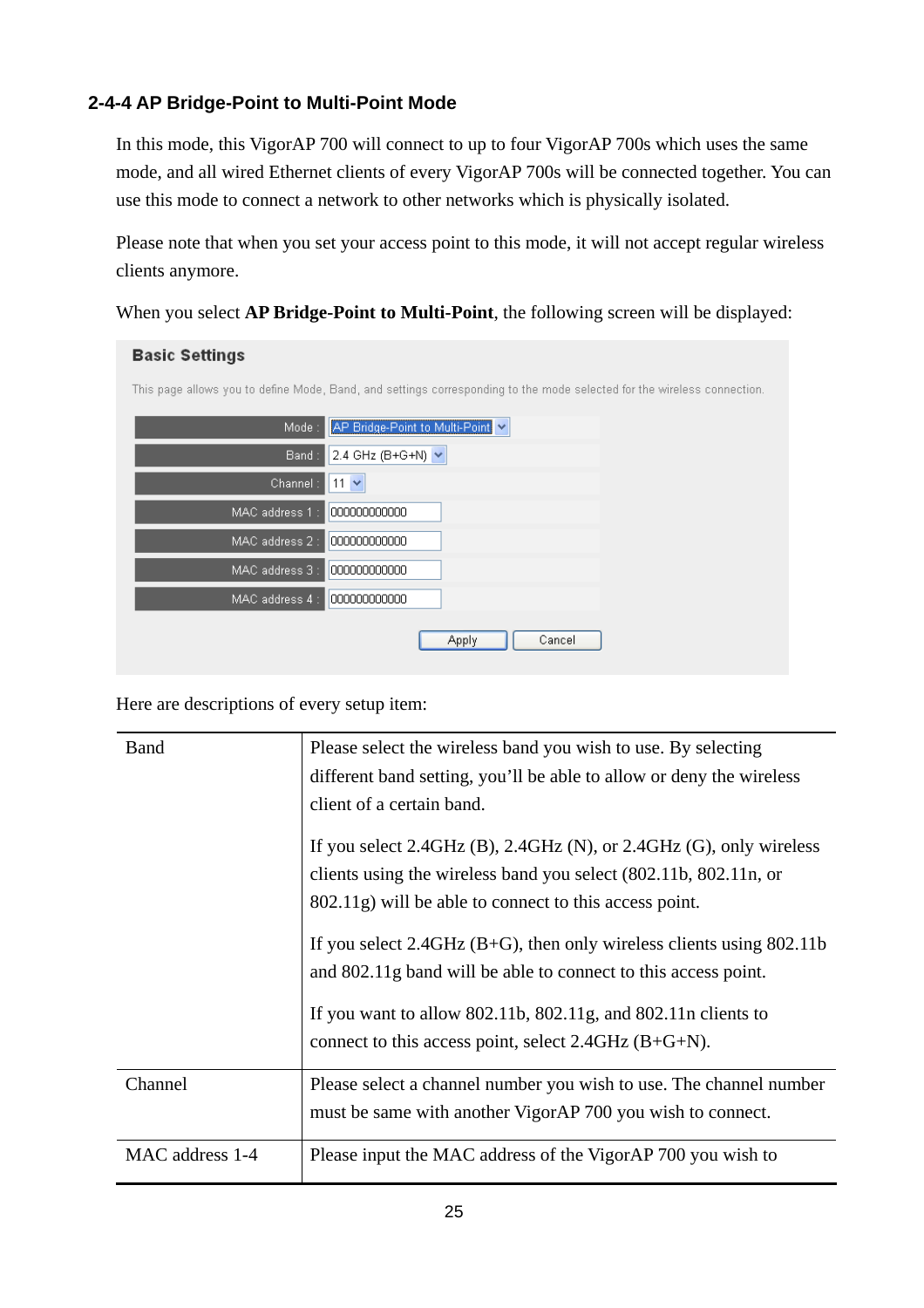### 2-4-4 AP Bridge-Point to Multi-Point Mode

In this mode, this VigorAP 700 will connect to up to four VigorAP 700s which uses the same mode, and all wired Ethernet clients of every VigorAP 700s will be connected together. You can use this mode to connect a network to other networks which is physically isolated.

Please note that when you set your access point to this mode, it will not accept regular wireless clients anymore.

When you select **AP Bridge-Point to Multi-Point**, the following screen will be displayed:

**Basic Settings**

This page allows you to define Mode, Band, and settings corresponding to the mode selected for the wireless connection.

| | |
|---|---|
| Mode : | AP Bridge-Point to Multi-Point |
| Band : | 2.4 GHz (B+G+N) |
| Channel : | 11 |
| MAC address 1 : | 000000000000 |
| MAC address 2 : | 000000000000 |
| MAC address 3 : | 000000000000 |
| MAC address 4 : | 000000000000 |

Apply Cancel

Here are descriptions of every setup item:

| | |
|---|---|
| Band | Please select the wireless band you wish to use. By selecting different band setting, you'll be able to allow or deny the wireless client of a certain band.<br><br>If you select 2.4GHz (B), 2.4GHz (N), or 2.4GHz (G), only wireless clients using the wireless band you select (802.11b, 802.11n, or 802.11g) will be able to connect to this access point.<br><br>If you select 2.4GHz (B+G), then only wireless clients using 802.11b and 802.11g band will be able to connect to this access point.<br><br>If you want to allow 802.11b, 802.11g, and 802.11n clients to connect to this access point, select 2.4GHz (B+G+N). |
| Channel | Please select a channel number you wish to use. The channel number must be same with another VigorAP 700 you wish to connect. |
| MAC address 1-4 | Please input the MAC address of the VigorAP 700 you wish to |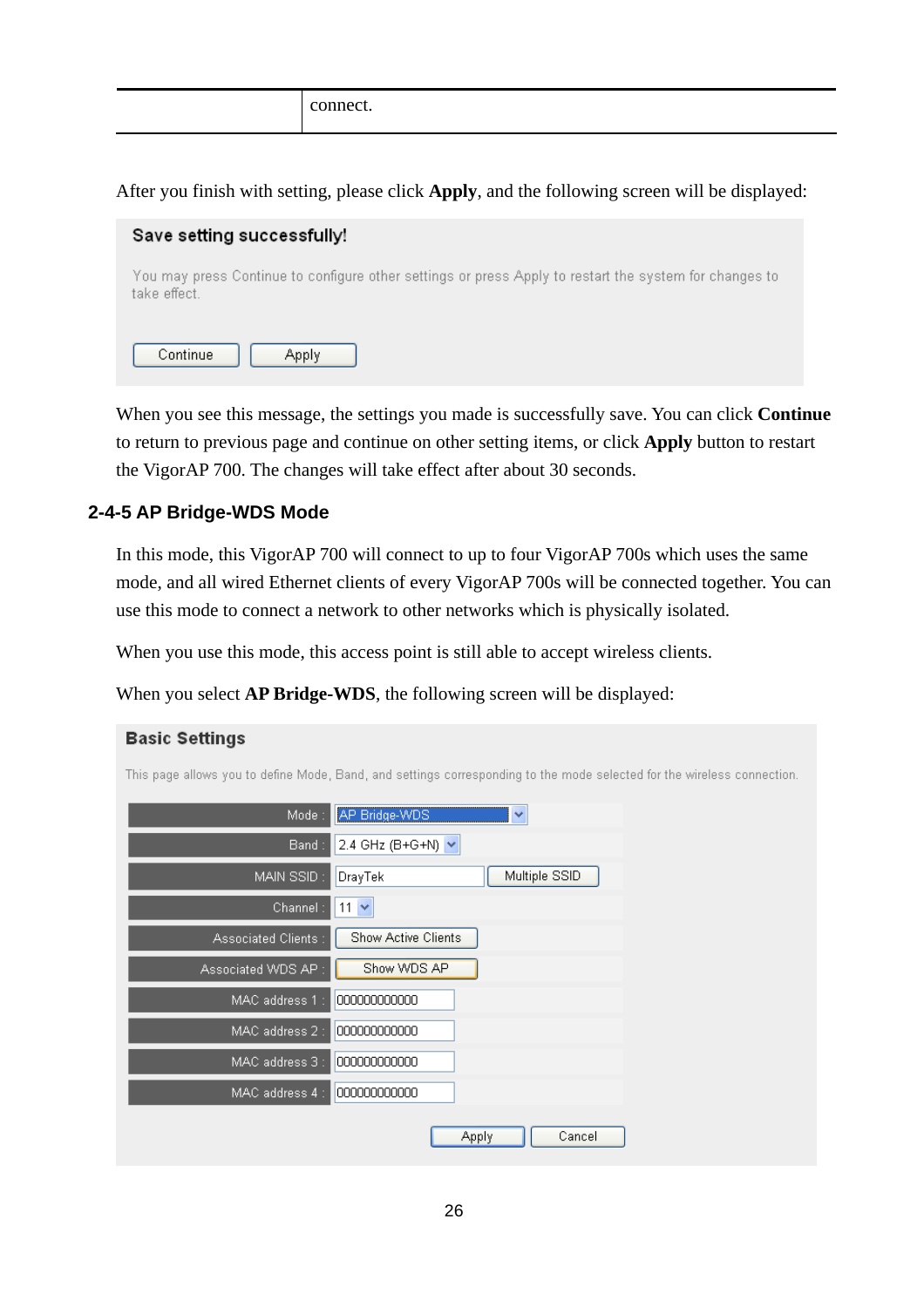|  | connect. |
|---|---|

After you finish with setting, please click **Apply**, and the following screen will be displayed:

**Save setting successfully!**

You may press Continue to configure other settings or press Apply to restart the system for changes to take effect.

Continue | Apply

When you see this message, the settings you made is successfully save. You can click **Continue** to return to previous page and continue on other setting items, or click **Apply** button to restart the VigorAP 700. The changes will take effect after about 30 seconds.

### 2-4-5 AP Bridge-WDS Mode

In this mode, this VigorAP 700 will connect to up to four VigorAP 700s which uses the same mode, and all wired Ethernet clients of every VigorAP 700s will be connected together. You can use this mode to connect a network to other networks which is physically isolated.

When you use this mode, this access point is still able to accept wireless clients.

When you select **AP Bridge-WDS**, the following screen will be displayed:

**Basic Settings**

This page allows you to define Mode, Band, and settings corresponding to the mode selected for the wireless connection.

| | |
|---|---|
| Mode : | AP Bridge-WDS |
| Band : | 2.4 GHz (B+G+N) |
| MAIN SSID : | DrayTek [Multiple SSID] |
| Channel : | 11 |
| Associated Clients : | [Show Active Clients] |
| Associated WDS AP : | [Show WDS AP] |
| MAC address 1 : | 000000000000 |
| MAC address 2 : | 000000000000 |
| MAC address 3 : | 000000000000 |
| MAC address 4 : | 000000000000 |

Apply | Cancel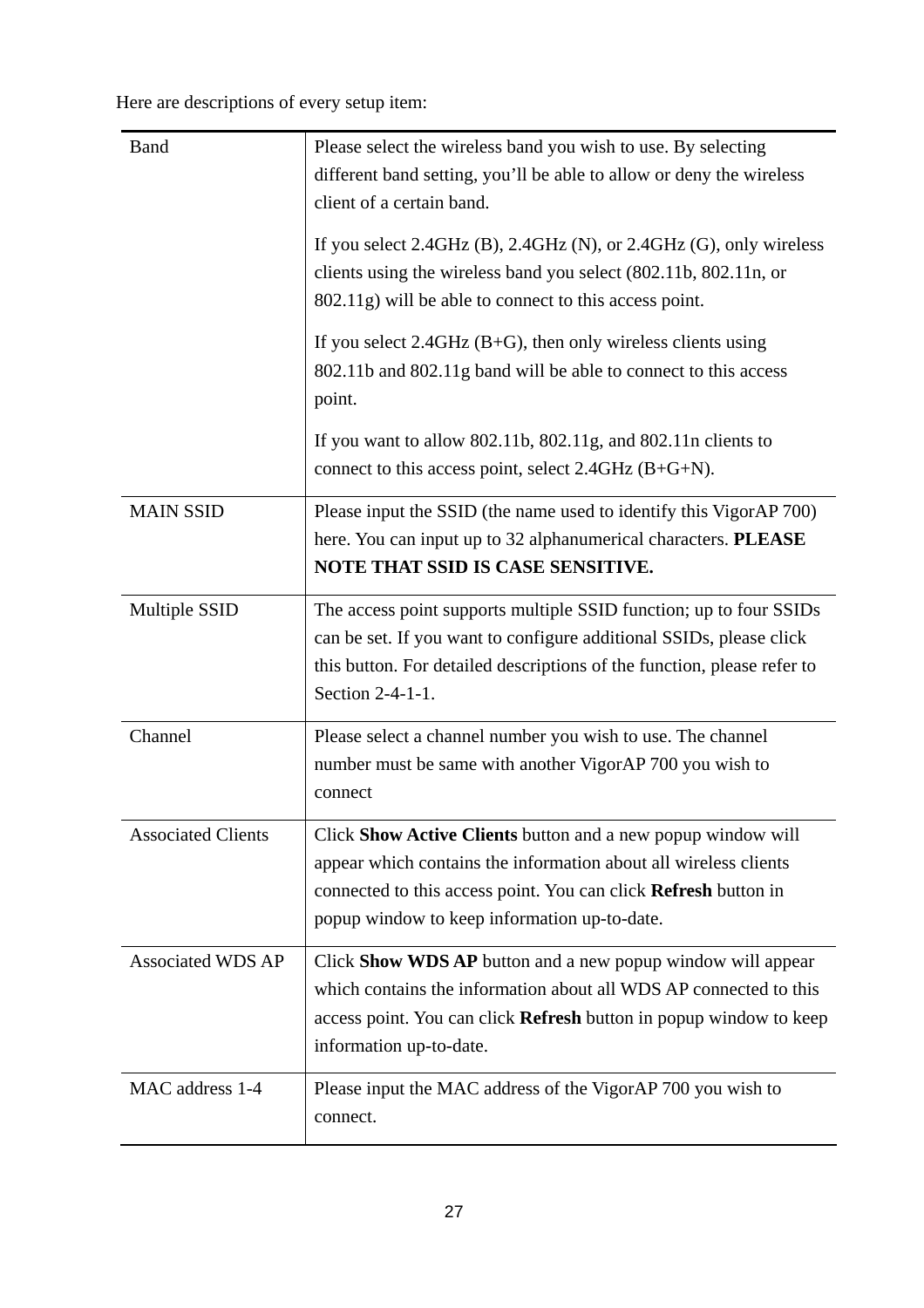Here are descriptions of every setup item:

| | |
|---|---|
| Band | Please select the wireless band you wish to use. By selecting different band setting, you'll be able to allow or deny the wireless client of a certain band.<br><br>If you select 2.4GHz (B), 2.4GHz (N), or 2.4GHz (G), only wireless clients using the wireless band you select (802.11b, 802.11n, or 802.11g) will be able to connect to this access point.<br><br>If you select 2.4GHz (B+G), then only wireless clients using 802.11b and 802.11g band will be able to connect to this access point.<br><br>If you want to allow 802.11b, 802.11g, and 802.11n clients to connect to this access point, select 2.4GHz (B+G+N). |
| MAIN SSID | Please input the SSID (the name used to identify this VigorAP 700) here. You can input up to 32 alphanumerical characters. **PLEASE NOTE THAT SSID IS CASE SENSITIVE.** |
| Multiple SSID | The access point supports multiple SSID function; up to four SSIDs can be set. If you want to configure additional SSIDs, please click this button. For detailed descriptions of the function, please refer to Section 2-4-1-1. |
| Channel | Please select a channel number you wish to use. The channel number must be same with another VigorAP 700 you wish to connect |
| Associated Clients | Click **Show Active Clients** button and a new popup window will appear which contains the information about all wireless clients connected to this access point. You can click **Refresh** button in popup window to keep information up-to-date. |
| Associated WDS AP | Click **Show WDS AP** button and a new popup window will appear which contains the information about all WDS AP connected to this access point. You can click **Refresh** button in popup window to keep information up-to-date. |
| MAC address 1-4 | Please input the MAC address of the VigorAP 700 you wish to connect. |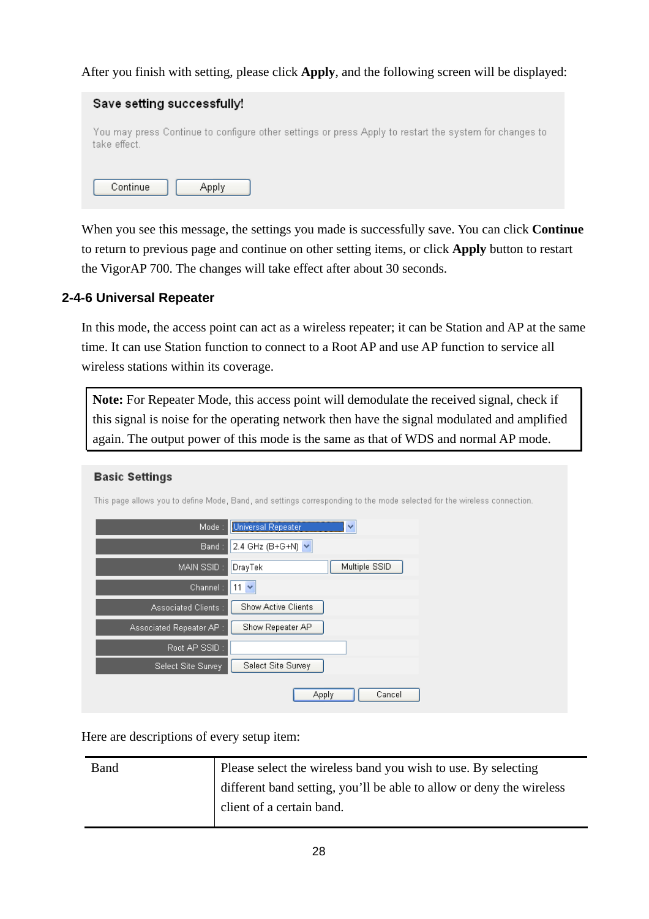After you finish with setting, please click **Apply**, and the following screen will be displayed:

**Save setting successfully!**

You may press Continue to configure other settings or press Apply to restart the system for changes to take effect.

Continue | Apply

When you see this message, the settings you made is successfully save. You can click **Continue** to return to previous page and continue on other setting items, or click **Apply** button to restart the VigorAP 700. The changes will take effect after about 30 seconds.

### 2-4-6 Universal Repeater

In this mode, the access point can act as a wireless repeater; it can be Station and AP at the same time. It can use Station function to connect to a Root AP and use AP function to service all wireless stations within its coverage.

> **Note:** For Repeater Mode, this access point will demodulate the received signal, check if this signal is noise for the operating network then have the signal modulated and amplified again. The output power of this mode is the same as that of WDS and normal AP mode.

**Basic Settings**

This page allows you to define Mode, Band, and settings corresponding to the mode selected for the wireless connection.

| | |
|---|---|
| Mode : | Universal Repeater |
| Band : | 2.4 GHz (B+G+N) |
| MAIN SSID : | DrayTek [Multiple SSID] |
| Channel : | 11 |
| Associated Clients : | [Show Active Clients] |
| Associated Repeater AP : | [Show Repeater AP] |
| Root AP SSID : | |
| Select Site Survey | [Select Site Survey] |

Apply | Cancel

Here are descriptions of every setup item:

| | |
|---|---|
| Band | Please select the wireless band you wish to use. By selecting different band setting, you'll be able to allow or deny the wireless client of a certain band. |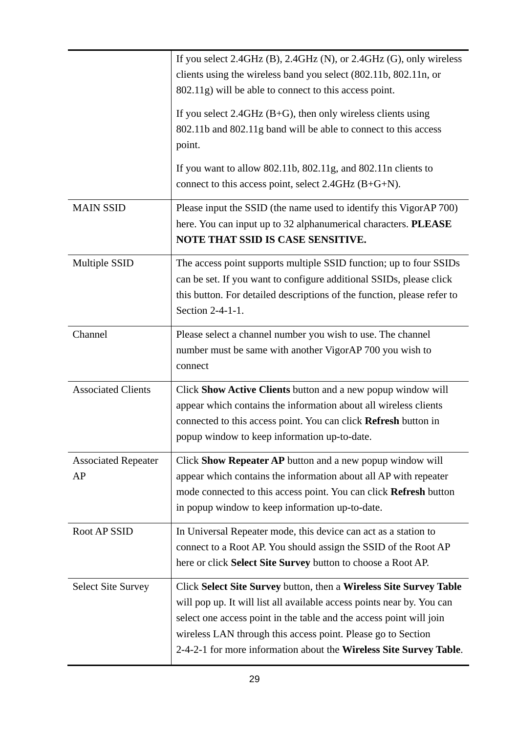| | |
|---|---|
| | If you select 2.4GHz (B), 2.4GHz (N), or 2.4GHz (G), only wireless clients using the wireless band you select (802.11b, 802.11n, or 802.11g) will be able to connect to this access point.<br><br>If you select 2.4GHz (B+G), then only wireless clients using 802.11b and 802.11g band will be able to connect to this access point.<br><br>If you want to allow 802.11b, 802.11g, and 802.11n clients to connect to this access point, select 2.4GHz (B+G+N). |
| MAIN SSID | Please input the SSID (the name used to identify this VigorAP 700) here. You can input up to 32 alphanumerical characters. **PLEASE NOTE THAT SSID IS CASE SENSITIVE.** |
| Multiple SSID | The access point supports multiple SSID function; up to four SSIDs can be set. If you want to configure additional SSIDs, please click this button. For detailed descriptions of the function, please refer to Section 2-4-1-1. |
| Channel | Please select a channel number you wish to use. The channel number must be same with another VigorAP 700 you wish to connect |
| Associated Clients | Click **Show Active Clients** button and a new popup window will appear which contains the information about all wireless clients connected to this access point. You can click **Refresh** button in popup window to keep information up-to-date. |
| Associated Repeater AP | Click **Show Repeater AP** button and a new popup window will appear which contains the information about all AP with repeater mode connected to this access point. You can click **Refresh** button in popup window to keep information up-to-date. |
| Root AP SSID | In Universal Repeater mode, this device can act as a station to connect to a Root AP. You should assign the SSID of the Root AP here or click **Select Site Survey** button to choose a Root AP. |
| Select Site Survey | Click **Select Site Survey** button, then a **Wireless Site Survey Table** will pop up. It will list all available access points near by. You can select one access point in the table and the access point will join wireless LAN through this access point. Please go to Section 2-4-2-1 for more information about the **Wireless Site Survey Table**. |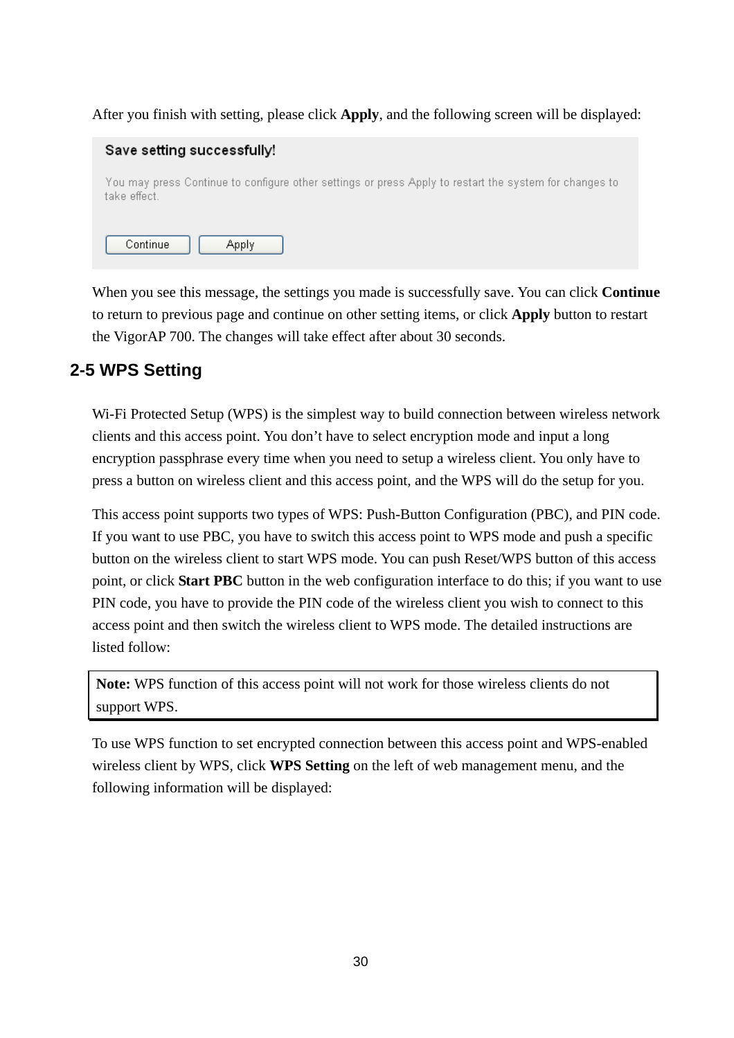After you finish with setting, please click **Apply**, and the following screen will be displayed:

**Save setting successfully!**

You may press Continue to configure other settings or press Apply to restart the system for changes to take effect.

Continue | Apply

When you see this message, the settings you made is successfully save. You can click **Continue** to return to previous page and continue on other setting items, or click **Apply** button to restart the VigorAP 700. The changes will take effect after about 30 seconds.

## 2-5 WPS Setting

Wi-Fi Protected Setup (WPS) is the simplest way to build connection between wireless network clients and this access point. You don't have to select encryption mode and input a long encryption passphrase every time when you need to setup a wireless client. You only have to press a button on wireless client and this access point, and the WPS will do the setup for you.

This access point supports two types of WPS: Push-Button Configuration (PBC), and PIN code. If you want to use PBC, you have to switch this access point to WPS mode and push a specific button on the wireless client to start WPS mode. You can push Reset/WPS button of this access point, or click **Start PBC** button in the web configuration interface to do this; if you want to use PIN code, you have to provide the PIN code of the wireless client you wish to connect to this access point and then switch the wireless client to WPS mode. The detailed instructions are listed follow:

> **Note:** WPS function of this access point will not work for those wireless clients do not support WPS.

To use WPS function to set encrypted connection between this access point and WPS-enabled wireless client by WPS, click **WPS Setting** on the left of web management menu, and the following information will be displayed: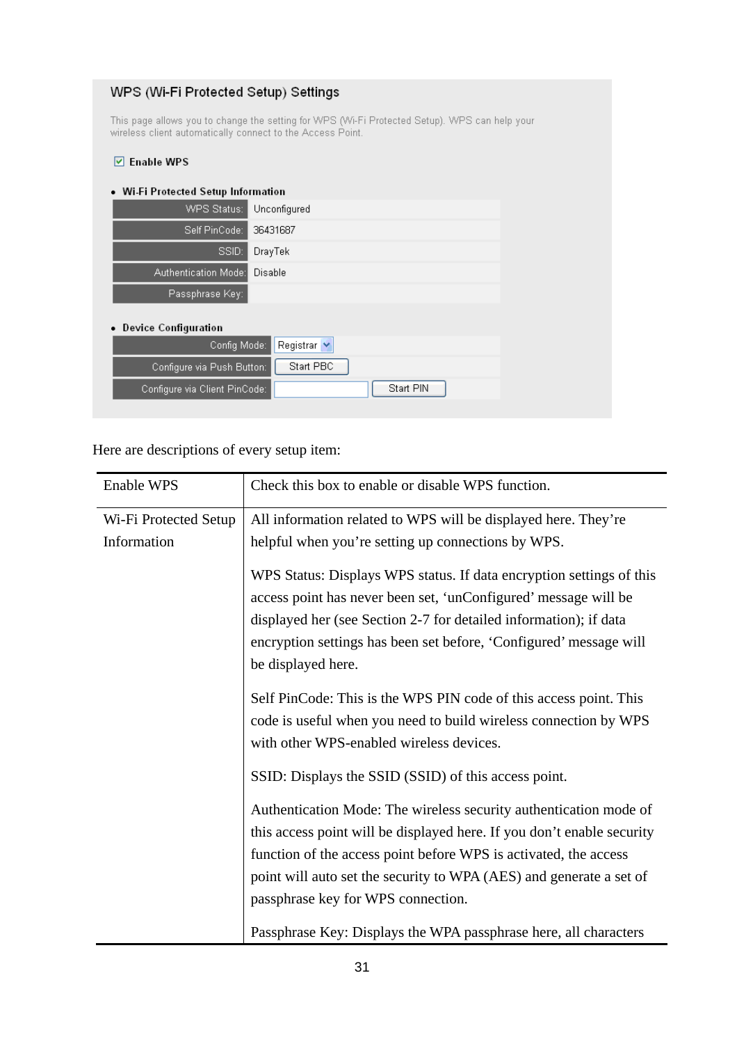## WPS (Wi-Fi Protected Setup) Settings

This page allows you to change the setting for WPS (Wi-Fi Protected Setup). WPS can help your wireless client automatically connect to the Access Point.

☑ **Enable WPS**

- **Wi-Fi Protected Setup Information**

| | |
|---|---|
| WPS Status: | Unconfigured |
| Self PinCode: | 36431687 |
| SSID: | DrayTek |
| Authentication Mode: | Disable |
| Passphrase Key: | |

- **Device Configuration**

| | |
|---|---|
| Config Mode: | Registrar |
| Configure via Push Button: | Start PBC |
| Configure via Client PinCode: | Start PIN |

Here are descriptions of every setup item:

| | |
|---|---|
| Enable WPS | Check this box to enable or disable WPS function. |
| Wi-Fi Protected Setup Information | All information related to WPS will be displayed here. They're helpful when you're setting up connections by WPS.<br><br>WPS Status: Displays WPS status. If data encryption settings of this access point has never been set, 'unConfigured' message will be displayed her (see Section 2-7 for detailed information); if data encryption settings has been set before, 'Configured' message will be displayed here.<br><br>Self PinCode: This is the WPS PIN code of this access point. This code is useful when you need to build wireless connection by WPS with other WPS-enabled wireless devices.<br><br>SSID: Displays the SSID (SSID) of this access point.<br><br>Authentication Mode: The wireless security authentication mode of this access point will be displayed here. If you don't enable security function of the access point before WPS is activated, the access point will auto set the security to WPA (AES) and generate a set of passphrase key for WPS connection.<br><br>Passphrase Key: Displays the WPA passphrase here, all characters |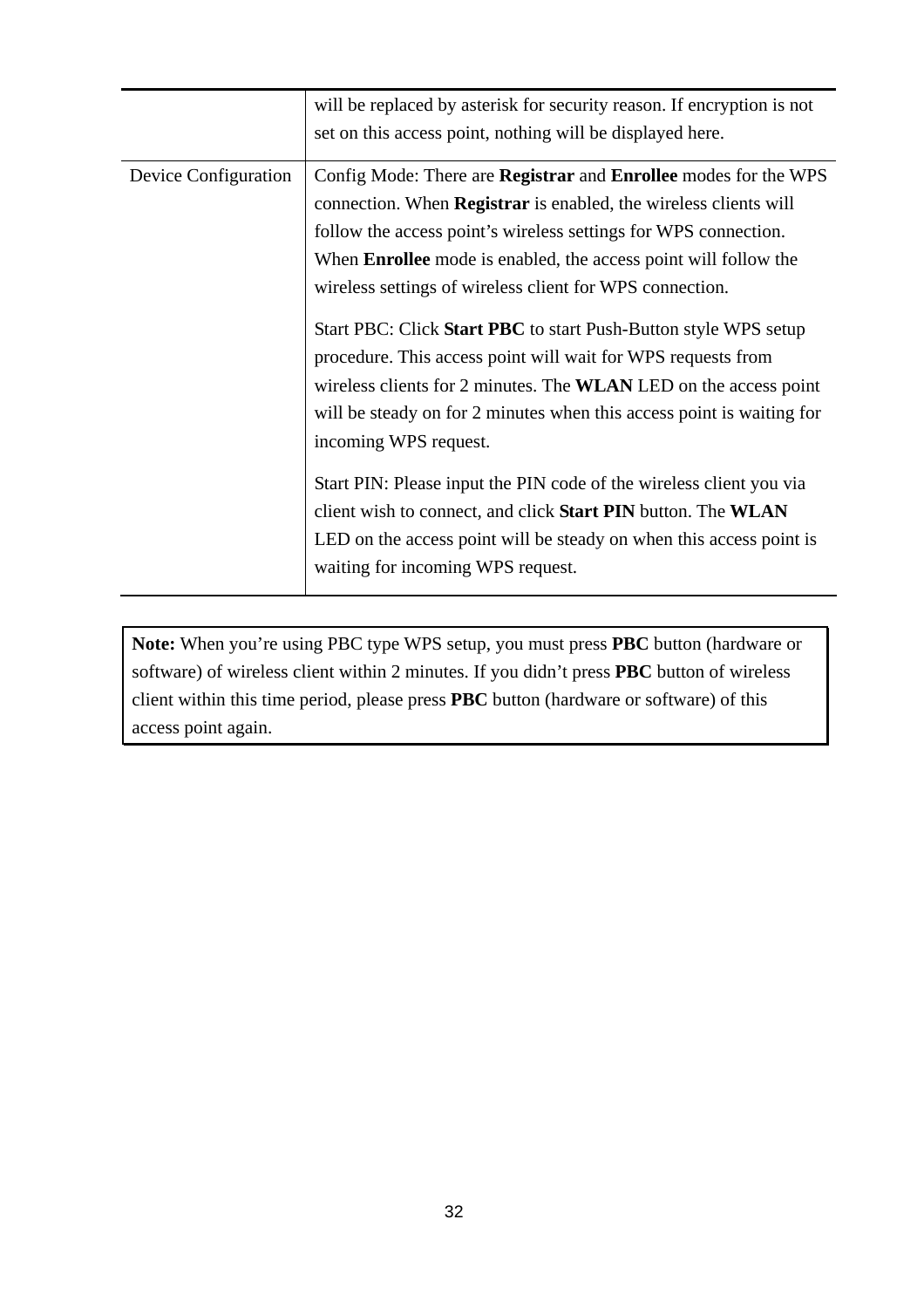| | |
|---|---|
| | will be replaced by asterisk for security reason. If encryption is not set on this access point, nothing will be displayed here. |
| Device Configuration | Config Mode: There are **Registrar** and **Enrollee** modes for the WPS connection. When **Registrar** is enabled, the wireless clients will follow the access point's wireless settings for WPS connection. When **Enrollee** mode is enabled, the access point will follow the wireless settings of wireless client for WPS connection.<br><br>Start PBC: Click **Start PBC** to start Push-Button style WPS setup procedure. This access point will wait for WPS requests from wireless clients for 2 minutes. The **WLAN** LED on the access point will be steady on for 2 minutes when this access point is waiting for incoming WPS request.<br><br>Start PIN: Please input the PIN code of the wireless client you via client wish to connect, and click **Start PIN** button. The **WLAN** LED on the access point will be steady on when this access point is waiting for incoming WPS request. |

**Note:** When you're using PBC type WPS setup, you must press **PBC** button (hardware or software) of wireless client within 2 minutes. If you didn't press **PBC** button of wireless client within this time period, please press **PBC** button (hardware or software) of this access point again.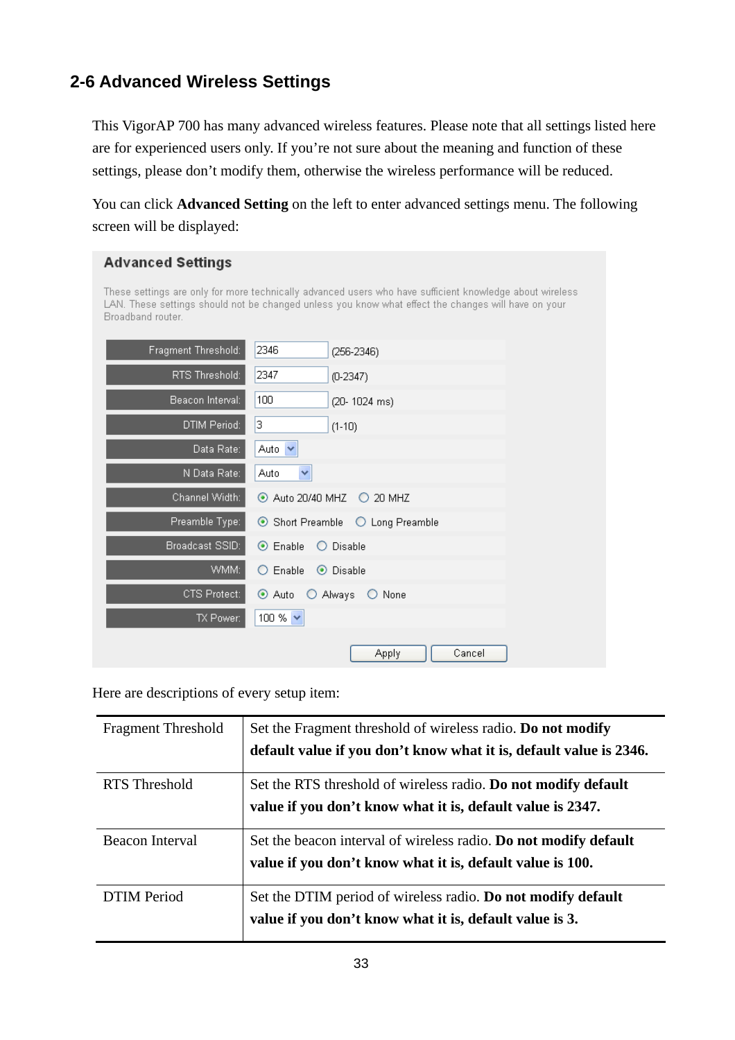## 2-6 Advanced Wireless Settings

This VigorAP 700 has many advanced wireless features. Please note that all settings listed here are for experienced users only. If you're not sure about the meaning and function of these settings, please don't modify them, otherwise the wireless performance will be reduced.

You can click **Advanced Setting** on the left to enter advanced settings menu. The following screen will be displayed:

**Advanced Settings**

These settings are only for more technically advanced users who have sufficient knowledge about wireless LAN. These settings should not be changed unless you know what effect the changes will have on your Broadband router.

| | |
|---|---|
| Fragment Threshold: | 2346 (256-2346) |
| RTS Threshold: | 2347 (0-2347) |
| Beacon Interval: | 100 (20- 1024 ms) |
| DTIM Period: | 3 (1-10) |
| Data Rate: | Auto |
| N Data Rate: | Auto |
| Channel Width: | ⦿ Auto 20/40 MHZ ○ 20 MHZ |
| Preamble Type: | ⦿ Short Preamble ○ Long Preamble |
| Broadcast SSID: | ⦿ Enable ○ Disable |
| WMM: | ○ Enable ⦿ Disable |
| CTS Protect: | ⦿ Auto ○ Always ○ None |
| TX Power: | 100 % |

Apply Cancel

Here are descriptions of every setup item:

| | |
|---|---|
| Fragment Threshold | Set the Fragment threshold of wireless radio. **Do not modify default value if you don't know what it is, default value is 2346.** |
| RTS Threshold | Set the RTS threshold of wireless radio. **Do not modify default value if you don't know what it is, default value is 2347.** |
| Beacon Interval | Set the beacon interval of wireless radio. **Do not modify default value if you don't know what it is, default value is 100.** |
| DTIM Period | Set the DTIM period of wireless radio. **Do not modify default value if you don't know what it is, default value is 3.** |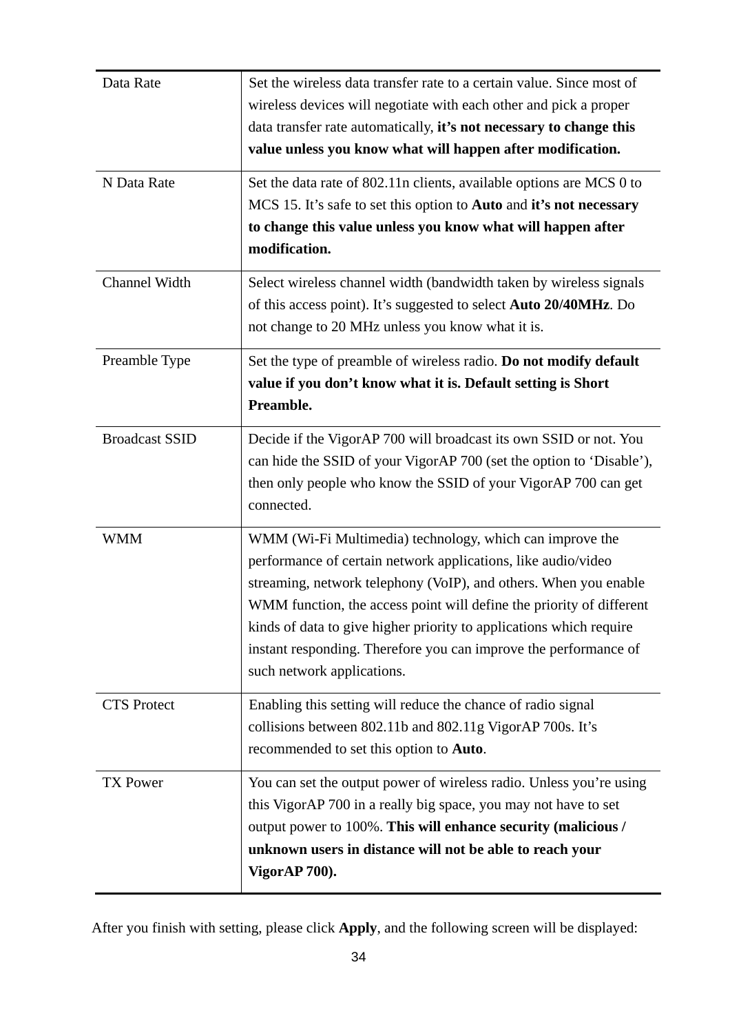| | |
|---|---|
| Data Rate | Set the wireless data transfer rate to a certain value. Since most of wireless devices will negotiate with each other and pick a proper data transfer rate automatically, **it's not necessary to change this value unless you know what will happen after modification.** |
| N Data Rate | Set the data rate of 802.11n clients, available options are MCS 0 to MCS 15. It's safe to set this option to **Auto** and **it's not necessary to change this value unless you know what will happen after modification.** |
| Channel Width | Select wireless channel width (bandwidth taken by wireless signals of this access point). It's suggested to select **Auto 20/40MHz**. Do not change to 20 MHz unless you know what it is. |
| Preamble Type | Set the type of preamble of wireless radio. **Do not modify default value if you don't know what it is. Default setting is Short Preamble.** |
| Broadcast SSID | Decide if the VigorAP 700 will broadcast its own SSID or not. You can hide the SSID of your VigorAP 700 (set the option to 'Disable'), then only people who know the SSID of your VigorAP 700 can get connected. |
| WMM | WMM (Wi-Fi Multimedia) technology, which can improve the performance of certain network applications, like audio/video streaming, network telephony (VoIP), and others. When you enable WMM function, the access point will define the priority of different kinds of data to give higher priority to applications which require instant responding. Therefore you can improve the performance of such network applications. |
| CTS Protect | Enabling this setting will reduce the chance of radio signal collisions between 802.11b and 802.11g VigorAP 700s. It's recommended to set this option to **Auto**. |
| TX Power | You can set the output power of wireless radio. Unless you're using this VigorAP 700 in a really big space, you may not have to set output power to 100%. **This will enhance security (malicious / unknown users in distance will not be able to reach your VigorAP 700).** |

After you finish with setting, please click **Apply**, and the following screen will be displayed: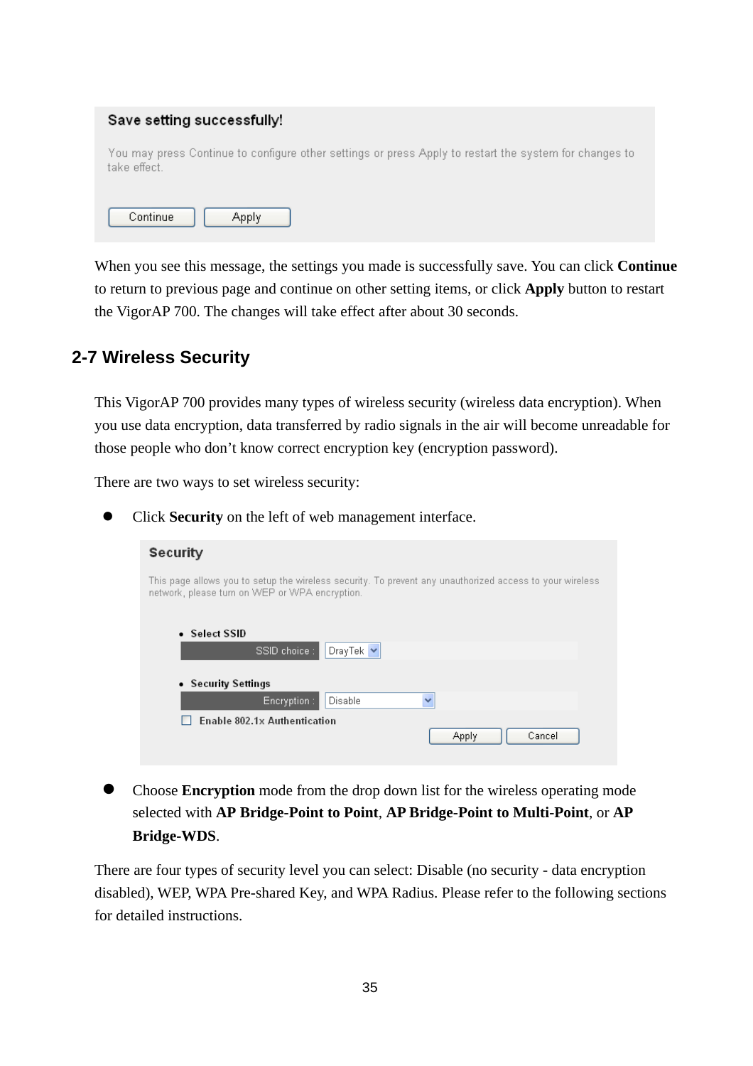When you see this message, the settings you made is successfully save. You can click **Continue** to return to previous page and continue on other setting items, or click **Apply** button to restart the VigorAP 700. The changes will take effect after about 30 seconds.

## 2-7 Wireless Security

This VigorAP 700 provides many types of wireless security (wireless data encryption). When you use data encryption, data transferred by radio signals in the air will become unreadable for those people who don't know correct encryption key (encryption password).

There are two ways to set wireless security:

- Click **Security** on the left of web management interface.

- Choose **Encryption** mode from the drop down list for the wireless operating mode selected with **AP Bridge-Point to Point**, **AP Bridge-Point to Multi-Point**, or **AP Bridge-WDS**.

There are four types of security level you can select: Disable (no security - data encryption disabled), WEP, WPA Pre-shared Key, and WPA Radius. Please refer to the following sections for detailed instructions.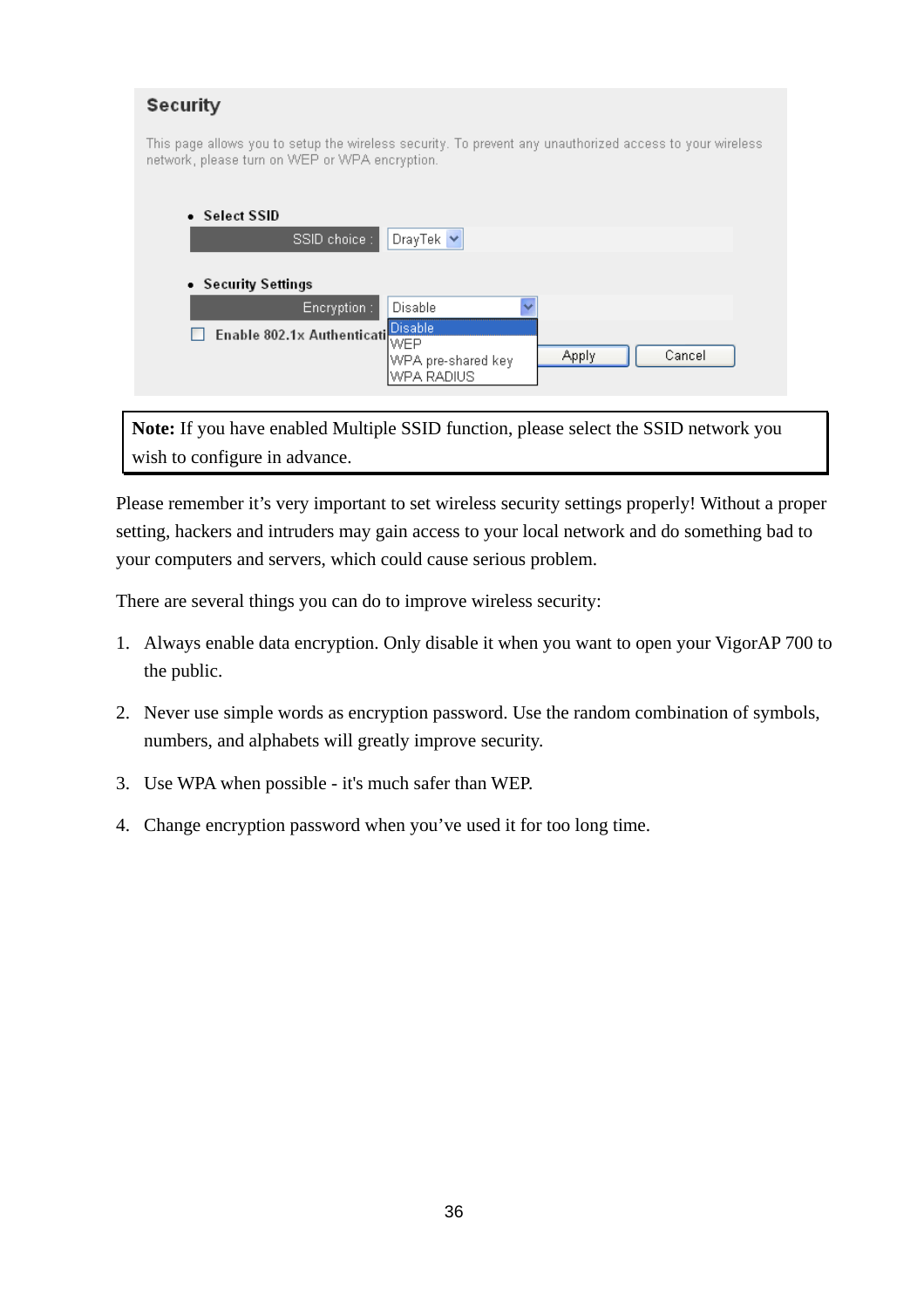## Security

This page allows you to setup the wireless security. To prevent any unauthorized access to your wireless network, please turn on WEP or WPA encryption.

- **Select SSID**

SSID choice : DrayTek

- **Security Settings**

Encryption : Disable

- Disable
- WEP
- WPA pre-shared key
- WPA RADIUS

☐ Enable 802.1x Authenticati

Apply Cancel

> **Note:** If you have enabled Multiple SSID function, please select the SSID network you wish to configure in advance.

Please remember it's very important to set wireless security settings properly! Without a proper setting, hackers and intruders may gain access to your local network and do something bad to your computers and servers, which could cause serious problem.

There are several things you can do to improve wireless security:

1. Always enable data encryption. Only disable it when you want to open your VigorAP 700 to the public.
2. Never use simple words as encryption password. Use the random combination of symbols, numbers, and alphabets will greatly improve security.
3. Use WPA when possible - it's much safer than WEP.
4. Change encryption password when you've used it for too long time.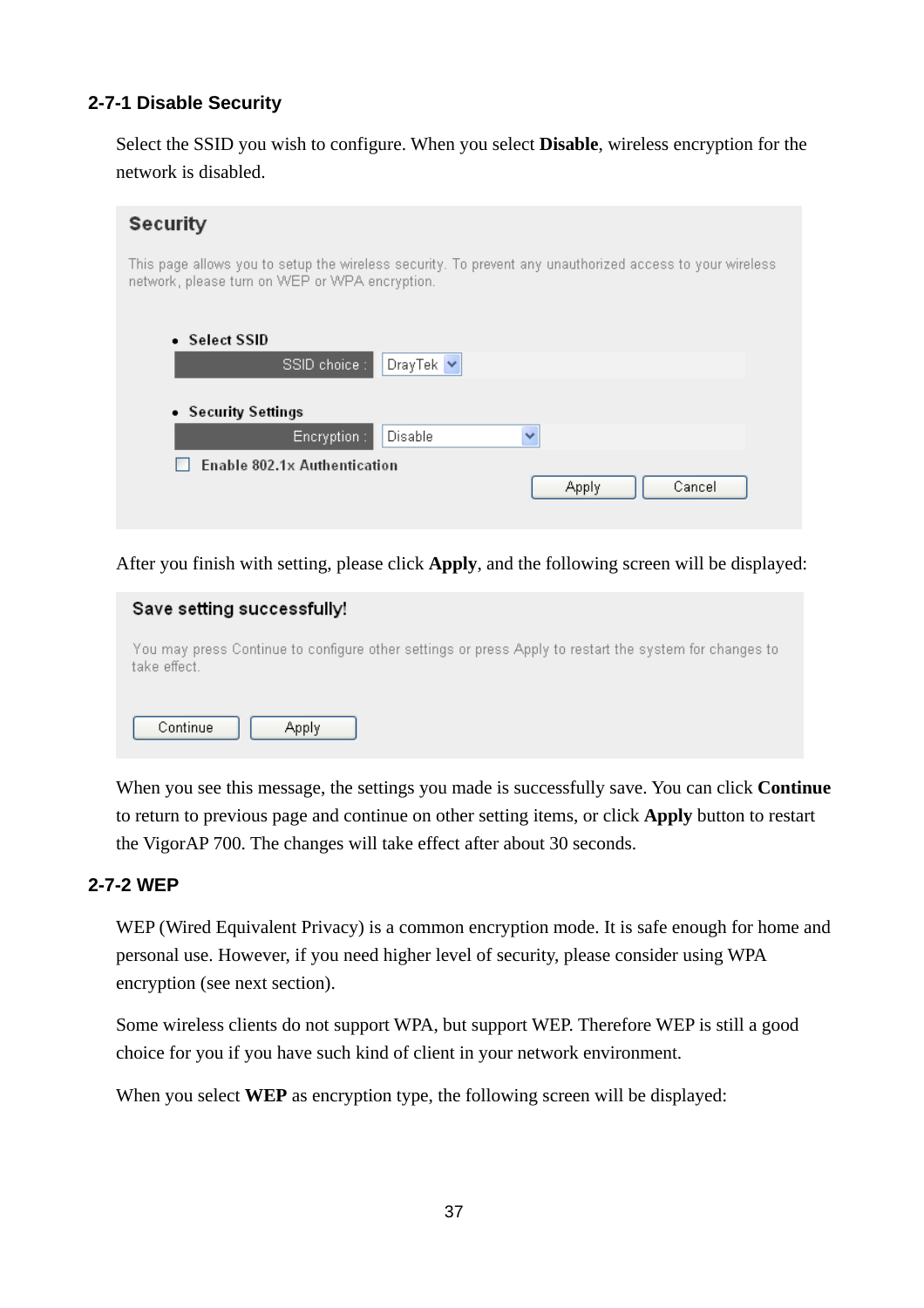### 2-7-1 Disable Security

Select the SSID you wish to configure. When you select **Disable**, wireless encryption for the network is disabled.

**Security**

This page allows you to setup the wireless security. To prevent any unauthorized access to your wireless network, please turn on WEP or WPA encryption.

- **Select SSID**

| SSID choice : | DrayTek |
|---|---|

- **Security Settings**

| Encryption : | Disable |
|---|---|

☐ Enable 802.1x Authentication

Apply | Cancel

After you finish with setting, please click **Apply**, and the following screen will be displayed:

**Save setting successfully!**

You may press Continue to configure other settings or press Apply to restart the system for changes to take effect.

Continue | Apply

When you see this message, the settings you made is successfully save. You can click **Continue** to return to previous page and continue on other setting items, or click **Apply** button to restart the VigorAP 700. The changes will take effect after about 30 seconds.

### 2-7-2 WEP

WEP (Wired Equivalent Privacy) is a common encryption mode. It is safe enough for home and personal use. However, if you need higher level of security, please consider using WPA encryption (see next section).

Some wireless clients do not support WPA, but support WEP. Therefore WEP is still a good choice for you if you have such kind of client in your network environment.

When you select **WEP** as encryption type, the following screen will be displayed: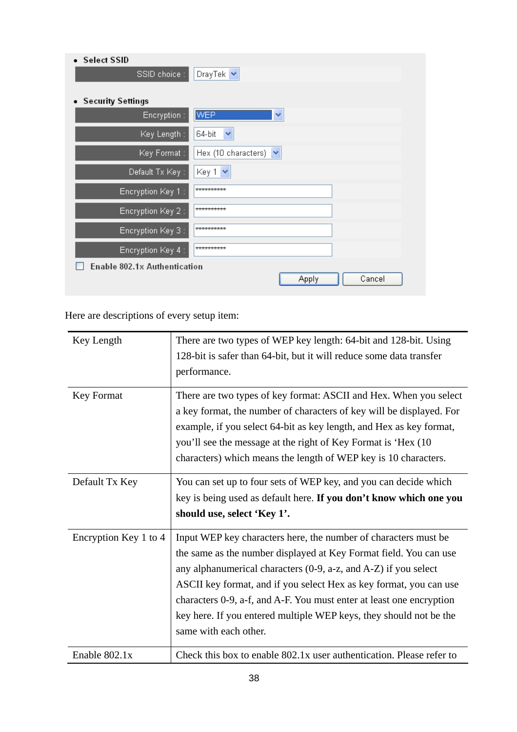- **Select SSID**

| SSID choice : | DrayTek |
| --- | --- |

- **Security Settings**

| Encryption : | WEP |
| --- | --- |
| Key Length : | 64-bit |
| Key Format : | Hex (10 characters) |
| Default Tx Key : | Key 1 |
| Encryption Key 1 : | ********** |
| Encryption Key 2 : | ********** |
| Encryption Key 3 : | ********** |
| Encryption Key 4 : | ********** |

☐ Enable 802.1x Authentication

Apply Cancel

Here are descriptions of every setup item:

| | |
| --- | --- |
| Key Length | There are two types of WEP key length: 64-bit and 128-bit. Using 128-bit is safer than 64-bit, but it will reduce some data transfer performance. |
| Key Format | There are two types of key format: ASCII and Hex. When you select a key format, the number of characters of key will be displayed. For example, if you select 64-bit as key length, and Hex as key format, you'll see the message at the right of Key Format is 'Hex (10 characters) which means the length of WEP key is 10 characters. |
| Default Tx Key | You can set up to four sets of WEP key, and you can decide which key is being used as default here. **If you don't know which one you should use, select 'Key 1'.** |
| Encryption Key 1 to 4 | Input WEP key characters here, the number of characters must be the same as the number displayed at Key Format field. You can use any alphanumerical characters (0-9, a-z, and A-Z) if you select ASCII key format, and if you select Hex as key format, you can use characters 0-9, a-f, and A-F. You must enter at least one encryption key here. If you entered multiple WEP keys, they should not be the same with each other. |
| Enable 802.1x | Check this box to enable 802.1x user authentication. Please refer to |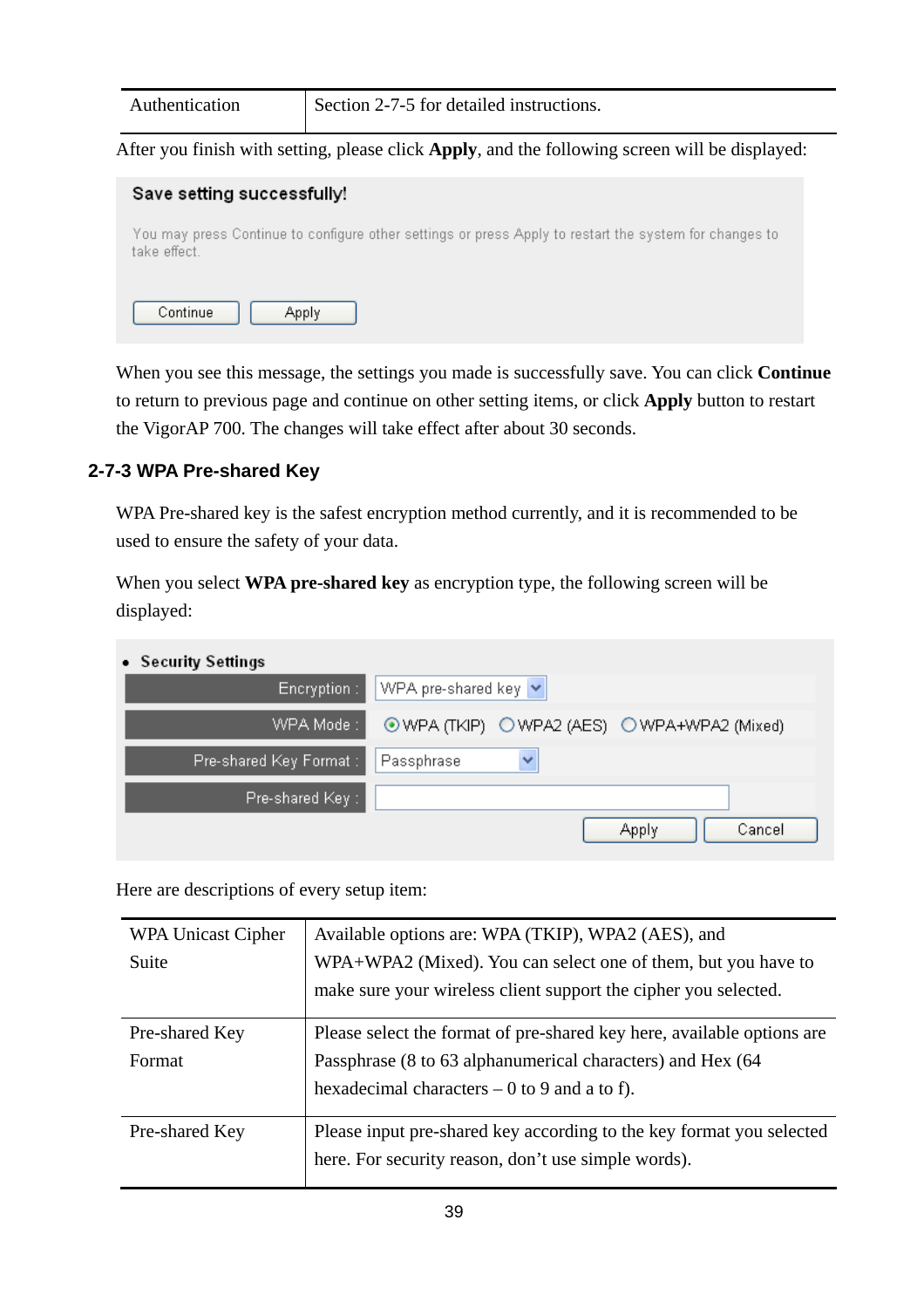| Authentication | Section 2-7-5 for detailed instructions. |
|---|---|

After you finish with setting, please click **Apply**, and the following screen will be displayed:

When you see this message, the settings you made is successfully save. You can click **Continue** to return to previous page and continue on other setting items, or click **Apply** button to restart the VigorAP 700. The changes will take effect after about 30 seconds.

### 2-7-3 WPA Pre-shared Key

WPA Pre-shared key is the safest encryption method currently, and it is recommended to be used to ensure the safety of your data.

When you select **WPA pre-shared key** as encryption type, the following screen will be displayed:

Here are descriptions of every setup item:

| WPA Unicast Cipher Suite | Available options are: WPA (TKIP), WPA2 (AES), and WPA+WPA2 (Mixed). You can select one of them, but you have to make sure your wireless client support the cipher you selected. |
|---|---|
| Pre-shared Key Format | Please select the format of pre-shared key here, available options are Passphrase (8 to 63 alphanumerical characters) and Hex (64 hexadecimal characters – 0 to 9 and a to f). |
| Pre-shared Key | Please input pre-shared key according to the key format you selected here. For security reason, don’t use simple words). |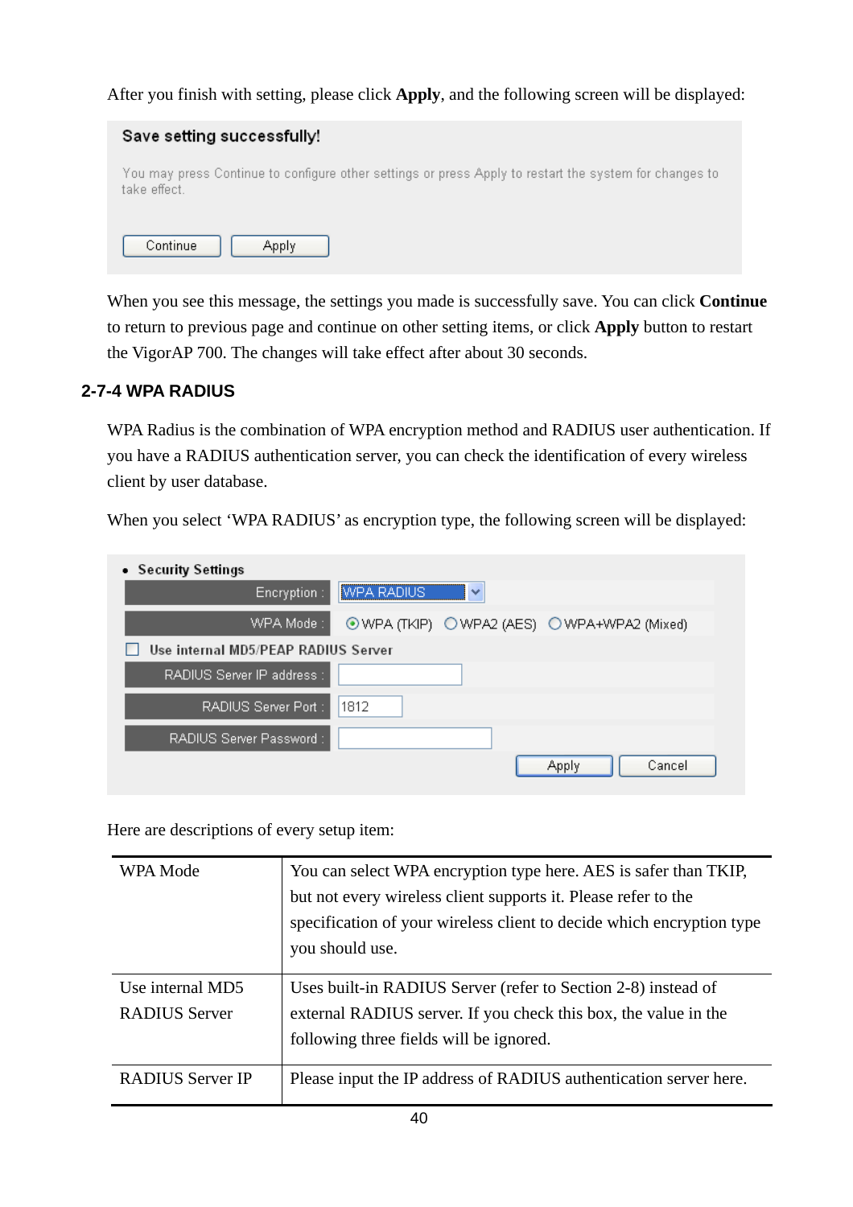After you finish with setting, please click **Apply**, and the following screen will be displayed:

**Save setting successfully!**

You may press Continue to configure other settings or press Apply to restart the system for changes to take effect.

Continue | Apply

When you see this message, the settings you made is successfully save. You can click **Continue** to return to previous page and continue on other setting items, or click **Apply** button to restart the VigorAP 700. The changes will take effect after about 30 seconds.

### 2-7-4 WPA RADIUS

WPA Radius is the combination of WPA encryption method and RADIUS user authentication. If you have a RADIUS authentication server, you can check the identification of every wireless client by user database.

When you select 'WPA RADIUS' as encryption type, the following screen will be displayed:

- **Security Settings**

| | |
|---|---|
| Encryption : | WPA RADIUS |
| WPA Mode : | ⦿ WPA (TKIP) ○ WPA2 (AES) ○ WPA+WPA2 (Mixed) |

☐ Use internal MD5/PEAP RADIUS Server

| | |
|---|---|
| RADIUS Server IP address : | |
| RADIUS Server Port : | 1812 |
| RADIUS Server Password : | |

Apply | Cancel

Here are descriptions of every setup item:

| | |
|---|---|
| WPA Mode | You can select WPA encryption type here. AES is safer than TKIP, but not every wireless client supports it. Please refer to the specification of your wireless client to decide which encryption type you should use. |
| Use internal MD5 RADIUS Server | Uses built-in RADIUS Server (refer to Section 2-8) instead of external RADIUS server. If you check this box, the value in the following three fields will be ignored. |
| RADIUS Server IP | Please input the IP address of RADIUS authentication server here. |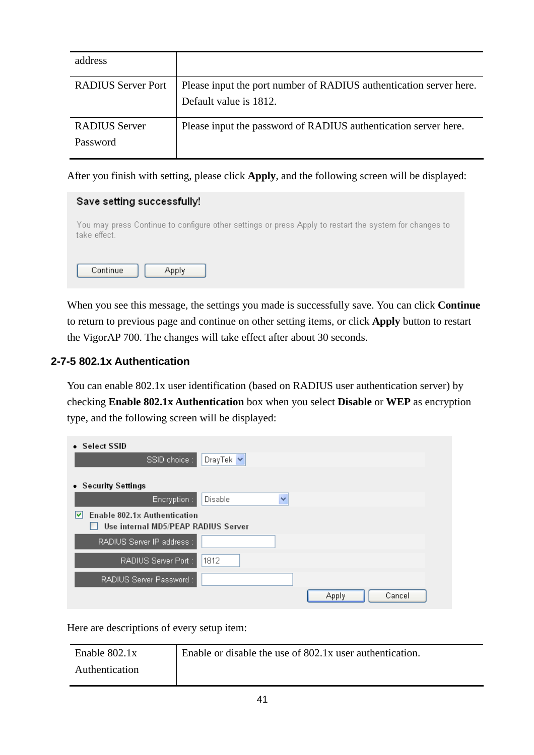| address | |
|---|---|
| RADIUS Server Port | Please input the port number of RADIUS authentication server here. Default value is 1812. |
| RADIUS Server Password | Please input the password of RADIUS authentication server here. |

After you finish with setting, please click **Apply**, and the following screen will be displayed:

**Save setting successfully!**

You may press Continue to configure other settings or press Apply to restart the system for changes to take effect.

Continue Apply

When you see this message, the settings you made is successfully save. You can click **Continue** to return to previous page and continue on other setting items, or click **Apply** button to restart the VigorAP 700. The changes will take effect after about 30 seconds.

### 2-7-5 802.1x Authentication

You can enable 802.1x user identification (based on RADIUS user authentication server) by checking **Enable 802.1x Authentication** box when you select **Disable** or **WEP** as encryption type, and the following screen will be displayed:

- **Select SSID**

SSID choice : DrayTek

- **Security Settings**

Encryption : Disable

☑ Enable 802.1x Authentication

☐ Use internal MD5/PEAP RADIUS Server

RADIUS Server IP address :

RADIUS Server Port : 1812

RADIUS Server Password :

Apply Cancel

Here are descriptions of every setup item:

| Enable 802.1x Authentication | Enable or disable the use of 802.1x user authentication. |
|---|---|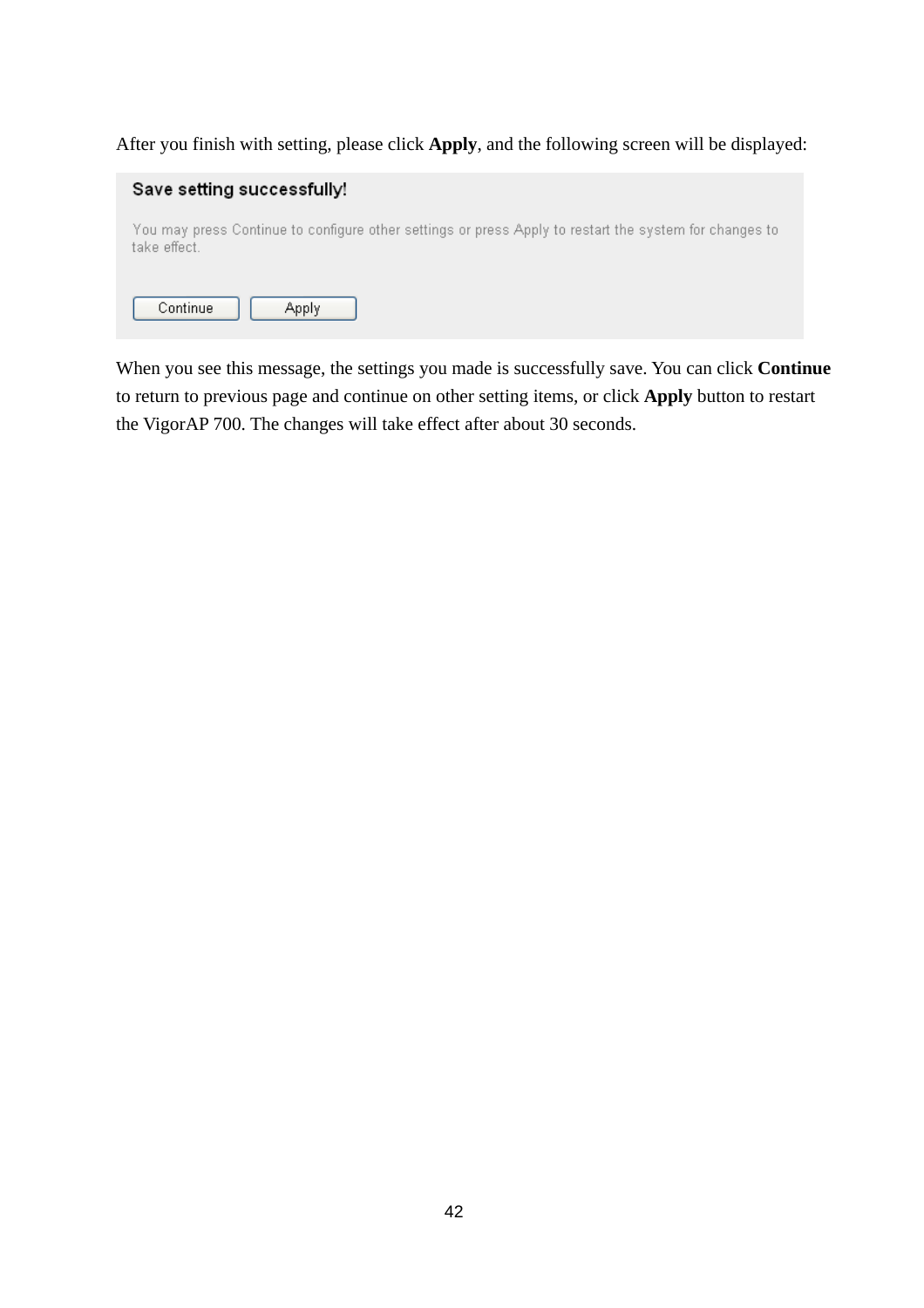After you finish with setting, please click **Apply**, and the following screen will be displayed:

**Save setting successfully!**

You may press Continue to configure other settings or press Apply to restart the system for changes to take effect.

Continue | Apply

When you see this message, the settings you made is successfully save. You can click **Continue** to return to previous page and continue on other setting items, or click **Apply** button to restart the VigorAP 700. The changes will take effect after about 30 seconds.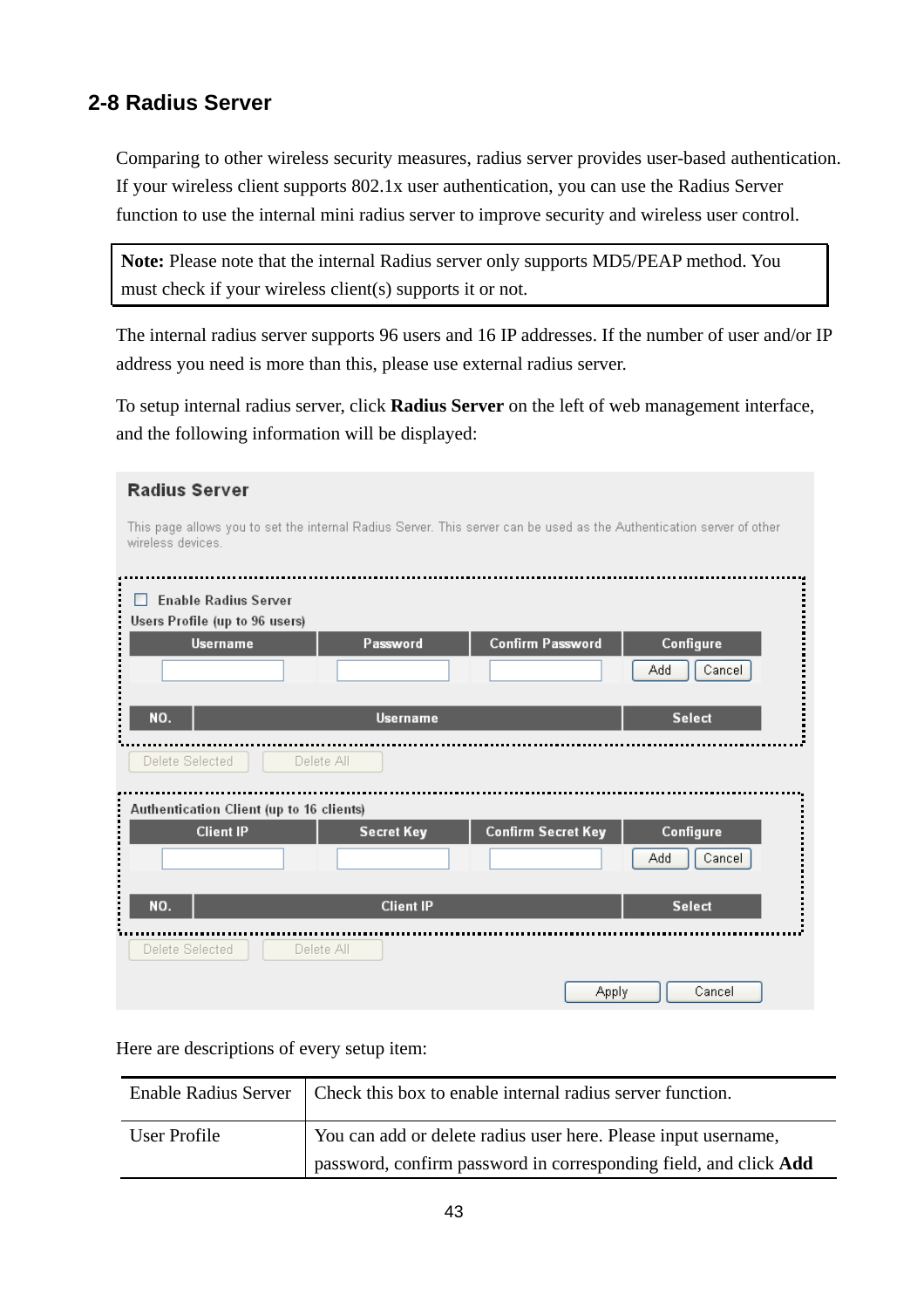## 2-8 Radius Server

Comparing to other wireless security measures, radius server provides user-based authentication. If your wireless client supports 802.1x user authentication, you can use the Radius Server function to use the internal mini radius server to improve security and wireless user control.

**Note:** Please note that the internal Radius server only supports MD5/PEAP method. You must check if your wireless client(s) supports it or not.

The internal radius server supports 96 users and 16 IP addresses. If the number of user and/or IP address you need is more than this, please use external radius server.

To setup internal radius server, click **Radius Server** on the left of web management interface, and the following information will be displayed:

**Radius Server**

This page allows you to set the internal Radius Server. This server can be used as the Authentication server of other wireless devices.

☐ Enable Radius Server

Users Profile (up to 96 users)

| Username | Password | Confirm Password | Configure |
|---|---|---|---|
| | | | Add Cancel |

| NO. | Username | Select |
|---|---|---|

Delete Selected | Delete All

Authentication Client (up to 16 clients)

| Client IP | Secret Key | Confirm Secret Key | Configure |
|---|---|---|---|
| | | | Add Cancel |

| NO. | Client IP | Select |
|---|---|---|

Delete Selected | Delete All

Apply | Cancel

Here are descriptions of every setup item:

| | |
|---|---|
| Enable Radius Server | Check this box to enable internal radius server function. |
| User Profile | You can add or delete radius user here. Please input username, password, confirm password in corresponding field, and click **Add** |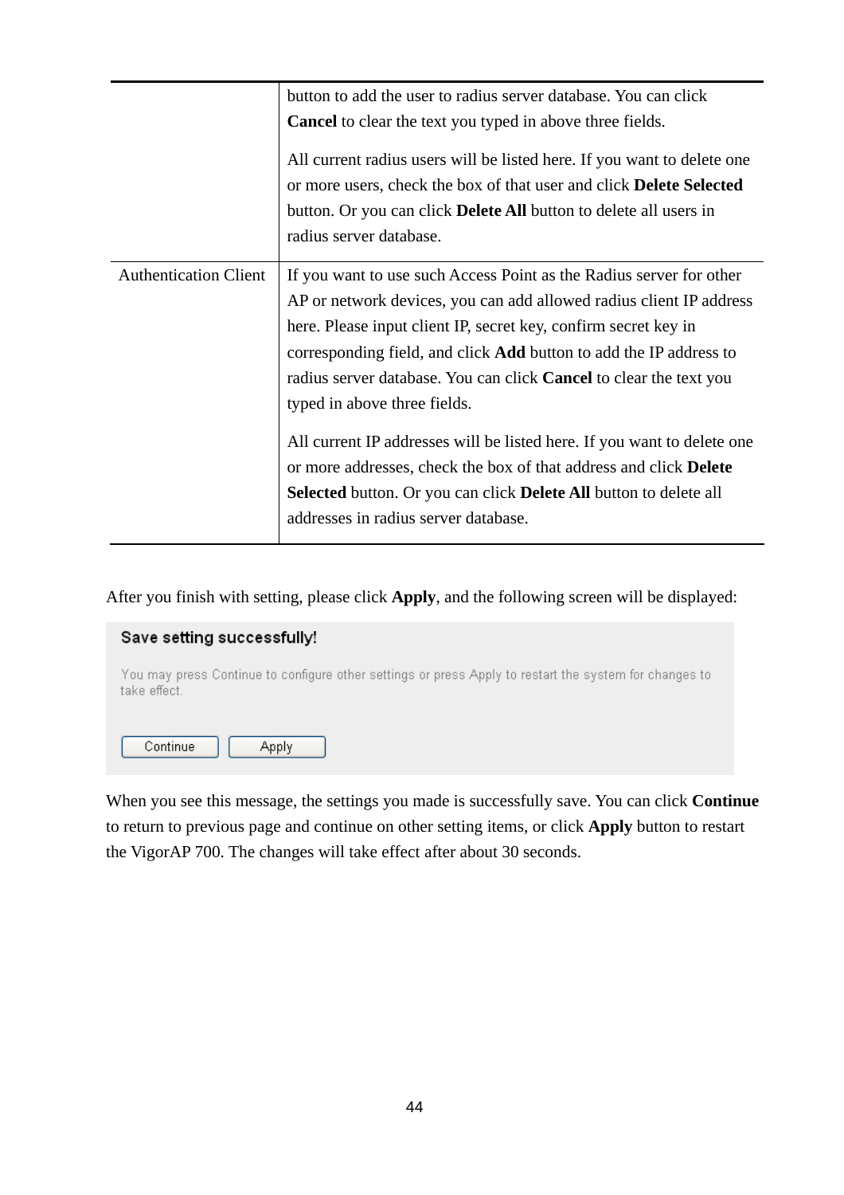| | |
|---|---|
| | button to add the user to radius server database. You can click **Cancel** to clear the text you typed in above three fields.<br><br>All current radius users will be listed here. If you want to delete one or more users, check the box of that user and click **Delete Selected** button. Or you can click **Delete All** button to delete all users in radius server database. |
| Authentication Client | If you want to use such Access Point as the Radius server for other AP or network devices, you can add allowed radius client IP address here. Please input client IP, secret key, confirm secret key in corresponding field, and click **Add** button to add the IP address to radius server database. You can click **Cancel** to clear the text you typed in above three fields.<br><br>All current IP addresses will be listed here. If you want to delete one or more addresses, check the box of that address and click **Delete Selected** button. Or you can click **Delete All** button to delete all addresses in radius server database. |

After you finish with setting, please click **Apply**, and the following screen will be displayed:

**Save setting successfully!**

You may press Continue to configure other settings or press Apply to restart the system for changes to take effect.

Continue Apply

When you see this message, the settings you made is successfully save. You can click **Continue** to return to previous page and continue on other setting items, or click **Apply** button to restart the VigorAP 700. The changes will take effect after about 30 seconds.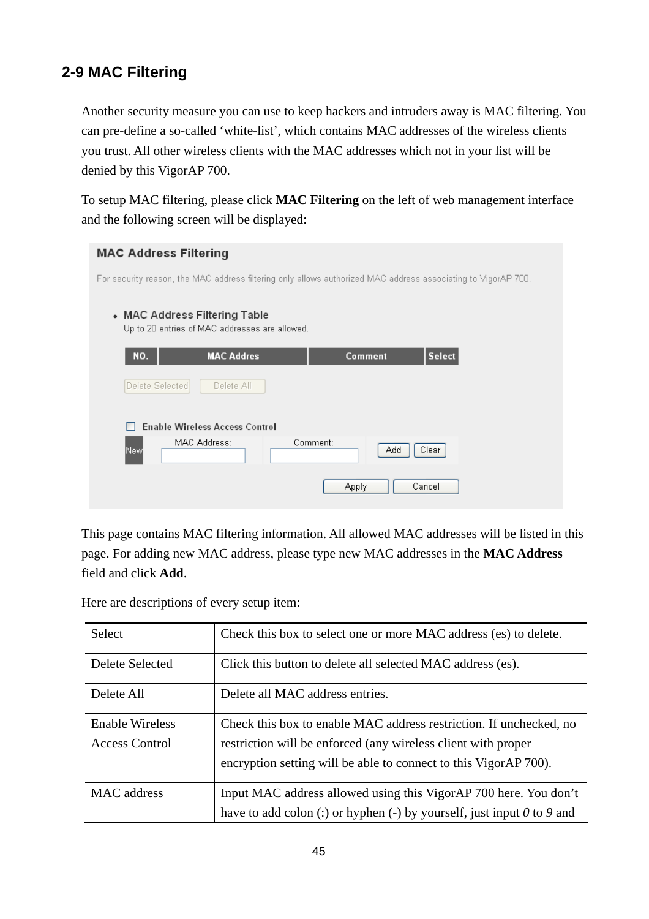## 2-9 MAC Filtering

Another security measure you can use to keep hackers and intruders away is MAC filtering. You can pre-define a so-called 'white-list', which contains MAC addresses of the wireless clients you trust. All other wireless clients with the MAC addresses which not in your list will be denied by this VigorAP 700.

To setup MAC filtering, please click **MAC Filtering** on the left of web management interface and the following screen will be displayed:

**MAC Address Filtering**

For security reason, the MAC address filtering only allows authorized MAC address associating to VigorAP 700.

- MAC Address Filtering Table
  Up to 20 entries of MAC addresses are allowed.

| NO. | MAC Addres | Comment | Select |
|---|---|---|---|

Delete Selected | Delete All

☐ Enable Wireless Access Control

| New | MAC Address: | Comment: | Add Clear |
|---|---|---|---|

Apply | Cancel

This page contains MAC filtering information. All allowed MAC addresses will be listed in this page. For adding new MAC address, please type new MAC addresses in the **MAC Address** field and click **Add**.

Here are descriptions of every setup item:

| | |
|---|---|
| Select | Check this box to select one or more MAC address (es) to delete. |
| Delete Selected | Click this button to delete all selected MAC address (es). |
| Delete All | Delete all MAC address entries. |
| Enable Wireless Access Control | Check this box to enable MAC address restriction. If unchecked, no restriction will be enforced (any wireless client with proper encryption setting will be able to connect to this VigorAP 700). |
| MAC address | Input MAC address allowed using this VigorAP 700 here. You don't have to add colon (:) or hyphen (-) by yourself, just input *0* to *9* and |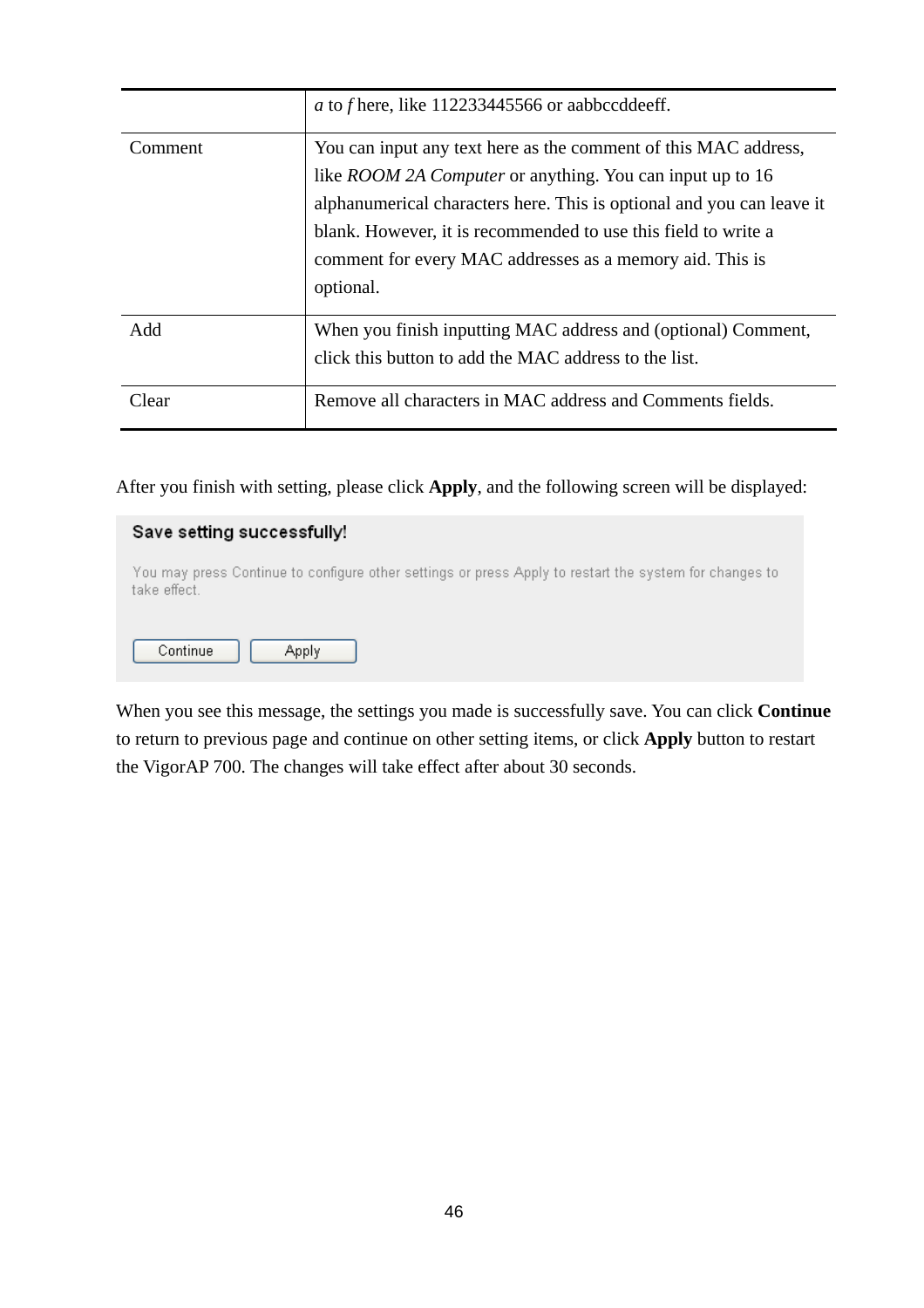| | |
|---|---|
| | *a* to *f* here, like 112233445566 or aabbccddeeff. |
| Comment | You can input any text here as the comment of this MAC address, like *ROOM 2A Computer* or anything. You can input up to 16 alphanumerical characters here. This is optional and you can leave it blank. However, it is recommended to use this field to write a comment for every MAC addresses as a memory aid. This is optional. |
| Add | When you finish inputting MAC address and (optional) Comment, click this button to add the MAC address to the list. |
| Clear | Remove all characters in MAC address and Comments fields. |

After you finish with setting, please click **Apply**, and the following screen will be displayed:

**Save setting successfully!**

You may press Continue to configure other settings or press Apply to restart the system for changes to take effect.

[Continue] [Apply]

When you see this message, the settings you made is successfully save. You can click **Continue** to return to previous page and continue on other setting items, or click **Apply** button to restart the VigorAP 700. The changes will take effect after about 30 seconds.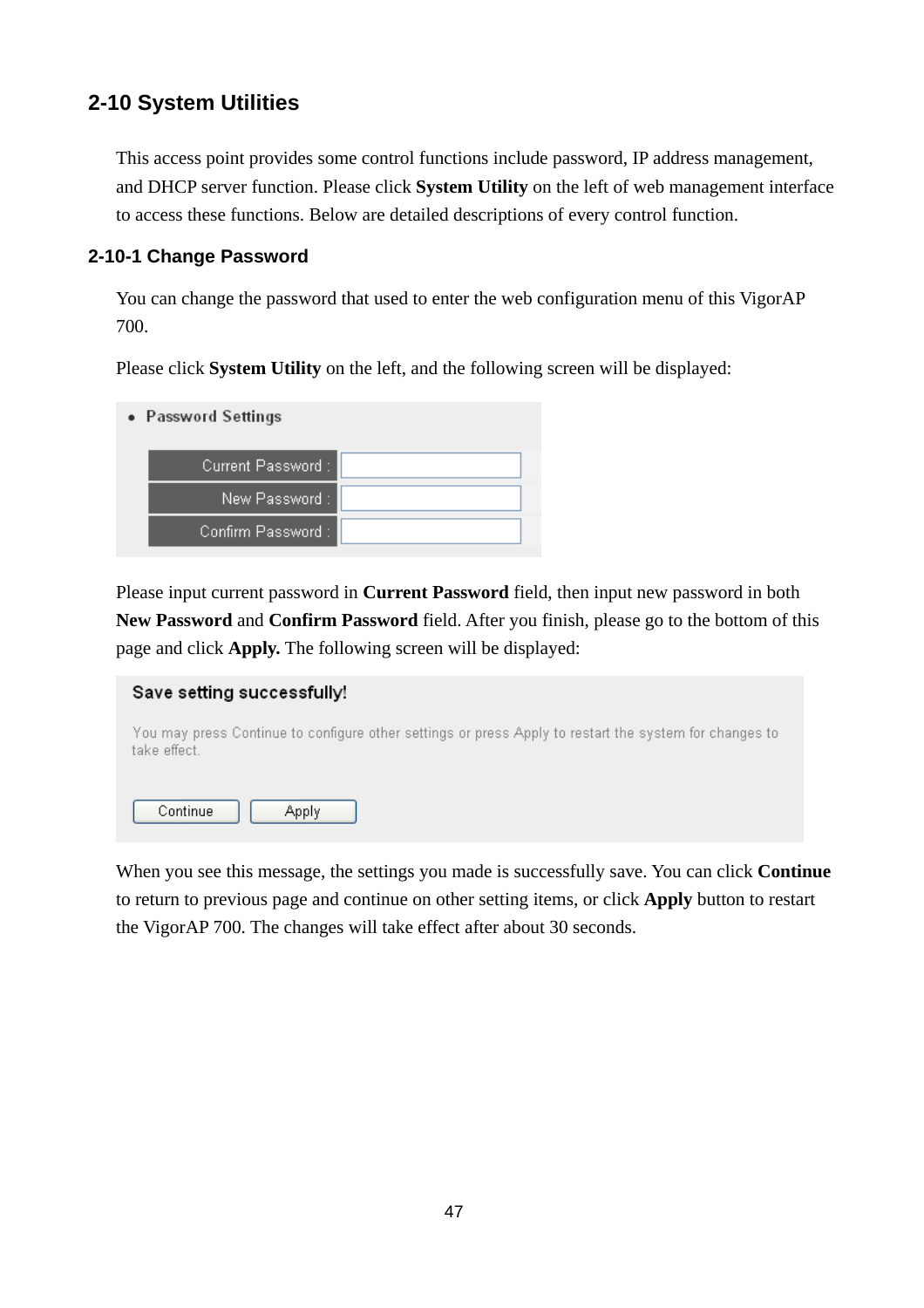## 2-10 System Utilities

This access point provides some control functions include password, IP address management, and DHCP server function. Please click **System Utility** on the left of web management interface to access these functions. Below are detailed descriptions of every control function.

### 2-10-1 Change Password

You can change the password that used to enter the web configuration menu of this VigorAP 700.

Please click **System Utility** on the left, and the following screen will be displayed:

- Password Settings

| Current Password : | |
|---|---|
| New Password : | |
| Confirm Password : | |

Please input current password in **Current Password** field, then input new password in both **New Password** and **Confirm Password** field. After you finish, please go to the bottom of this page and click **Apply.** The following screen will be displayed:

**Save setting successfully!**

You may press Continue to configure other settings or press Apply to restart the system for changes to take effect.

Continue | Apply

When you see this message, the settings you made is successfully save. You can click **Continue** to return to previous page and continue on other setting items, or click **Apply** button to restart the VigorAP 700. The changes will take effect after about 30 seconds.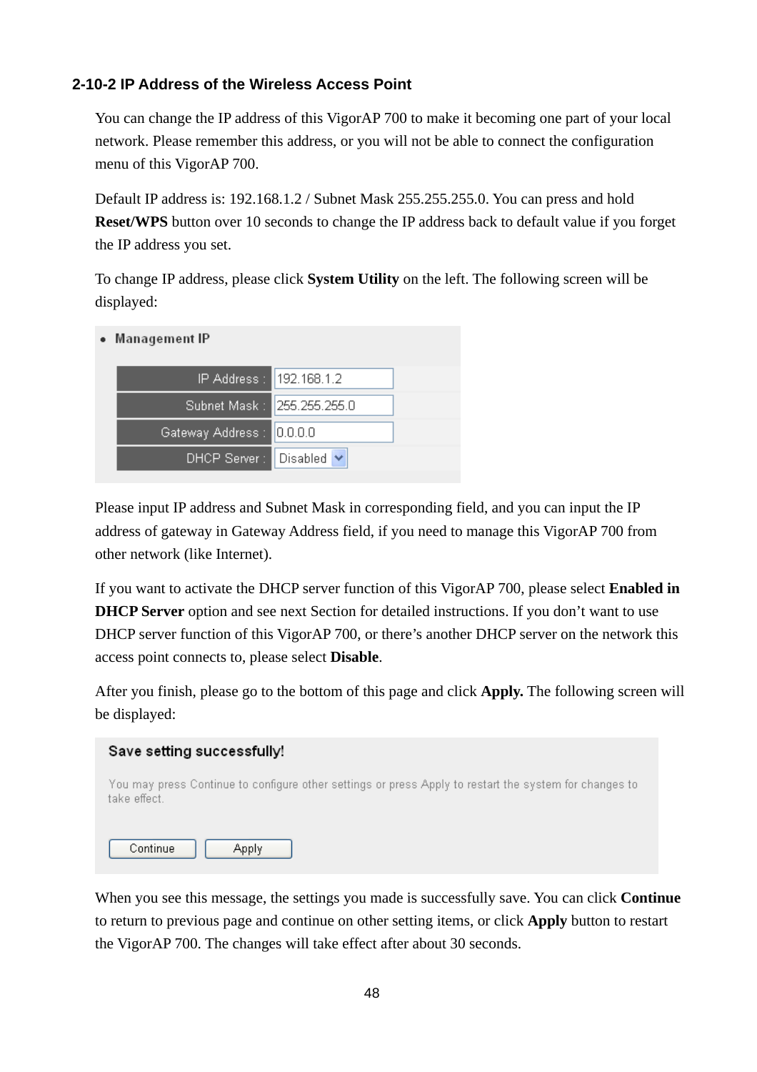### 2-10-2 IP Address of the Wireless Access Point

You can change the IP address of this VigorAP 700 to make it becoming one part of your local network. Please remember this address, or you will not be able to connect the configuration menu of this VigorAP 700.

Default IP address is: 192.168.1.2 / Subnet Mask 255.255.255.0. You can press and hold **Reset/WPS** button over 10 seconds to change the IP address back to default value if you forget the IP address you set.

To change IP address, please click **System Utility** on the left. The following screen will be displayed:

- **Management IP**

| | |
|---|---|
| IP Address : | 192.168.1.2 |
| Subnet Mask : | 255.255.255.0 |
| Gateway Address : | 0.0.0.0 |
| DHCP Server : | Disabled |

Please input IP address and Subnet Mask in corresponding field, and you can input the IP address of gateway in Gateway Address field, if you need to manage this VigorAP 700 from other network (like Internet).

If you want to activate the DHCP server function of this VigorAP 700, please select **Enabled in DHCP Server** option and see next Section for detailed instructions. If you don't want to use DHCP server function of this VigorAP 700, or there's another DHCP server on the network this access point connects to, please select **Disable**.

After you finish, please go to the bottom of this page and click **Apply.** The following screen will be displayed:

**Save setting successfully!**

You may press Continue to configure other settings or press Apply to restart the system for changes to take effect.

[Continue] [Apply]

When you see this message, the settings you made is successfully save. You can click **Continue** to return to previous page and continue on other setting items, or click **Apply** button to restart the VigorAP 700. The changes will take effect after about 30 seconds.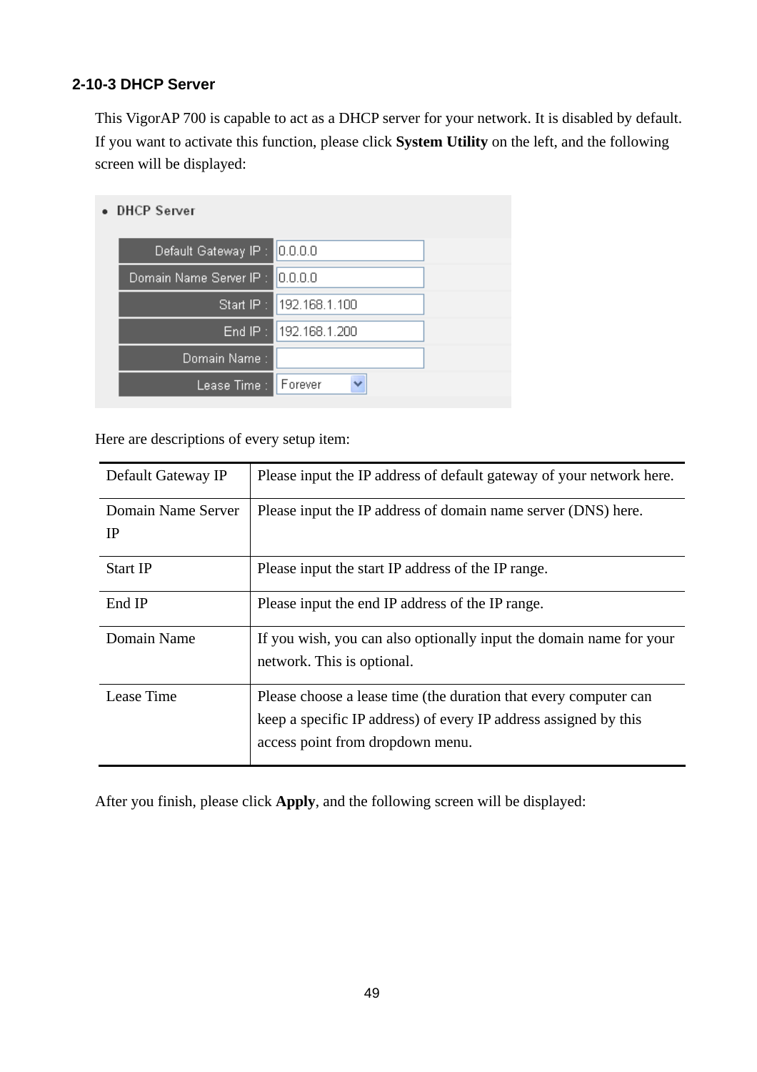### 2-10-3 DHCP Server

This VigorAP 700 is capable to act as a DHCP server for your network. It is disabled by default. If you want to activate this function, please click **System Utility** on the left, and the following screen will be displayed:

- **DHCP Server**

| Field | Value |
|---|---|
| Default Gateway IP : | 0.0.0.0 |
| Domain Name Server IP : | 0.0.0.0 |
| Start IP : | 192.168.1.100 |
| End IP : | 192.168.1.200 |
| Domain Name : | |
| Lease Time : | Forever |

Here are descriptions of every setup item:

| Item | Description |
|---|---|
| Default Gateway IP | Please input the IP address of default gateway of your network here. |
| Domain Name Server IP | Please input the IP address of domain name server (DNS) here. |
| Start IP | Please input the start IP address of the IP range. |
| End IP | Please input the end IP address of the IP range. |
| Domain Name | If you wish, you can also optionally input the domain name for your network. This is optional. |
| Lease Time | Please choose a lease time (the duration that every computer can keep a specific IP address) of every IP address assigned by this access point from dropdown menu. |

After you finish, please click **Apply**, and the following screen will be displayed: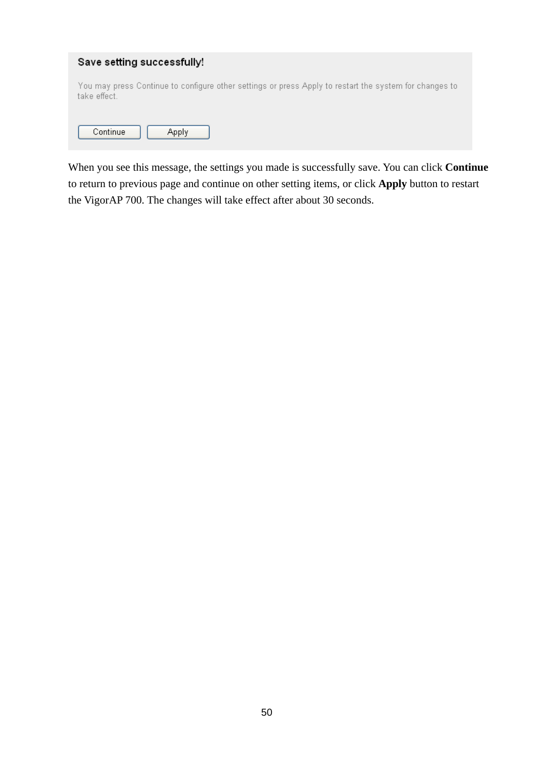**Save setting successfully!**

You may press Continue to configure other settings or press Apply to restart the system for changes to take effect.

Continue | Apply

When you see this message, the settings you made is successfully save. You can click **Continue** to return to previous page and continue on other setting items, or click **Apply** button to restart the VigorAP 700. The changes will take effect after about 30 seconds.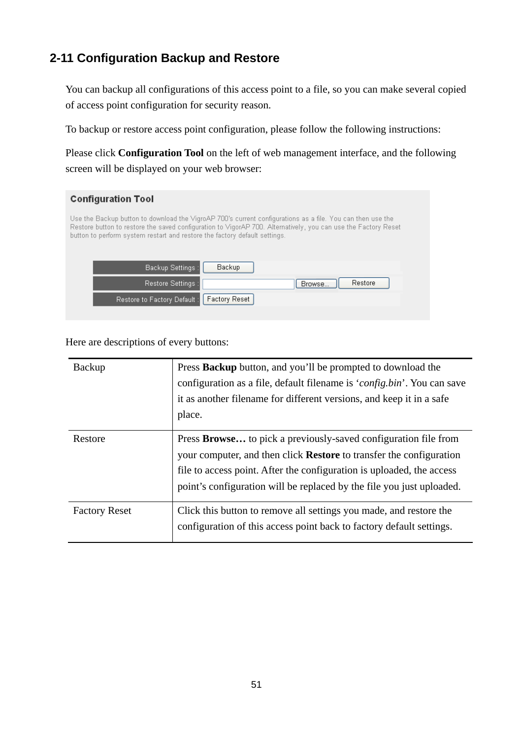## 2-11 Configuration Backup and Restore

You can backup all configurations of this access point to a file, so you can make several copied of access point configuration for security reason.

To backup or restore access point configuration, please follow the following instructions:

Please click **Configuration Tool** on the left of web management interface, and the following screen will be displayed on your web browser:

**Configuration Tool**

Use the Backup button to download the VigroAP 700's current configurations as a file. You can then use the Restore button to restore the saved configuration to VigorAP 700. Alternatively, you can use the Factory Reset button to perform system restart and restore the factory default settings.

| | |
|---|---|
| Backup Settings : | Backup |
| Restore Settings : | Browse... Restore |
| Restore to Factory Default : | Factory Reset |

Here are descriptions of every buttons:

| | |
|---|---|
| Backup | Press **Backup** button, and you'll be prompted to download the configuration as a file, default filename is '*config.bin*'. You can save it as another filename for different versions, and keep it in a safe place. |
| Restore | Press **Browse…** to pick a previously-saved configuration file from your computer, and then click **Restore** to transfer the configuration file to access point. After the configuration is uploaded, the access point's configuration will be replaced by the file you just uploaded. |
| Factory Reset | Click this button to remove all settings you made, and restore the configuration of this access point back to factory default settings. |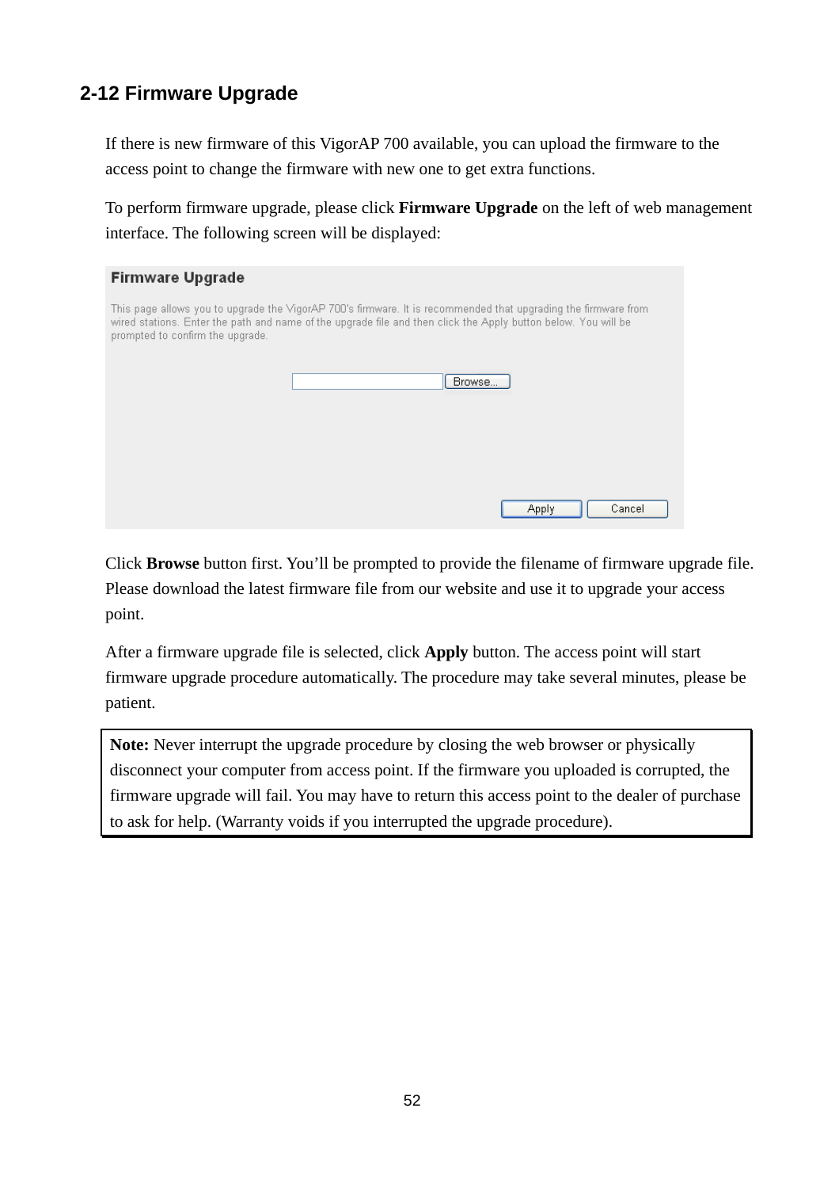## 2-12 Firmware Upgrade

If there is new firmware of this VigorAP 700 available, you can upload the firmware to the access point to change the firmware with new one to get extra functions.

To perform firmware upgrade, please click **Firmware Upgrade** on the left of web management interface. The following screen will be displayed:

**Firmware Upgrade**

This page allows you to upgrade the VigorAP 700's firmware. It is recommended that upgrading the firmware from wired stations. Enter the path and name of the upgrade file and then click the Apply button below. You will be prompted to confirm the upgrade.

Browse...

Apply Cancel

Click **Browse** button first. You'll be prompted to provide the filename of firmware upgrade file. Please download the latest firmware file from our website and use it to upgrade your access point.

After a firmware upgrade file is selected, click **Apply** button. The access point will start firmware upgrade procedure automatically. The procedure may take several minutes, please be patient.

**Note:** Never interrupt the upgrade procedure by closing the web browser or physically disconnect your computer from access point. If the firmware you uploaded is corrupted, the firmware upgrade will fail. You may have to return this access point to the dealer of purchase to ask for help. (Warranty voids if you interrupted the upgrade procedure).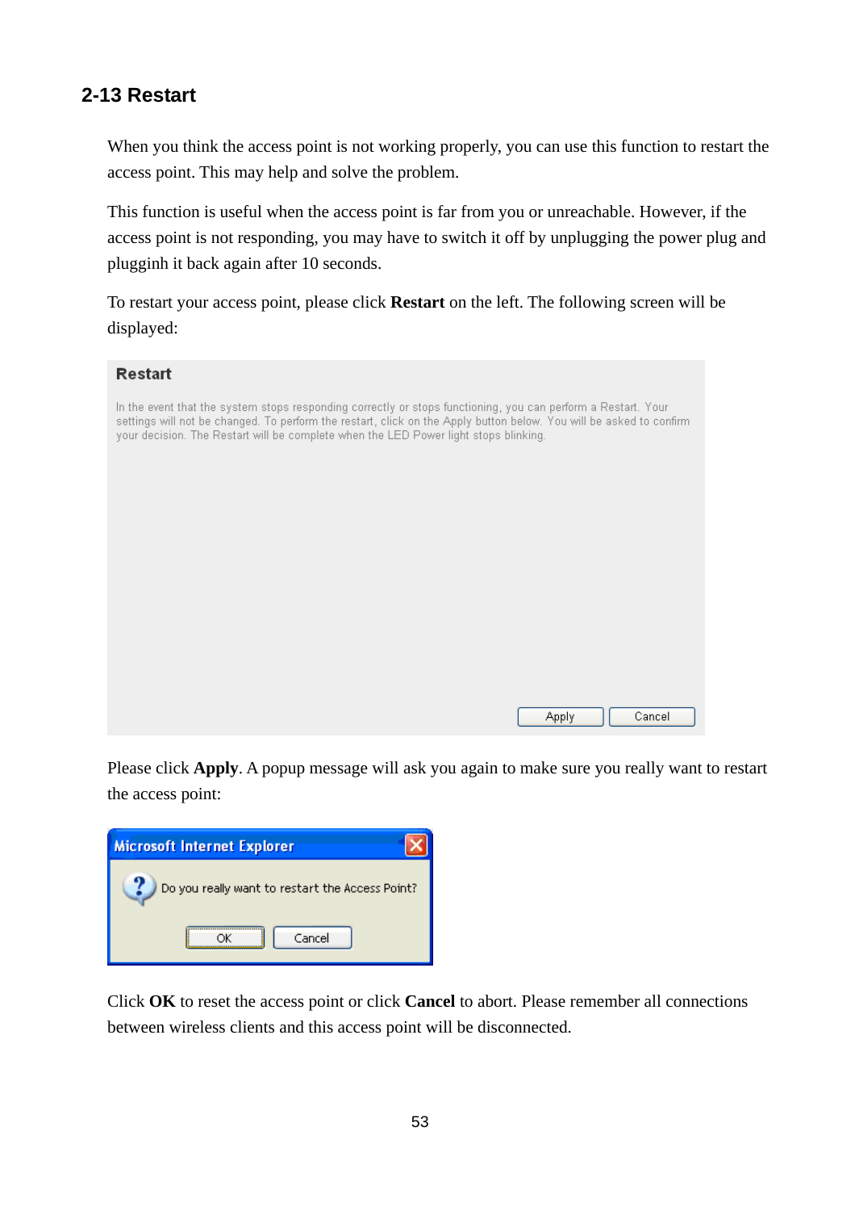## 2-13 Restart

When you think the access point is not working properly, you can use this function to restart the access point. This may help and solve the problem.

This function is useful when the access point is far from you or unreachable. However, if the access point is not responding, you may have to switch it off by unplugging the power plug and pugginh it back again after 10 seconds.

To restart your access point, please click **Restart** on the left. The following screen will be displayed:

**Restart**

In the event that the system stops responding correctly or stops functioning, you can perform a Restart. Your settings will not be changed. To perform the restart, click on the Apply button below. You will be asked to confirm your decision. The Restart will be complete when the LED Power light stops blinking.

Apply Cancel

Please click **Apply**. A popup message will ask you again to make sure you really want to restart the access point:

Microsoft Internet Explorer

Do you really want to restart the Access Point?

OK Cancel

Click **OK** to reset the access point or click **Cancel** to abort. Please remember all connections between wireless clients and this access point will be disconnected.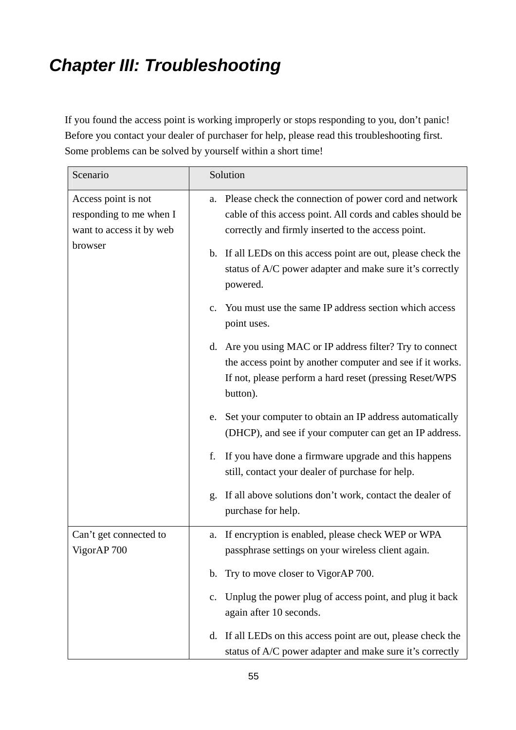# *Chapter III: Troubleshooting*

If you found the access point is working improperly or stops responding to you, don't panic! Before you contact your dealer of purchaser for help, please read this troubleshooting first. Some problems can be solved by yourself within a short time!

| Scenario | Solution |
|---|---|
| Access point is not responding to me when I want to access it by web browser | a. Please check the connection of power cord and network cable of this access point. All cords and cables should be correctly and firmly inserted to the access point.<br><br>b. If all LEDs on this access point are out, please check the status of A/C power adapter and make sure it's correctly powered.<br><br>c. You must use the same IP address section which access point uses.<br><br>d. Are you using MAC or IP address filter? Try to connect the access point by another computer and see if it works. If not, please perform a hard reset (pressing Reset/WPS button).<br><br>e. Set your computer to obtain an IP address automatically (DHCP), and see if your computer can get an IP address.<br><br>f. If you have done a firmware upgrade and this happens still, contact your dealer of purchase for help.<br><br>g. If all above solutions don't work, contact the dealer of purchase for help. |
| Can't get connected to VigorAP 700 | a. If encryption is enabled, please check WEP or WPA passphrase settings on your wireless client again.<br><br>b. Try to move closer to VigorAP 700.<br><br>c. Unplug the power plug of access point, and plug it back again after 10 seconds.<br><br>d. If all LEDs on this access point are out, please check the status of A/C power adapter and make sure it's correctly |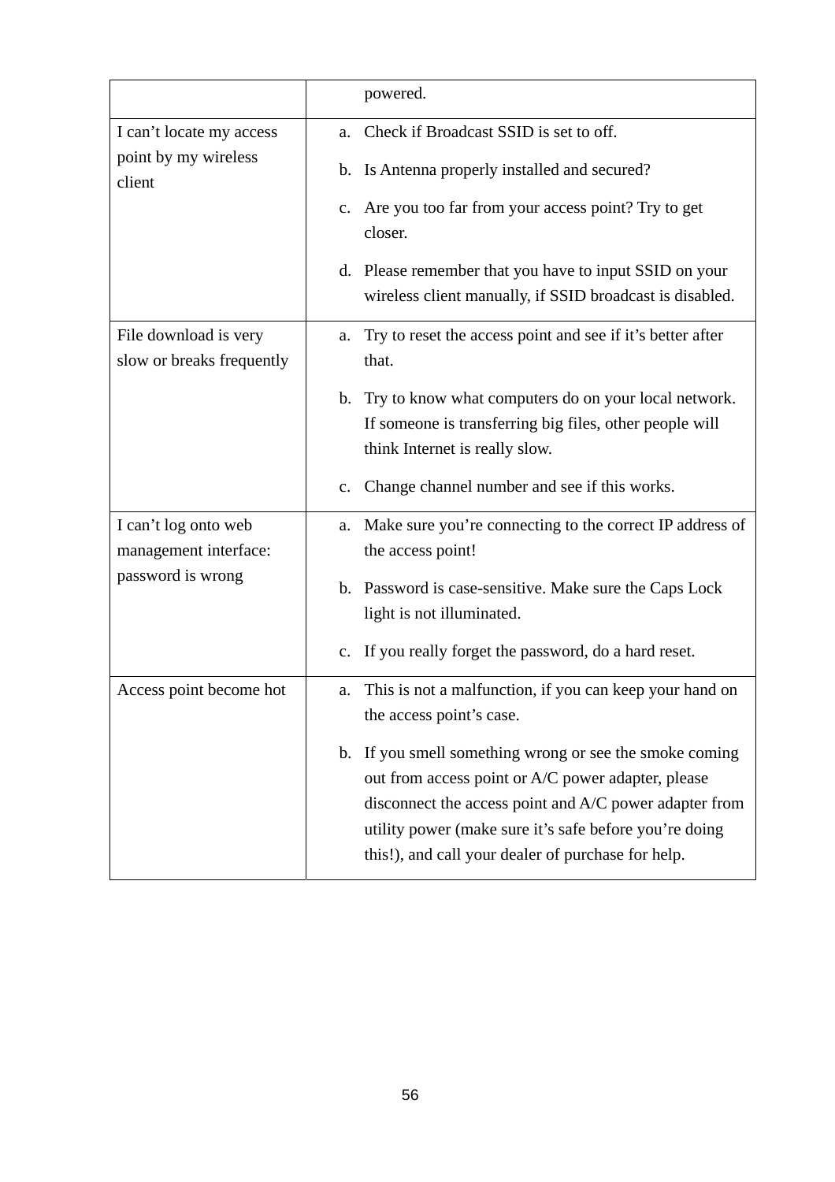| | |
|---|---|
| | powered. |
| I can’t locate my access point by my wireless client | a. Check if Broadcast SSID is set to off.<br>b. Is Antenna properly installed and secured?<br>c. Are you too far from your access point? Try to get closer.<br>d. Please remember that you have to input SSID on your wireless client manually, if SSID broadcast is disabled. |
| File download is very slow or breaks frequently | a. Try to reset the access point and see if it’s better after that.<br>b. Try to know what computers do on your local network. If someone is transferring big files, other people will think Internet is really slow.<br>c. Change channel number and see if this works. |
| I can’t log onto web management interface: password is wrong | a. Make sure you’re connecting to the correct IP address of the access point!<br>b. Password is case-sensitive. Make sure the Caps Lock light is not illuminated.<br>c. If you really forget the password, do a hard reset. |
| Access point become hot | a. This is not a malfunction, if you can keep your hand on the access point’s case.<br>b. If you smell something wrong or see the smoke coming out from access point or A/C power adapter, please disconnect the access point and A/C power adapter from utility power (make sure it’s safe before you’re doing this!), and call your dealer of purchase for help. |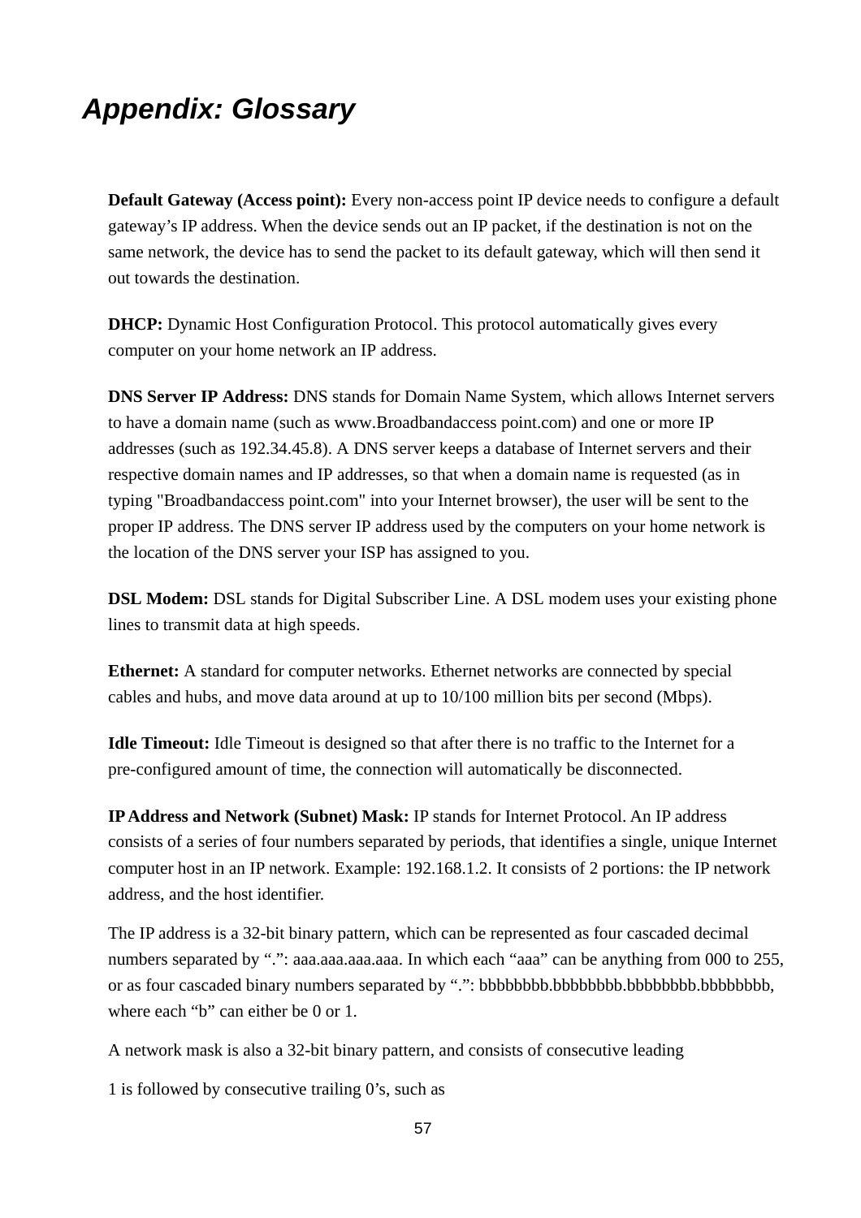# *Appendix: Glossary*

**Default Gateway (Access point):** Every non-access point IP device needs to configure a default gateway's IP address. When the device sends out an IP packet, if the destination is not on the same network, the device has to send the packet to its default gateway, which will then send it out towards the destination.

**DHCP:** Dynamic Host Configuration Protocol. This protocol automatically gives every computer on your home network an IP address.

**DNS Server IP Address:** DNS stands for Domain Name System, which allows Internet servers to have a domain name (such as www.Broadbandaccess point.com) and one or more IP addresses (such as 192.34.45.8). A DNS server keeps a database of Internet servers and their respective domain names and IP addresses, so that when a domain name is requested (as in typing "Broadbandaccess point.com" into your Internet browser), the user will be sent to the proper IP address. The DNS server IP address used by the computers on your home network is the location of the DNS server your ISP has assigned to you.

**DSL Modem:** DSL stands for Digital Subscriber Line. A DSL modem uses your existing phone lines to transmit data at high speeds.

**Ethernet:** A standard for computer networks. Ethernet networks are connected by special cables and hubs, and move data around at up to 10/100 million bits per second (Mbps).

**Idle Timeout:** Idle Timeout is designed so that after there is no traffic to the Internet for a pre-configured amount of time, the connection will automatically be disconnected.

**IP Address and Network (Subnet) Mask:** IP stands for Internet Protocol. An IP address consists of a series of four numbers separated by periods, that identifies a single, unique Internet computer host in an IP network. Example: 192.168.1.2. It consists of 2 portions: the IP network address, and the host identifier.

The IP address is a 32-bit binary pattern, which can be represented as four cascaded decimal numbers separated by ".": aaa.aaa.aaa.aaa. In which each "aaa" can be anything from 000 to 255, or as four cascaded binary numbers separated by ".": bbbbbbbb.bbbbbbbb.bbbbbbbb.bbbbbbbb, where each "b" can either be 0 or 1.

A network mask is also a 32-bit binary pattern, and consists of consecutive leading

1 is followed by consecutive trailing 0's, such as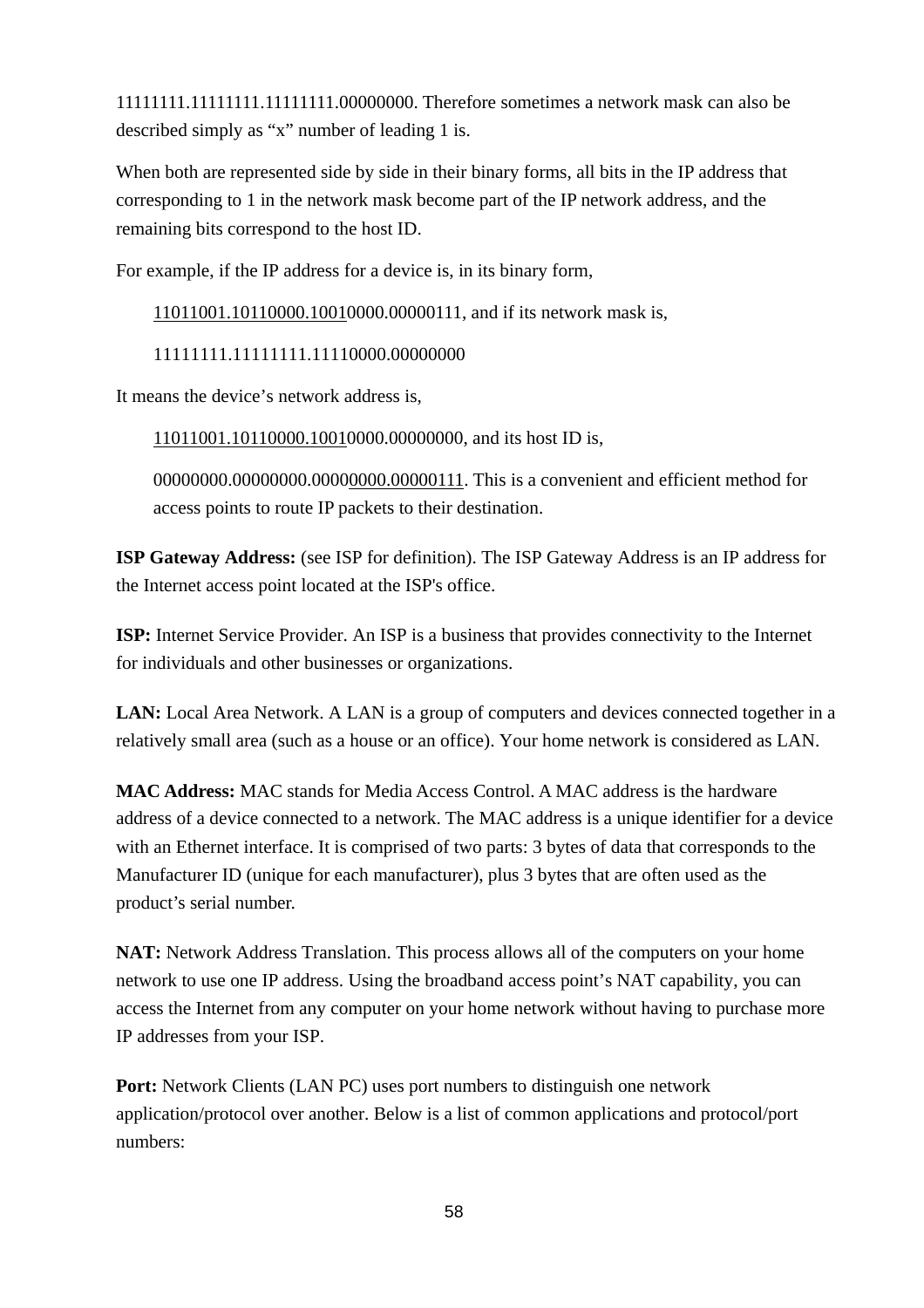11111111.11111111.11111111.00000000. Therefore sometimes a network mask can also be described simply as “x” number of leading 1 is.

When both are represented side by side in their binary forms, all bits in the IP address that corresponding to 1 in the network mask become part of the IP network address, and the remaining bits correspond to the host ID.

For example, if the IP address for a device is, in its binary form,

> <u>11011001.10110000.1001</u>0000.00000111, and if its network mask is,
>
> 11111111.11111111.11110000.00000000

It means the device’s network address is,

> <u>11011001.10110000.1001</u>0000.00000000, and its host ID is,
>
> 00000000.00000000.0000<u>0000.00000111</u>. This is a convenient and efficient method for access points to route IP packets to their destination.

**ISP Gateway Address:** (see ISP for definition). The ISP Gateway Address is an IP address for the Internet access point located at the ISP's office.

**ISP:** Internet Service Provider. An ISP is a business that provides connectivity to the Internet for individuals and other businesses or organizations.

**LAN:** Local Area Network. A LAN is a group of computers and devices connected together in a relatively small area (such as a house or an office). Your home network is considered as LAN.

**MAC Address:** MAC stands for Media Access Control. A MAC address is the hardware address of a device connected to a network. The MAC address is a unique identifier for a device with an Ethernet interface. It is comprised of two parts: 3 bytes of data that corresponds to the Manufacturer ID (unique for each manufacturer), plus 3 bytes that are often used as the product’s serial number.

**NAT:** Network Address Translation. This process allows all of the computers on your home network to use one IP address. Using the broadband access point’s NAT capability, you can access the Internet from any computer on your home network without having to purchase more IP addresses from your ISP.

**Port:** Network Clients (LAN PC) uses port numbers to distinguish one network application/protocol over another. Below is a list of common applications and protocol/port numbers: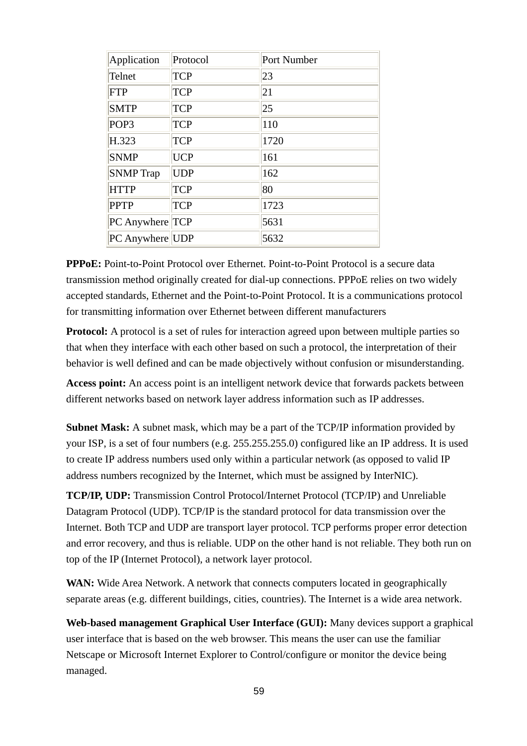| Application | Protocol | Port Number |
|---|---|---|
| Telnet | TCP | 23 |
| FTP | TCP | 21 |
| SMTP | TCP | 25 |
| POP3 | TCP | 110 |
| H.323 | TCP | 1720 |
| SNMP | UCP | 161 |
| SNMP Trap | UDP | 162 |
| HTTP | TCP | 80 |
| PPTP | TCP | 1723 |
| PC Anywhere | TCP | 5631 |
| PC Anywhere | UDP | 5632 |

**PPPoE:** Point-to-Point Protocol over Ethernet. Point-to-Point Protocol is a secure data transmission method originally created for dial-up connections. PPPoE relies on two widely accepted standards, Ethernet and the Point-to-Point Protocol. It is a communications protocol for transmitting information over Ethernet between different manufacturers

**Protocol:** A protocol is a set of rules for interaction agreed upon between multiple parties so that when they interface with each other based on such a protocol, the interpretation of their behavior is well defined and can be made objectively without confusion or misunderstanding.

**Access point:** An access point is an intelligent network device that forwards packets between different networks based on network layer address information such as IP addresses.

**Subnet Mask:** A subnet mask, which may be a part of the TCP/IP information provided by your ISP, is a set of four numbers (e.g. 255.255.255.0) configured like an IP address. It is used to create IP address numbers used only within a particular network (as opposed to valid IP address numbers recognized by the Internet, which must be assigned by InterNIC).

**TCP/IP, UDP:** Transmission Control Protocol/Internet Protocol (TCP/IP) and Unreliable Datagram Protocol (UDP). TCP/IP is the standard protocol for data transmission over the Internet. Both TCP and UDP are transport layer protocol. TCP performs proper error detection and error recovery, and thus is reliable. UDP on the other hand is not reliable. They both run on top of the IP (Internet Protocol), a network layer protocol.

**WAN:** Wide Area Network. A network that connects computers located in geographically separate areas (e.g. different buildings, cities, countries). The Internet is a wide area network.

**Web-based management Graphical User Interface (GUI):** Many devices support a graphical user interface that is based on the web browser. This means the user can use the familiar Netscape or Microsoft Internet Explorer to Control/configure or monitor the device being managed.